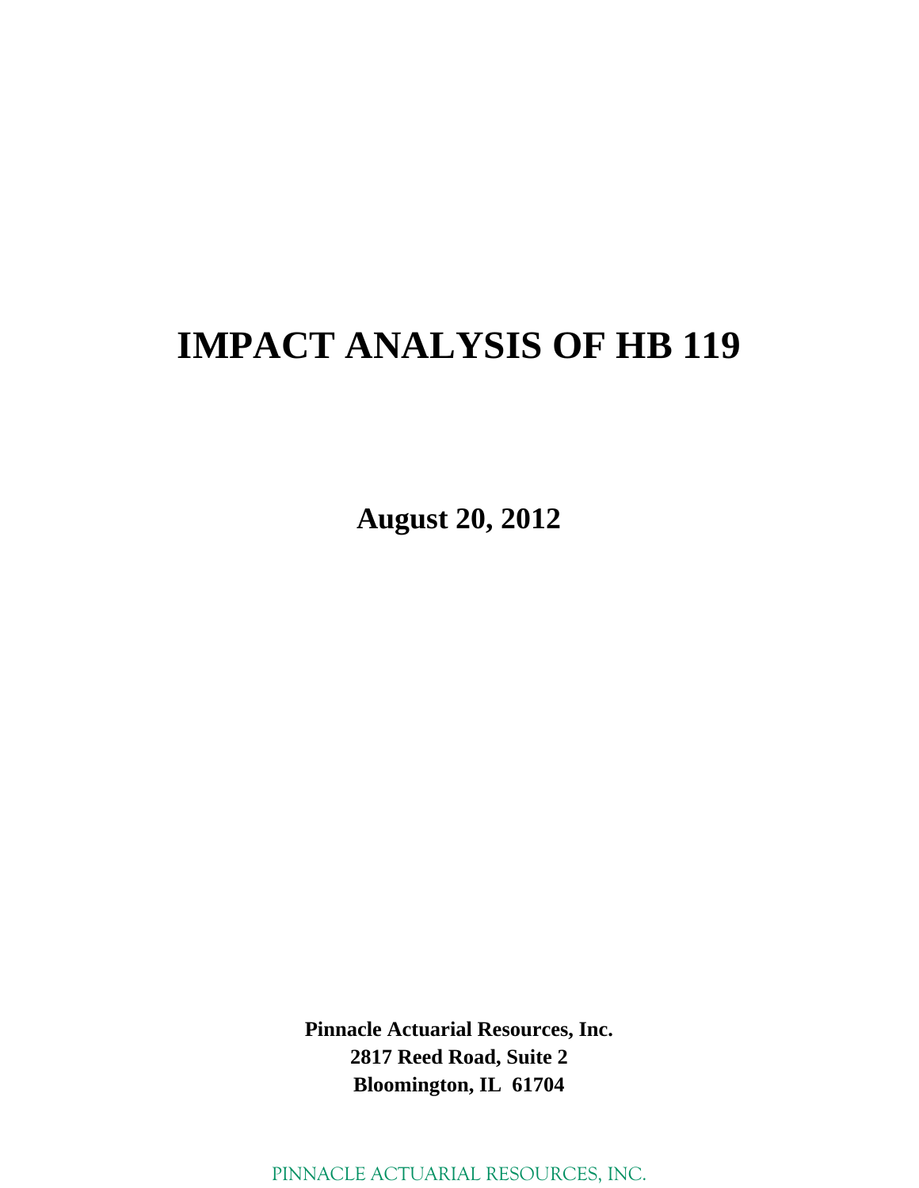# IMPACT ANALYSIS OF HB 119

**August 20, 2012**

**Pinnacle Actuarial Resources, Inc.**
**2817 Reed Road, Suite 2**
**Bloomington, IL 61704**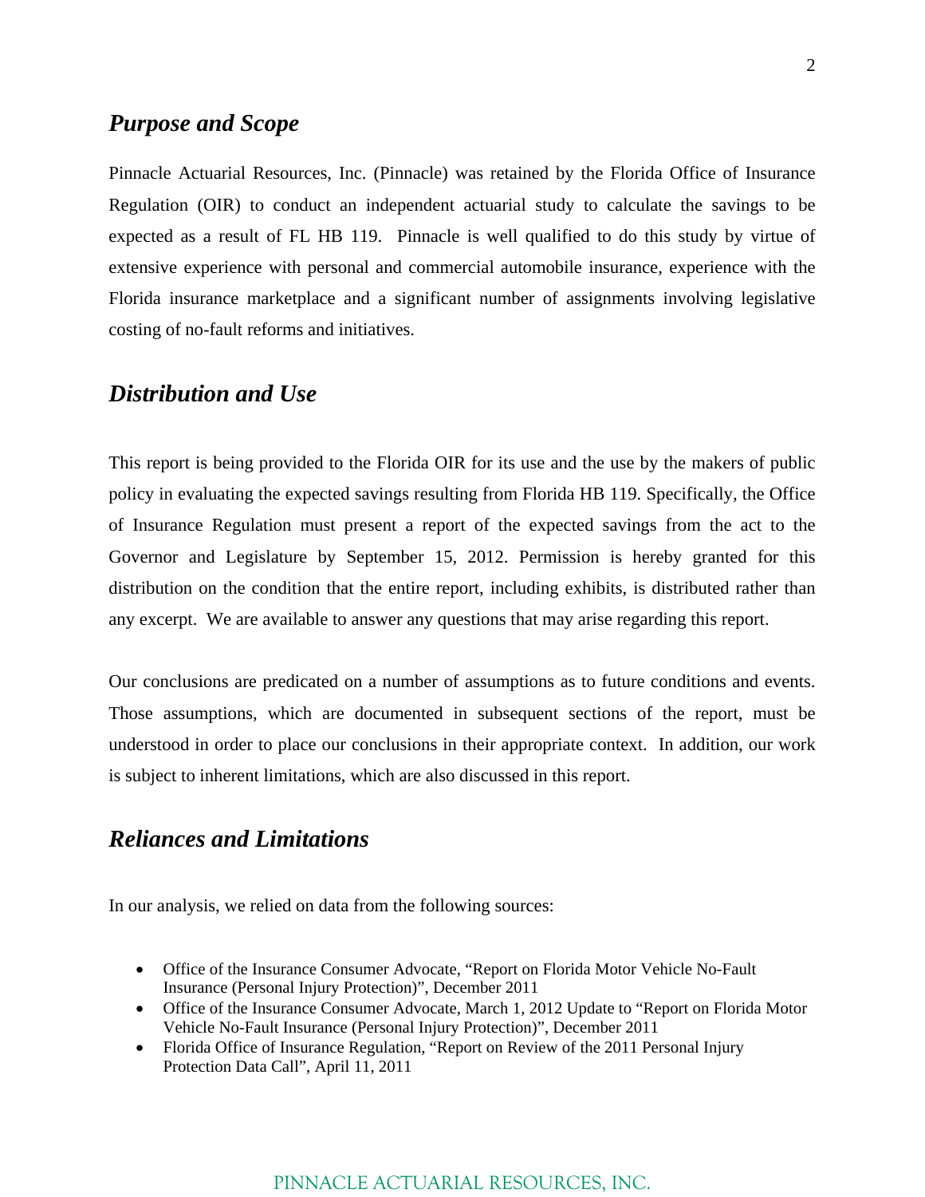## *Purpose and Scope*

Pinnacle Actuarial Resources, Inc. (Pinnacle) was retained by the Florida Office of Insurance Regulation (OIR) to conduct an independent actuarial study to calculate the savings to be expected as a result of FL HB 119. Pinnacle is well qualified to do this study by virtue of extensive experience with personal and commercial automobile insurance, experience with the Florida insurance marketplace and a significant number of assignments involving legislative costing of no-fault reforms and initiatives.

## *Distribution and Use*

This report is being provided to the Florida OIR for its use and the use by the makers of public policy in evaluating the expected savings resulting from Florida HB 119. Specifically, the Office of Insurance Regulation must present a report of the expected savings from the act to the Governor and Legislature by September 15, 2012. Permission is hereby granted for this distribution on the condition that the entire report, including exhibits, is distributed rather than any excerpt. We are available to answer any questions that may arise regarding this report.

Our conclusions are predicated on a number of assumptions as to future conditions and events. Those assumptions, which are documented in subsequent sections of the report, must be understood in order to place our conclusions in their appropriate context. In addition, our work is subject to inherent limitations, which are also discussed in this report.

## *Reliances and Limitations*

In our analysis, we relied on data from the following sources:

- Office of the Insurance Consumer Advocate, "Report on Florida Motor Vehicle No-Fault Insurance (Personal Injury Protection)", December 2011
- Office of the Insurance Consumer Advocate, March 1, 2012 Update to "Report on Florida Motor Vehicle No-Fault Insurance (Personal Injury Protection)", December 2011
- Florida Office of Insurance Regulation, "Report on Review of the 2011 Personal Injury Protection Data Call", April 11, 2011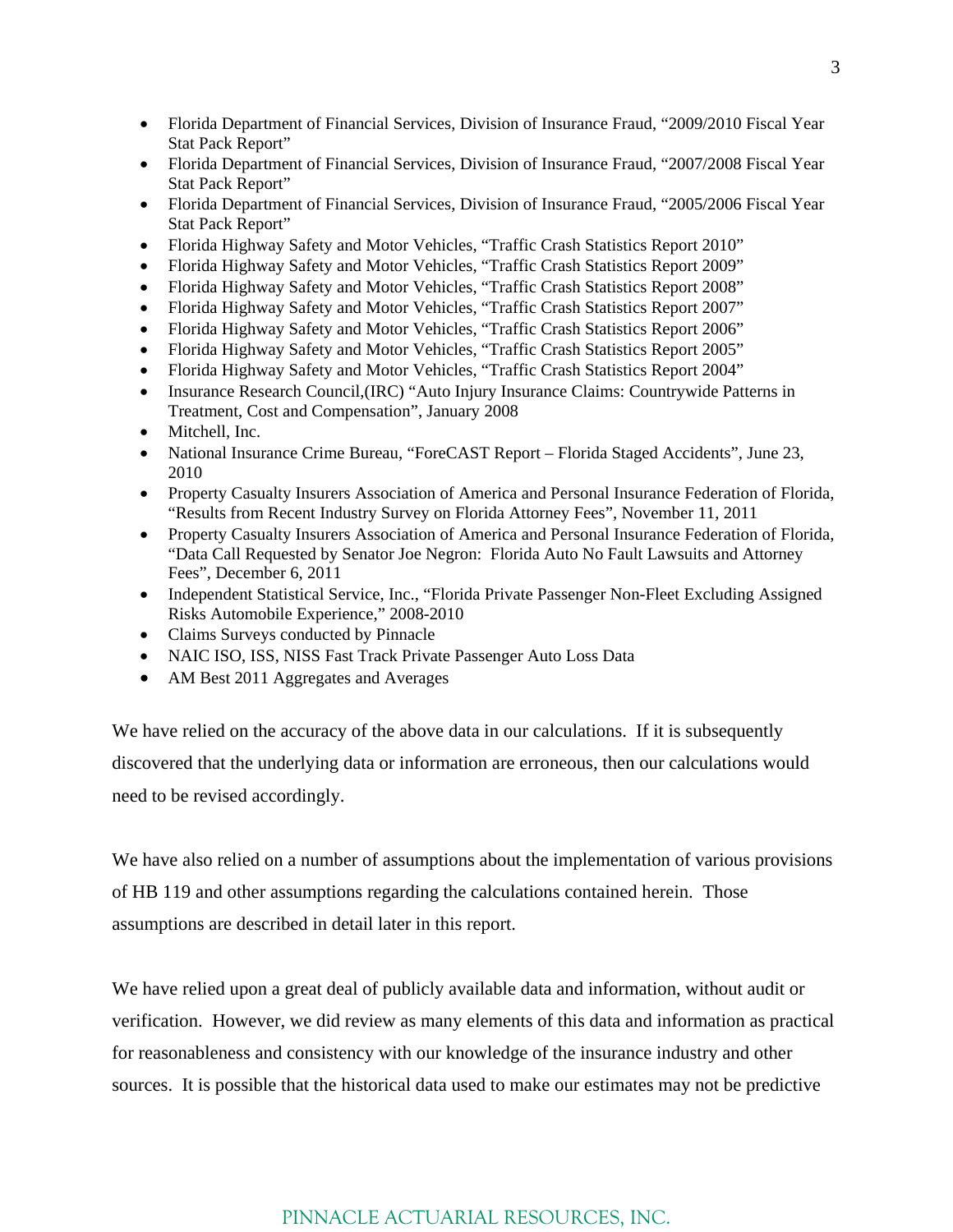- Florida Department of Financial Services, Division of Insurance Fraud, "2009/2010 Fiscal Year Stat Pack Report"
- Florida Department of Financial Services, Division of Insurance Fraud, "2007/2008 Fiscal Year Stat Pack Report"
- Florida Department of Financial Services, Division of Insurance Fraud, "2005/2006 Fiscal Year Stat Pack Report"
- Florida Highway Safety and Motor Vehicles, "Traffic Crash Statistics Report 2010"
- Florida Highway Safety and Motor Vehicles, "Traffic Crash Statistics Report 2009"
- Florida Highway Safety and Motor Vehicles, "Traffic Crash Statistics Report 2008"
- Florida Highway Safety and Motor Vehicles, "Traffic Crash Statistics Report 2007"
- Florida Highway Safety and Motor Vehicles, "Traffic Crash Statistics Report 2006"
- Florida Highway Safety and Motor Vehicles, "Traffic Crash Statistics Report 2005"
- Florida Highway Safety and Motor Vehicles, "Traffic Crash Statistics Report 2004"
- Insurance Research Council,(IRC) "Auto Injury Insurance Claims: Countrywide Patterns in Treatment, Cost and Compensation", January 2008
- Mitchell, Inc.
- National Insurance Crime Bureau, "ForeCAST Report – Florida Staged Accidents", June 23, 2010
- Property Casualty Insurers Association of America and Personal Insurance Federation of Florida, "Results from Recent Industry Survey on Florida Attorney Fees", November 11, 2011
- Property Casualty Insurers Association of America and Personal Insurance Federation of Florida, "Data Call Requested by Senator Joe Negron: Florida Auto No Fault Lawsuits and Attorney Fees", December 6, 2011
- Independent Statistical Service, Inc., "Florida Private Passenger Non-Fleet Excluding Assigned Risks Automobile Experience," 2008-2010
- Claims Surveys conducted by Pinnacle
- NAIC ISO, ISS, NISS Fast Track Private Passenger Auto Loss Data
- AM Best 2011 Aggregates and Averages

We have relied on the accuracy of the above data in our calculations. If it is subsequently discovered that the underlying data or information are erroneous, then our calculations would need to be revised accordingly.

We have also relied on a number of assumptions about the implementation of various provisions of HB 119 and other assumptions regarding the calculations contained herein. Those assumptions are described in detail later in this report.

We have relied upon a great deal of publicly available data and information, without audit or verification. However, we did review as many elements of this data and information as practical for reasonableness and consistency with our knowledge of the insurance industry and other sources. It is possible that the historical data used to make our estimates may not be predictive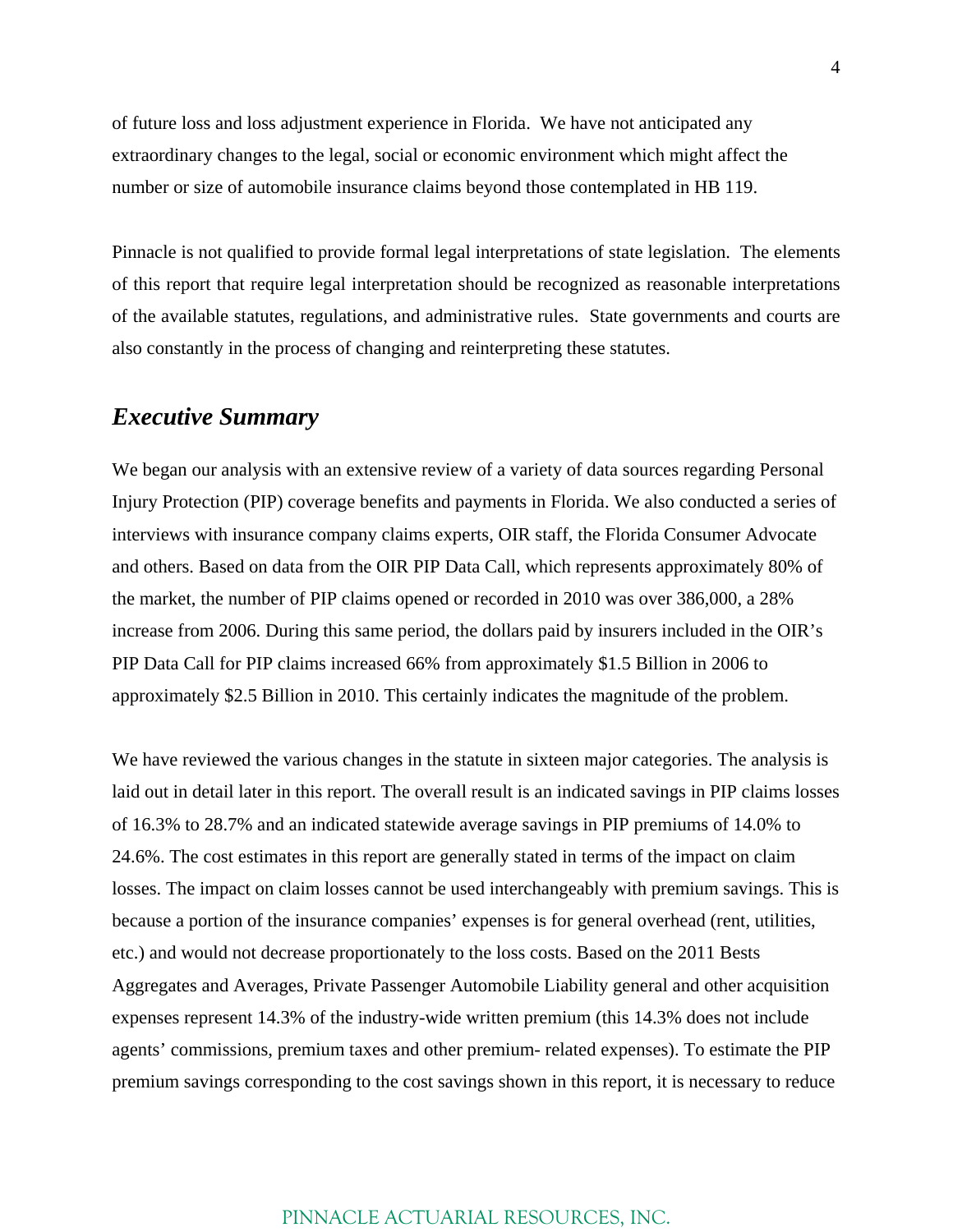of future loss and loss adjustment experience in Florida. We have not anticipated any extraordinary changes to the legal, social or economic environment which might affect the number or size of automobile insurance claims beyond those contemplated in HB 119.

Pinnacle is not qualified to provide formal legal interpretations of state legislation. The elements of this report that require legal interpretation should be recognized as reasonable interpretations of the available statutes, regulations, and administrative rules. State governments and courts are also constantly in the process of changing and reinterpreting these statutes.

## *Executive Summary*

We began our analysis with an extensive review of a variety of data sources regarding Personal Injury Protection (PIP) coverage benefits and payments in Florida. We also conducted a series of interviews with insurance company claims experts, OIR staff, the Florida Consumer Advocate and others. Based on data from the OIR PIP Data Call, which represents approximately 80% of the market, the number of PIP claims opened or recorded in 2010 was over 386,000, a 28% increase from 2006. During this same period, the dollars paid by insurers included in the OIR's PIP Data Call for PIP claims increased 66% from approximately $1.5 Billion in 2006 to approximately $2.5 Billion in 2010. This certainly indicates the magnitude of the problem.

We have reviewed the various changes in the statute in sixteen major categories. The analysis is laid out in detail later in this report. The overall result is an indicated savings in PIP claims losses of 16.3% to 28.7% and an indicated statewide average savings in PIP premiums of 14.0% to 24.6%. The cost estimates in this report are generally stated in terms of the impact on claim losses. The impact on claim losses cannot be used interchangeably with premium savings. This is because a portion of the insurance companies' expenses is for general overhead (rent, utilities, etc.) and would not decrease proportionately to the loss costs. Based on the 2011 Bests Aggregates and Averages, Private Passenger Automobile Liability general and other acquisition expenses represent 14.3% of the industry-wide written premium (this 14.3% does not include agents' commissions, premium taxes and other premium- related expenses). To estimate the PIP premium savings corresponding to the cost savings shown in this report, it is necessary to reduce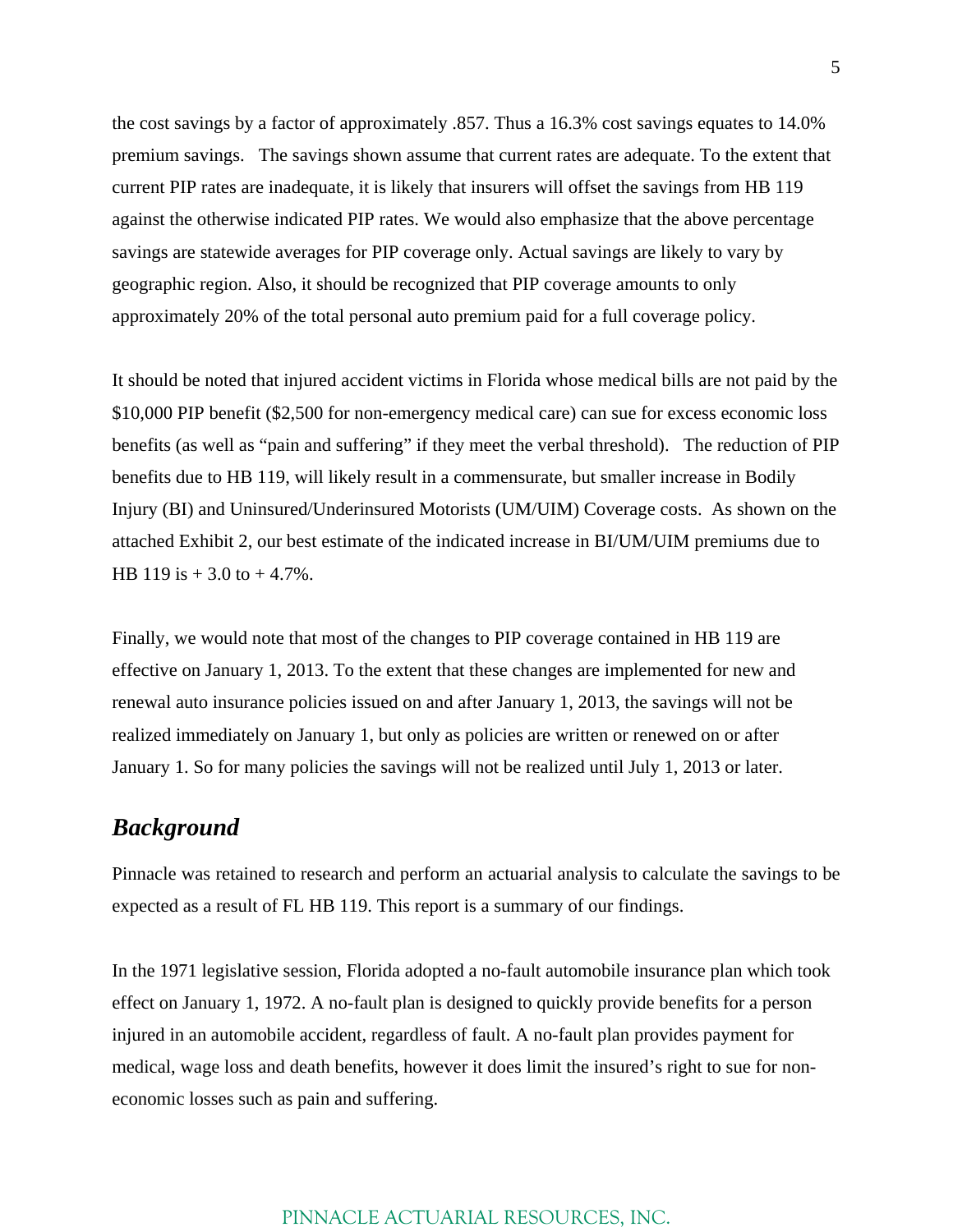the cost savings by a factor of approximately .857. Thus a 16.3% cost savings equates to 14.0% premium savings. The savings shown assume that current rates are adequate. To the extent that current PIP rates are inadequate, it is likely that insurers will offset the savings from HB 119 against the otherwise indicated PIP rates. We would also emphasize that the above percentage savings are statewide averages for PIP coverage only. Actual savings are likely to vary by geographic region. Also, it should be recognized that PIP coverage amounts to only approximately 20% of the total personal auto premium paid for a full coverage policy.

It should be noted that injured accident victims in Florida whose medical bills are not paid by the $10,000 PIP benefit ($2,500 for non-emergency medical care) can sue for excess economic loss benefits (as well as "pain and suffering" if they meet the verbal threshold). The reduction of PIP benefits due to HB 119, will likely result in a commensurate, but smaller increase in Bodily Injury (BI) and Uninsured/Underinsured Motorists (UM/UIM) Coverage costs. As shown on the attached Exhibit 2, our best estimate of the indicated increase in BI/UM/UIM premiums due to HB 119 is + 3.0 to + 4.7%.

Finally, we would note that most of the changes to PIP coverage contained in HB 119 are effective on January 1, 2013. To the extent that these changes are implemented for new and renewal auto insurance policies issued on and after January 1, 2013, the savings will not be realized immediately on January 1, but only as policies are written or renewed on or after January 1. So for many policies the savings will not be realized until July 1, 2013 or later.

## *Background*

Pinnacle was retained to research and perform an actuarial analysis to calculate the savings to be expected as a result of FL HB 119. This report is a summary of our findings.

In the 1971 legislative session, Florida adopted a no-fault automobile insurance plan which took effect on January 1, 1972. A no-fault plan is designed to quickly provide benefits for a person injured in an automobile accident, regardless of fault. A no-fault plan provides payment for medical, wage loss and death benefits, however it does limit the insured's right to sue for non-economic losses such as pain and suffering.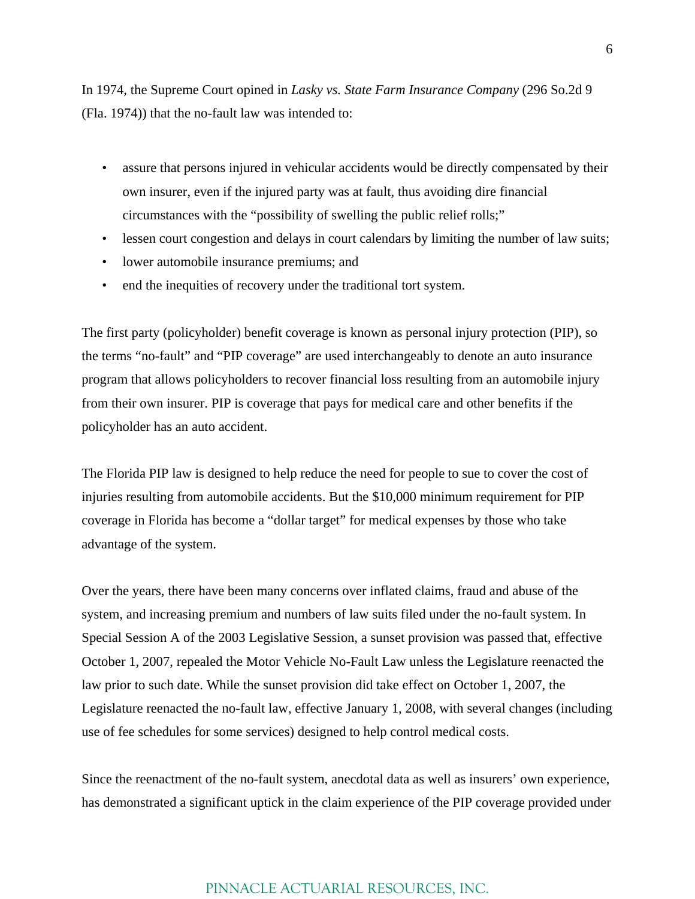In 1974, the Supreme Court opined in *Lasky vs. State Farm Insurance Company* (296 So.2d 9 (Fla. 1974)) that the no-fault law was intended to:

- assure that persons injured in vehicular accidents would be directly compensated by their own insurer, even if the injured party was at fault, thus avoiding dire financial circumstances with the "possibility of swelling the public relief rolls;"
- lessen court congestion and delays in court calendars by limiting the number of law suits;
- lower automobile insurance premiums; and
- end the inequities of recovery under the traditional tort system.

The first party (policyholder) benefit coverage is known as personal injury protection (PIP), so the terms "no-fault" and "PIP coverage" are used interchangeably to denote an auto insurance program that allows policyholders to recover financial loss resulting from an automobile injury from their own insurer. PIP is coverage that pays for medical care and other benefits if the policyholder has an auto accident.

The Florida PIP law is designed to help reduce the need for people to sue to cover the cost of injuries resulting from automobile accidents. But the $10,000 minimum requirement for PIP coverage in Florida has become a "dollar target" for medical expenses by those who take advantage of the system.

Over the years, there have been many concerns over inflated claims, fraud and abuse of the system, and increasing premium and numbers of law suits filed under the no-fault system. In Special Session A of the 2003 Legislative Session, a sunset provision was passed that, effective October 1, 2007, repealed the Motor Vehicle No-Fault Law unless the Legislature reenacted the law prior to such date. While the sunset provision did take effect on October 1, 2007, the Legislature reenacted the no-fault law, effective January 1, 2008, with several changes (including use of fee schedules for some services) designed to help control medical costs.

Since the reenactment of the no-fault system, anecdotal data as well as insurers' own experience, has demonstrated a significant uptick in the claim experience of the PIP coverage provided under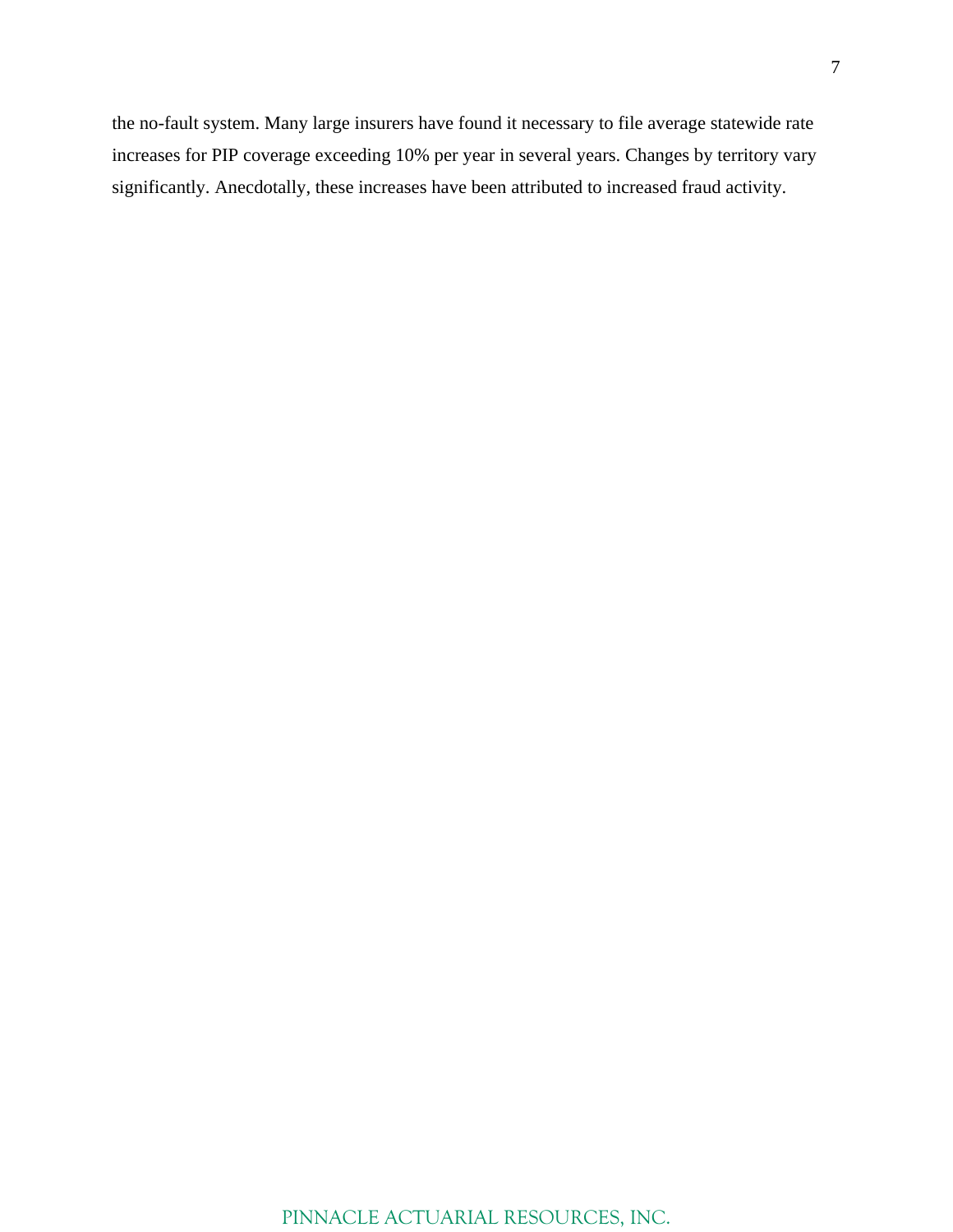the no-fault system. Many large insurers have found it necessary to file average statewide rate increases for PIP coverage exceeding 10% per year in several years. Changes by territory vary significantly. Anecdotally, these increases have been attributed to increased fraud activity.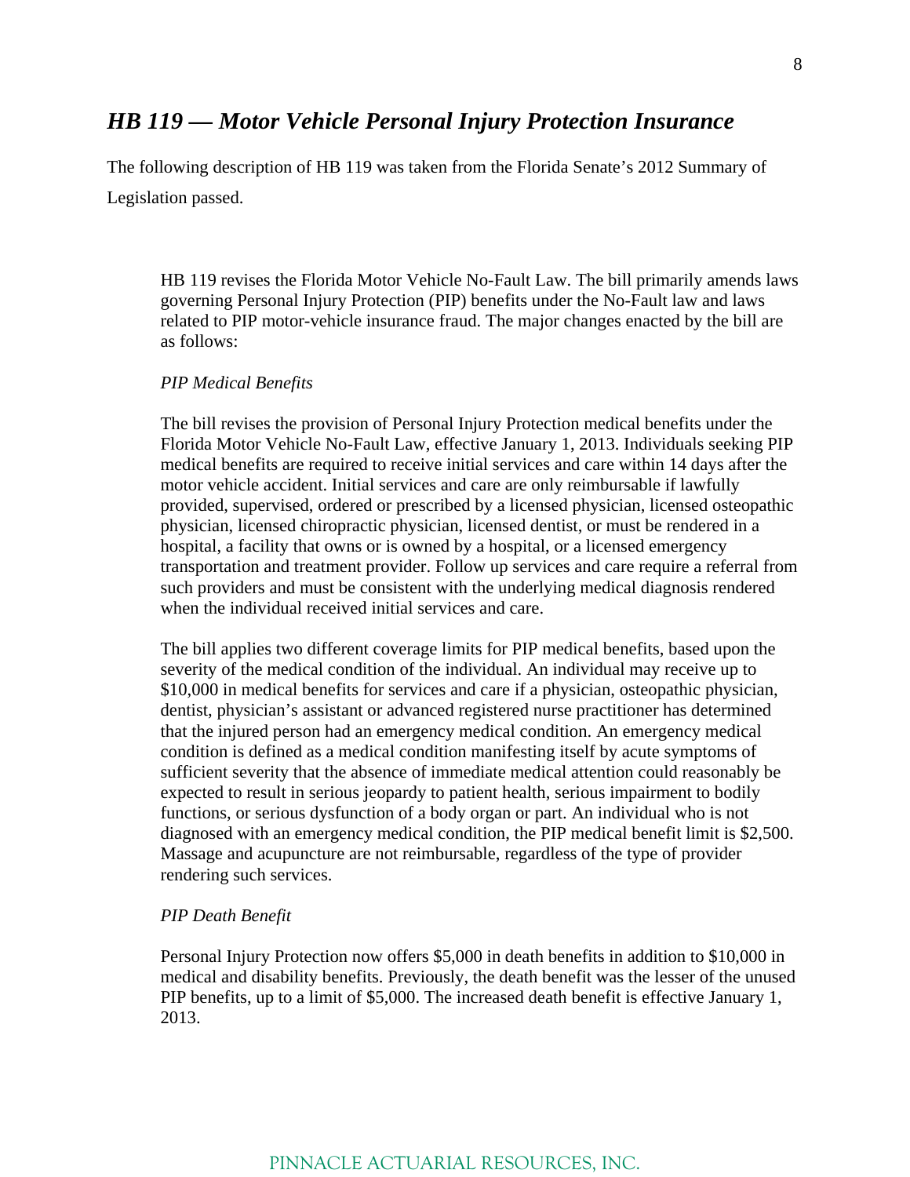## *HB 119 — Motor Vehicle Personal Injury Protection Insurance*

The following description of HB 119 was taken from the Florida Senate's 2012 Summary of Legislation passed.

> HB 119 revises the Florida Motor Vehicle No-Fault Law. The bill primarily amends laws governing Personal Injury Protection (PIP) benefits under the No-Fault law and laws related to PIP motor-vehicle insurance fraud. The major changes enacted by the bill are as follows:
>
> *PIP Medical Benefits*
>
> The bill revises the provision of Personal Injury Protection medical benefits under the Florida Motor Vehicle No-Fault Law, effective January 1, 2013. Individuals seeking PIP medical benefits are required to receive initial services and care within 14 days after the motor vehicle accident. Initial services and care are only reimbursable if lawfully provided, supervised, ordered or prescribed by a licensed physician, licensed osteopathic physician, licensed chiropractic physician, licensed dentist, or must be rendered in a hospital, a facility that owns or is owned by a hospital, or a licensed emergency transportation and treatment provider. Follow up services and care require a referral from such providers and must be consistent with the underlying medical diagnosis rendered when the individual received initial services and care.
>
> The bill applies two different coverage limits for PIP medical benefits, based upon the severity of the medical condition of the individual. An individual may receive up to $10,000 in medical benefits for services and care if a physician, osteopathic physician, dentist, physician's assistant or advanced registered nurse practitioner has determined that the injured person had an emergency medical condition. An emergency medical condition is defined as a medical condition manifesting itself by acute symptoms of sufficient severity that the absence of immediate medical attention could reasonably be expected to result in serious jeopardy to patient health, serious impairment to bodily functions, or serious dysfunction of a body organ or part. An individual who is not diagnosed with an emergency medical condition, the PIP medical benefit limit is $2,500. Massage and acupuncture are not reimbursable, regardless of the type of provider rendering such services.
>
> *PIP Death Benefit*
>
> Personal Injury Protection now offers $5,000 in death benefits in addition to $10,000 in medical and disability benefits. Previously, the death benefit was the lesser of the unused PIP benefits, up to a limit of $5,000. The increased death benefit is effective January 1, 2013.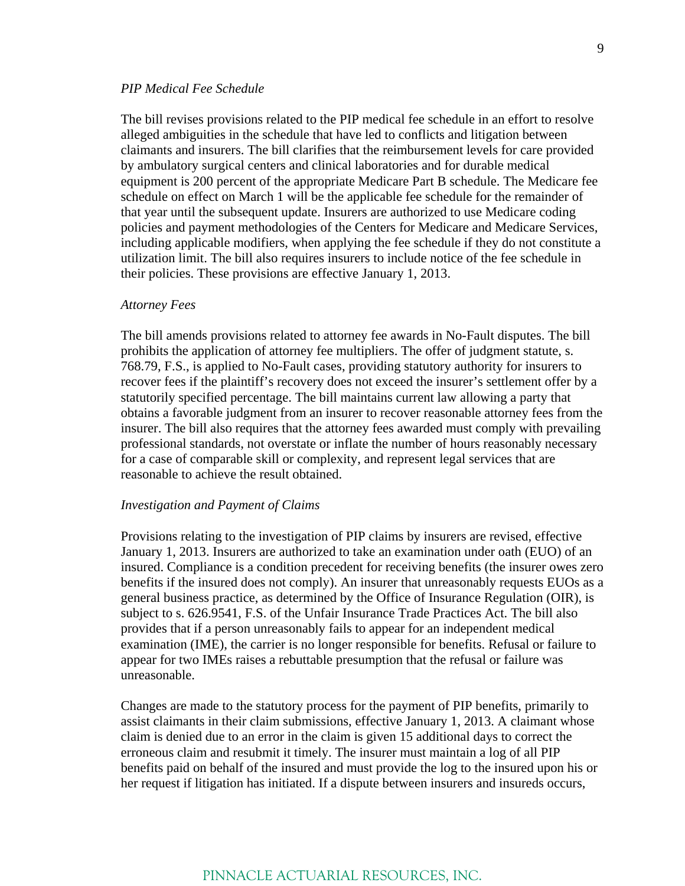*PIP Medical Fee Schedule*

The bill revises provisions related to the PIP medical fee schedule in an effort to resolve alleged ambiguities in the schedule that have led to conflicts and litigation between claimants and insurers. The bill clarifies that the reimbursement levels for care provided by ambulatory surgical centers and clinical laboratories and for durable medical equipment is 200 percent of the appropriate Medicare Part B schedule. The Medicare fee schedule on effect on March 1 will be the applicable fee schedule for the remainder of that year until the subsequent update. Insurers are authorized to use Medicare coding policies and payment methodologies of the Centers for Medicare and Medicare Services, including applicable modifiers, when applying the fee schedule if they do not constitute a utilization limit. The bill also requires insurers to include notice of the fee schedule in their policies. These provisions are effective January 1, 2013.

*Attorney Fees*

The bill amends provisions related to attorney fee awards in No-Fault disputes. The bill prohibits the application of attorney fee multipliers. The offer of judgment statute, s. 768.79, F.S., is applied to No-Fault cases, providing statutory authority for insurers to recover fees if the plaintiff's recovery does not exceed the insurer's settlement offer by a statutorily specified percentage. The bill maintains current law allowing a party that obtains a favorable judgment from an insurer to recover reasonable attorney fees from the insurer. The bill also requires that the attorney fees awarded must comply with prevailing professional standards, not overstate or inflate the number of hours reasonably necessary for a case of comparable skill or complexity, and represent legal services that are reasonable to achieve the result obtained.

*Investigation and Payment of Claims*

Provisions relating to the investigation of PIP claims by insurers are revised, effective January 1, 2013. Insurers are authorized to take an examination under oath (EUO) of an insured. Compliance is a condition precedent for receiving benefits (the insurer owes zero benefits if the insured does not comply). An insurer that unreasonably requests EUOs as a general business practice, as determined by the Office of Insurance Regulation (OIR), is subject to s. 626.9541, F.S. of the Unfair Insurance Trade Practices Act. The bill also provides that if a person unreasonably fails to appear for an independent medical examination (IME), the carrier is no longer responsible for benefits. Refusal or failure to appear for two IMEs raises a rebuttable presumption that the refusal or failure was unreasonable.

Changes are made to the statutory process for the payment of PIP benefits, primarily to assist claimants in their claim submissions, effective January 1, 2013. A claimant whose claim is denied due to an error in the claim is given 15 additional days to correct the erroneous claim and resubmit it timely. The insurer must maintain a log of all PIP benefits paid on behalf of the insured and must provide the log to the insured upon his or her request if litigation has initiated. If a dispute between insurers and insureds occurs,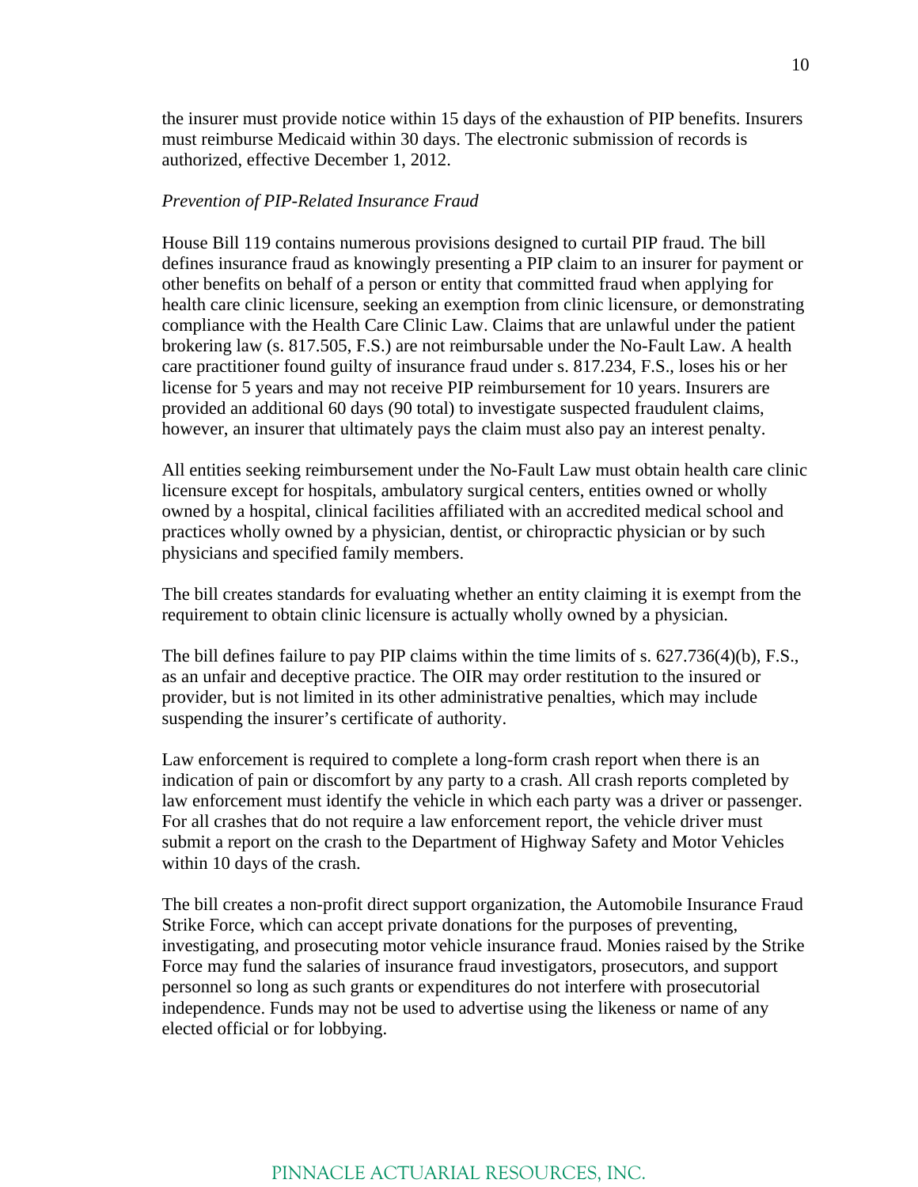the insurer must provide notice within 15 days of the exhaustion of PIP benefits. Insurers must reimburse Medicaid within 30 days. The electronic submission of records is authorized, effective December 1, 2012.

*Prevention of PIP-Related Insurance Fraud*

House Bill 119 contains numerous provisions designed to curtail PIP fraud. The bill defines insurance fraud as knowingly presenting a PIP claim to an insurer for payment or other benefits on behalf of a person or entity that committed fraud when applying for health care clinic licensure, seeking an exemption from clinic licensure, or demonstrating compliance with the Health Care Clinic Law. Claims that are unlawful under the patient brokering law (s. 817.505, F.S.) are not reimbursable under the No-Fault Law. A health care practitioner found guilty of insurance fraud under s. 817.234, F.S., loses his or her license for 5 years and may not receive PIP reimbursement for 10 years. Insurers are provided an additional 60 days (90 total) to investigate suspected fraudulent claims, however, an insurer that ultimately pays the claim must also pay an interest penalty.

All entities seeking reimbursement under the No-Fault Law must obtain health care clinic licensure except for hospitals, ambulatory surgical centers, entities owned or wholly owned by a hospital, clinical facilities affiliated with an accredited medical school and practices wholly owned by a physician, dentist, or chiropractic physician or by such physicians and specified family members.

The bill creates standards for evaluating whether an entity claiming it is exempt from the requirement to obtain clinic licensure is actually wholly owned by a physician.

The bill defines failure to pay PIP claims within the time limits of s. 627.736(4)(b), F.S., as an unfair and deceptive practice. The OIR may order restitution to the insured or provider, but is not limited in its other administrative penalties, which may include suspending the insurer's certificate of authority.

Law enforcement is required to complete a long-form crash report when there is an indication of pain or discomfort by any party to a crash. All crash reports completed by law enforcement must identify the vehicle in which each party was a driver or passenger. For all crashes that do not require a law enforcement report, the vehicle driver must submit a report on the crash to the Department of Highway Safety and Motor Vehicles within 10 days of the crash.

The bill creates a non-profit direct support organization, the Automobile Insurance Fraud Strike Force, which can accept private donations for the purposes of preventing, investigating, and prosecuting motor vehicle insurance fraud. Monies raised by the Strike Force may fund the salaries of insurance fraud investigators, prosecutors, and support personnel so long as such grants or expenditures do not interfere with prosecutorial independence. Funds may not be used to advertise using the likeness or name of any elected official or for lobbying.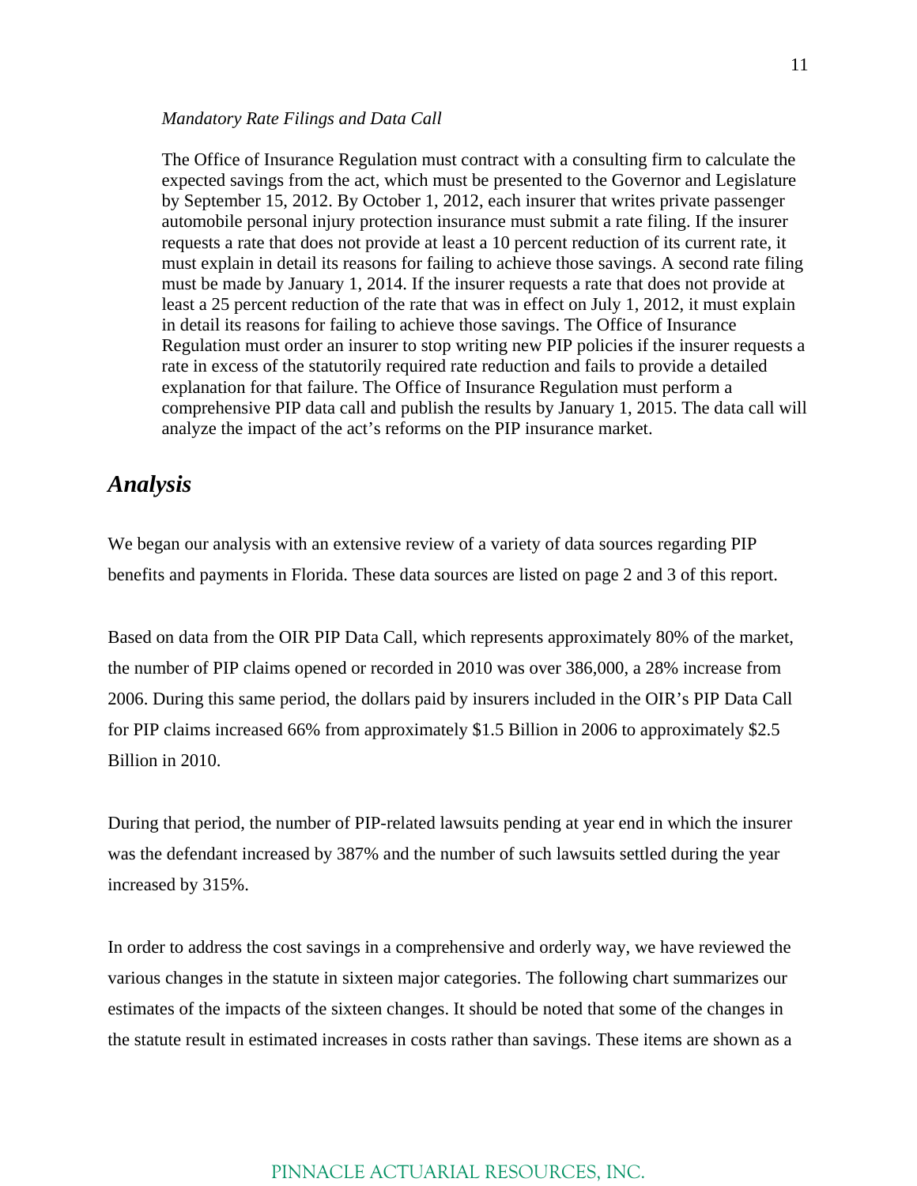*Mandatory Rate Filings and Data Call*

> The Office of Insurance Regulation must contract with a consulting firm to calculate the expected savings from the act, which must be presented to the Governor and Legislature by September 15, 2012. By October 1, 2012, each insurer that writes private passenger automobile personal injury protection insurance must submit a rate filing. If the insurer requests a rate that does not provide at least a 10 percent reduction of its current rate, it must explain in detail its reasons for failing to achieve those savings. A second rate filing must be made by January 1, 2014. If the insurer requests a rate that does not provide at least a 25 percent reduction of the rate that was in effect on July 1, 2012, it must explain in detail its reasons for failing to achieve those savings. The Office of Insurance Regulation must order an insurer to stop writing new PIP policies if the insurer requests a rate in excess of the statutorily required rate reduction and fails to provide a detailed explanation for that failure. The Office of Insurance Regulation must perform a comprehensive PIP data call and publish the results by January 1, 2015. The data call will analyze the impact of the act's reforms on the PIP insurance market.

## *Analysis*

We began our analysis with an extensive review of a variety of data sources regarding PIP benefits and payments in Florida. These data sources are listed on page 2 and 3 of this report.

Based on data from the OIR PIP Data Call, which represents approximately 80% of the market, the number of PIP claims opened or recorded in 2010 was over 386,000, a 28% increase from 2006. During this same period, the dollars paid by insurers included in the OIR's PIP Data Call for PIP claims increased 66% from approximately $1.5 Billion in 2006 to approximately $2.5 Billion in 2010.

During that period, the number of PIP-related lawsuits pending at year end in which the insurer was the defendant increased by 387% and the number of such lawsuits settled during the year increased by 315%.

In order to address the cost savings in a comprehensive and orderly way, we have reviewed the various changes in the statute in sixteen major categories. The following chart summarizes our estimates of the impacts of the sixteen changes. It should be noted that some of the changes in the statute result in estimated increases in costs rather than savings. These items are shown as a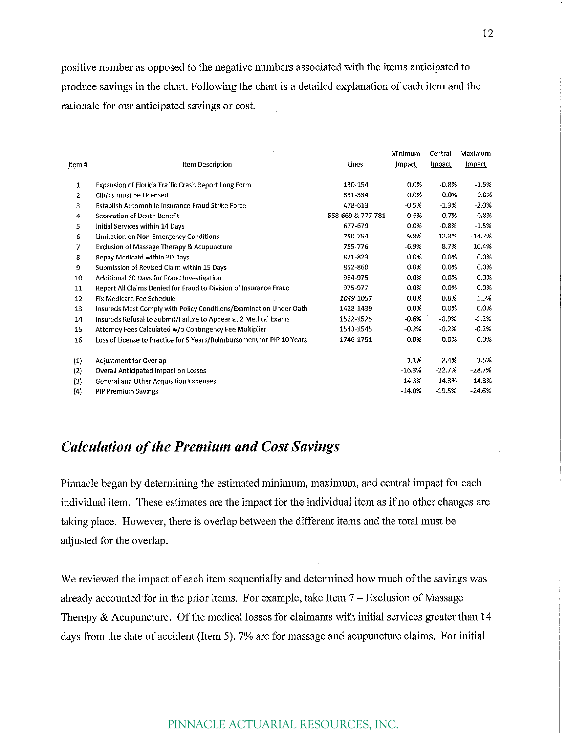positive number as opposed to the negative numbers associated with the items anticipated to produce savings in the chart. Following the chart is a detailed explanation of each item and the rationale for our anticipated savings or cost.

| Item # | Item Description | Lines | Minimum Impact | Central Impact | Maximum Impact |
|---|---|---|---|---|---|
| 1 | Expansion of Florida Traffic Crash Report Long Form | 130-154 | 0.0% | -0.8% | -1.5% |
| 2 | Clinics must be Licensed | 331-334 | 0.0% | 0.0% | 0.0% |
| 3 | Establish Automobile Insurance Fraud Strike Force | 478-613 | -0.5% | -1.3% | -2.0% |
| 4 | Separation of Death Benefit | 668-669 & 777-781 | 0.6% | 0.7% | 0.8% |
| 5 | Initial Services within 14 Days | 677-679 | 0.0% | -0.8% | -1.5% |
| 6 | Limitation on Non-Emergency Conditions | 750-754 | -9.8% | -12.3% | -14.7% |
| 7 | Exclusion of Massage Therapy & Acupuncture | 755-776 | -6.9% | -8.7% | -10.4% |
| 8 | Repay Medicaid within 30 Days | 821-823 | 0.0% | 0.0% | 0.0% |
| 9 | Submission of Revised Claim within 15 Days | 852-860 | 0.0% | 0.0% | 0.0% |
| 10 | Additional 60 Days for Fraud Investigation | 964-975 | 0.0% | 0.0% | 0.0% |
| 11 | Report All Claims Denied for Fraud to Division of Insurance Fraud | 975-977 | 0.0% | 0.0% | 0.0% |
| 12 | Fix Medicare Fee Schedule | 1049-1057 | 0.0% | -0.8% | -1.5% |
| 13 | Insureds Must Comply with Policy Conditions/Examination Under Oath | 1428-1439 | 0.0% | 0.0% | 0.0% |
| 14 | Insureds Refusal to Submit/Failure to Appear at 2 Medical Exams | 1522-1525 | -0.6% | -0.9% | -1.2% |
| 15 | Attorney Fees Calculated w/o Contingency Fee Multiplier | 1543-1545 | -0.2% | -0.2% | -0.2% |
| 16 | Loss of License to Practice for 5 Years/Reimbursement for PIP 10 Years | 1746-1751 | 0.0% | 0.0% | 0.0% |
| | | | | | |
| (1) | Adjustment for Overlap | | 1.1% | 2.4% | 3.5% |
| (2) | Overall Anticipated Impact on Losses | | -16.3% | -22.7% | -28.7% |
| (3) | General and Other Acquisition Expenses | | 14.3% | 14.3% | 14.3% |
| (4) | PIP Premium Savings | | -14.0% | -19.5% | -24.6% |

## *Calculation of the Premium and Cost Savings*

Pinnacle began by determining the estimated minimum, maximum, and central impact for each individual item. These estimates are the impact for the individual item as if no other changes are taking place. However, there is overlap between the different items and the total must be adjusted for the overlap.

We reviewed the impact of each item sequentially and determined how much of the savings was already accounted for in the prior items. For example, take Item 7 – Exclusion of Massage Therapy & Acupuncture. Of the medical losses for claimants with initial services greater than 14 days from the date of accident (Item 5), 7% are for massage and acupuncture claims. For initial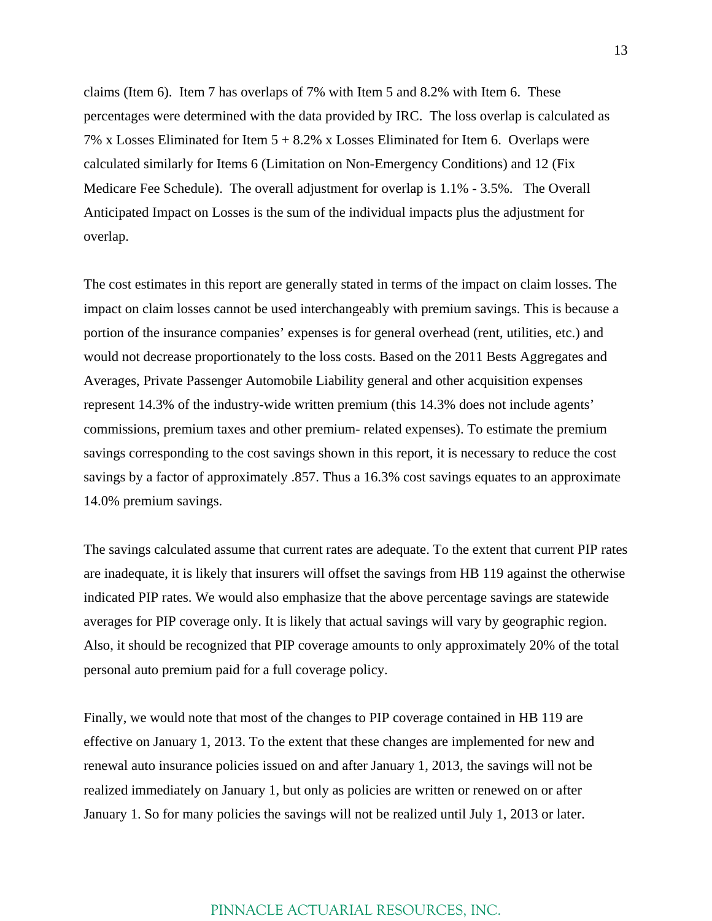claims (Item 6). Item 7 has overlaps of 7% with Item 5 and 8.2% with Item 6. These percentages were determined with the data provided by IRC. The loss overlap is calculated as 7% x Losses Eliminated for Item 5 + 8.2% x Losses Eliminated for Item 6. Overlaps were calculated similarly for Items 6 (Limitation on Non-Emergency Conditions) and 12 (Fix Medicare Fee Schedule). The overall adjustment for overlap is 1.1% - 3.5%. The Overall Anticipated Impact on Losses is the sum of the individual impacts plus the adjustment for overlap.

The cost estimates in this report are generally stated in terms of the impact on claim losses. The impact on claim losses cannot be used interchangeably with premium savings. This is because a portion of the insurance companies' expenses is for general overhead (rent, utilities, etc.) and would not decrease proportionately to the loss costs. Based on the 2011 Bests Aggregates and Averages, Private Passenger Automobile Liability general and other acquisition expenses represent 14.3% of the industry-wide written premium (this 14.3% does not include agents' commissions, premium taxes and other premium- related expenses). To estimate the premium savings corresponding to the cost savings shown in this report, it is necessary to reduce the cost savings by a factor of approximately .857. Thus a 16.3% cost savings equates to an approximate 14.0% premium savings.

The savings calculated assume that current rates are adequate. To the extent that current PIP rates are inadequate, it is likely that insurers will offset the savings from HB 119 against the otherwise indicated PIP rates. We would also emphasize that the above percentage savings are statewide averages for PIP coverage only. It is likely that actual savings will vary by geographic region. Also, it should be recognized that PIP coverage amounts to only approximately 20% of the total personal auto premium paid for a full coverage policy.

Finally, we would note that most of the changes to PIP coverage contained in HB 119 are effective on January 1, 2013. To the extent that these changes are implemented for new and renewal auto insurance policies issued on and after January 1, 2013, the savings will not be realized immediately on January 1, but only as policies are written or renewed on or after January 1. So for many policies the savings will not be realized until July 1, 2013 or later.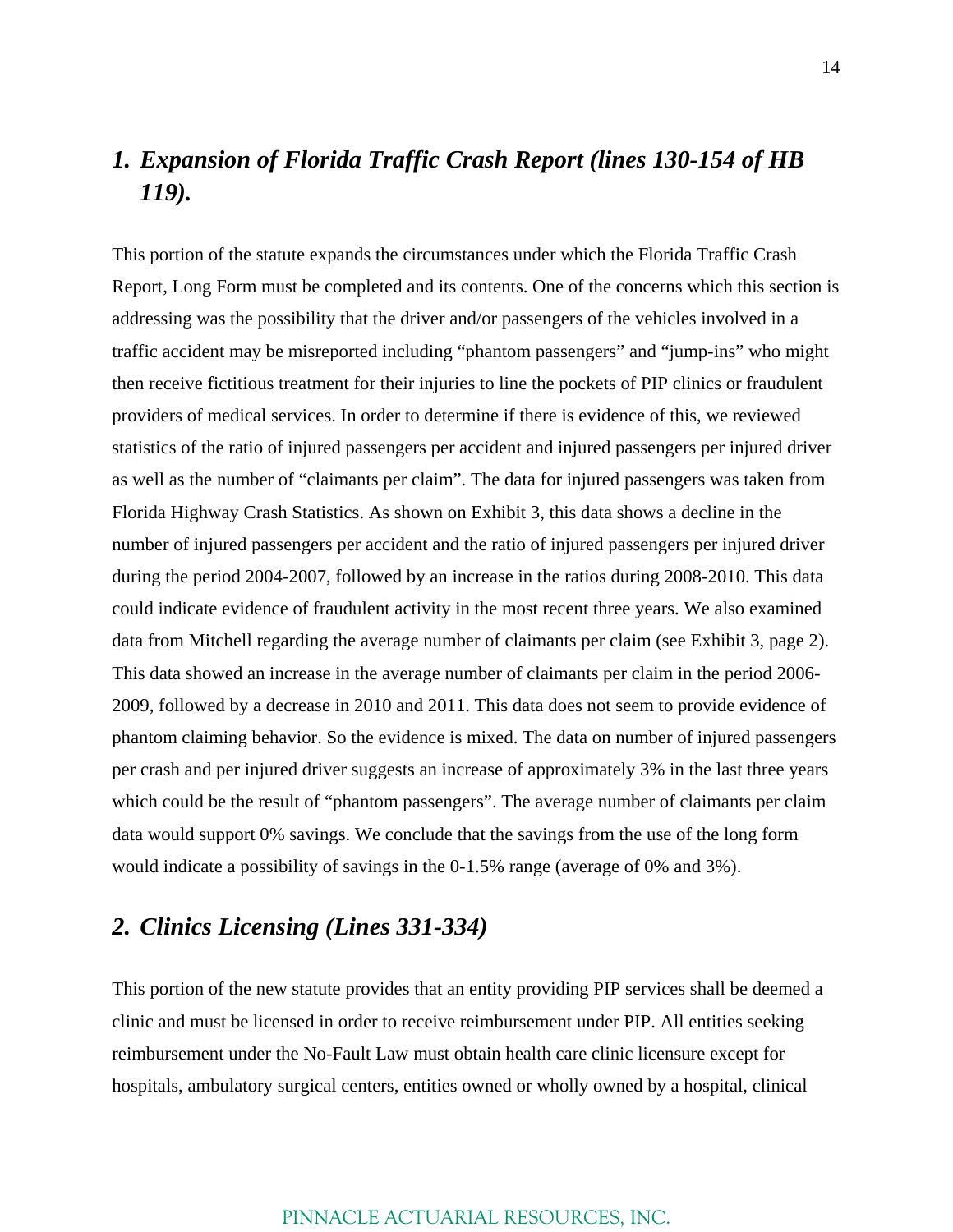## *1. Expansion of Florida Traffic Crash Report (lines 130-154 of HB 119).*

This portion of the statute expands the circumstances under which the Florida Traffic Crash Report, Long Form must be completed and its contents. One of the concerns which this section is addressing was the possibility that the driver and/or passengers of the vehicles involved in a traffic accident may be misreported including "phantom passengers" and "jump-ins" who might then receive fictitious treatment for their injuries to line the pockets of PIP clinics or fraudulent providers of medical services. In order to determine if there is evidence of this, we reviewed statistics of the ratio of injured passengers per accident and injured passengers per injured driver as well as the number of "claimants per claim". The data for injured passengers was taken from Florida Highway Crash Statistics. As shown on Exhibit 3, this data shows a decline in the number of injured passengers per accident and the ratio of injured passengers per injured driver during the period 2004-2007, followed by an increase in the ratios during 2008-2010. This data could indicate evidence of fraudulent activity in the most recent three years. We also examined data from Mitchell regarding the average number of claimants per claim (see Exhibit 3, page 2). This data showed an increase in the average number of claimants per claim in the period 2006-2009, followed by a decrease in 2010 and 2011. This data does not seem to provide evidence of phantom claiming behavior. So the evidence is mixed. The data on number of injured passengers per crash and per injured driver suggests an increase of approximately 3% in the last three years which could be the result of "phantom passengers". The average number of claimants per claim data would support 0% savings. We conclude that the savings from the use of the long form would indicate a possibility of savings in the 0-1.5% range (average of 0% and 3%).

## *2. Clinics Licensing (Lines 331-334)*

This portion of the new statute provides that an entity providing PIP services shall be deemed a clinic and must be licensed in order to receive reimbursement under PIP. All entities seeking reimbursement under the No-Fault Law must obtain health care clinic licensure except for hospitals, ambulatory surgical centers, entities owned or wholly owned by a hospital, clinical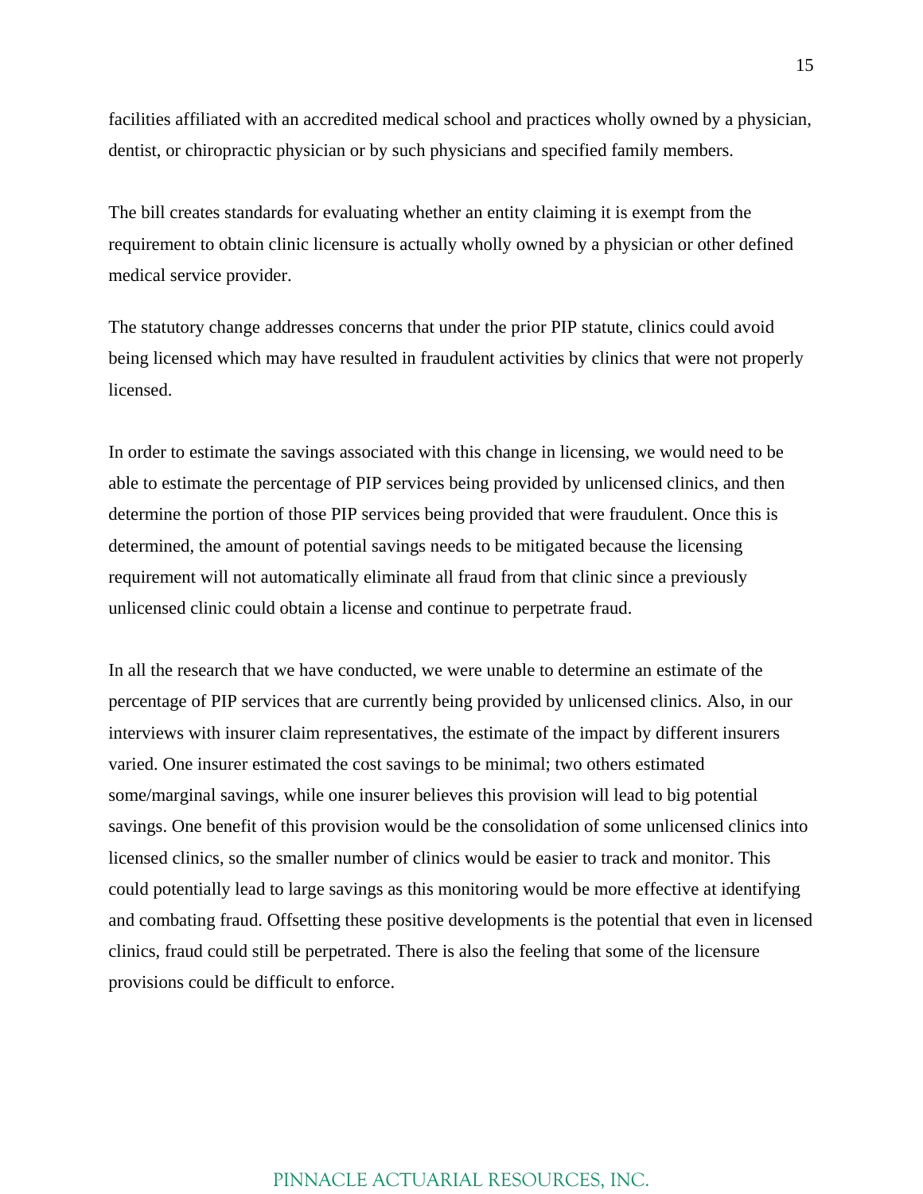facilities affiliated with an accredited medical school and practices wholly owned by a physician, dentist, or chiropractic physician or by such physicians and specified family members.

The bill creates standards for evaluating whether an entity claiming it is exempt from the requirement to obtain clinic licensure is actually wholly owned by a physician or other defined medical service provider.

The statutory change addresses concerns that under the prior PIP statute, clinics could avoid being licensed which may have resulted in fraudulent activities by clinics that were not properly licensed.

In order to estimate the savings associated with this change in licensing, we would need to be able to estimate the percentage of PIP services being provided by unlicensed clinics, and then determine the portion of those PIP services being provided that were fraudulent. Once this is determined, the amount of potential savings needs to be mitigated because the licensing requirement will not automatically eliminate all fraud from that clinic since a previously unlicensed clinic could obtain a license and continue to perpetrate fraud.

In all the research that we have conducted, we were unable to determine an estimate of the percentage of PIP services that are currently being provided by unlicensed clinics. Also, in our interviews with insurer claim representatives, the estimate of the impact by different insurers varied. One insurer estimated the cost savings to be minimal; two others estimated some/marginal savings, while one insurer believes this provision will lead to big potential savings. One benefit of this provision would be the consolidation of some unlicensed clinics into licensed clinics, so the smaller number of clinics would be easier to track and monitor. This could potentially lead to large savings as this monitoring would be more effective at identifying and combating fraud. Offsetting these positive developments is the potential that even in licensed clinics, fraud could still be perpetrated. There is also the feeling that some of the licensure provisions could be difficult to enforce.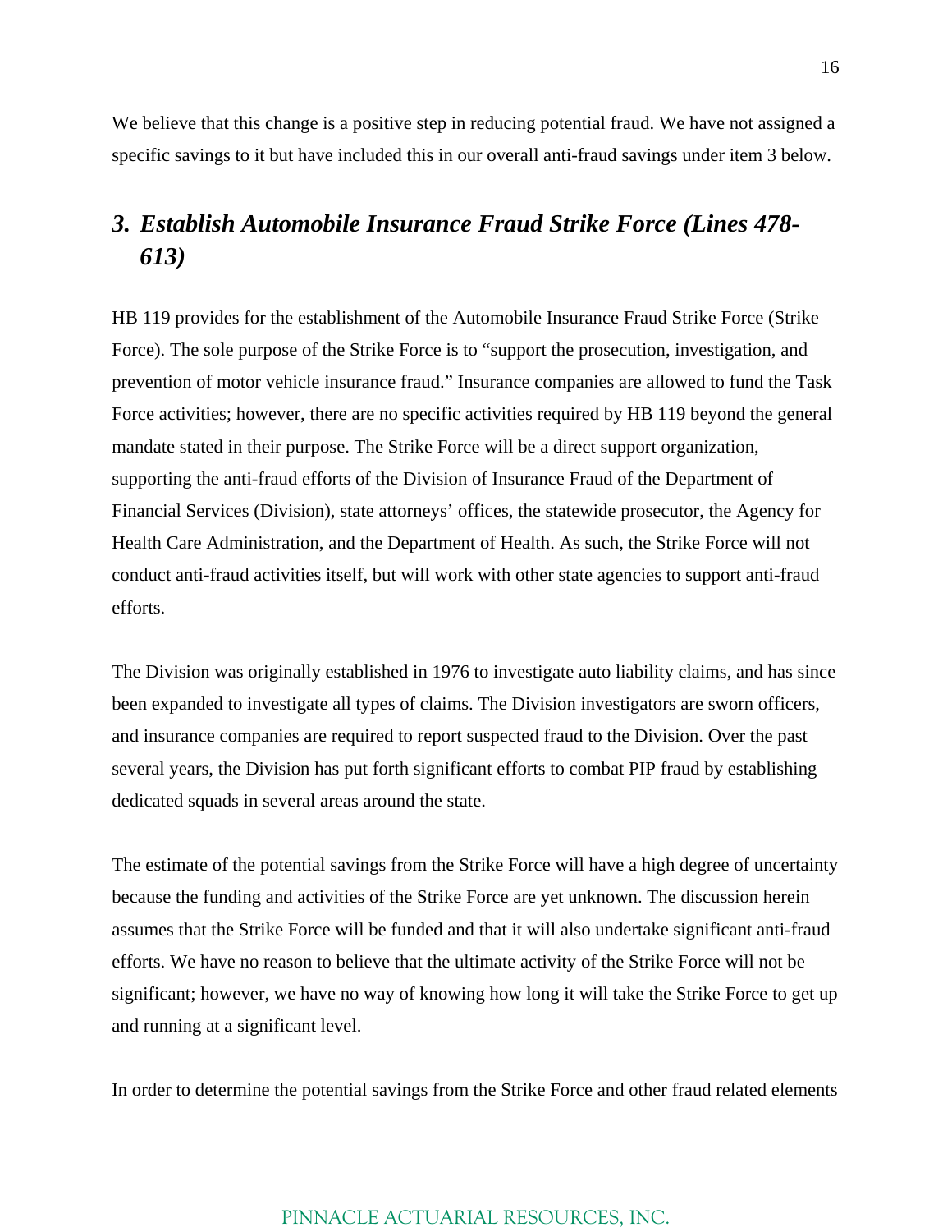We believe that this change is a positive step in reducing potential fraud. We have not assigned a specific savings to it but have included this in our overall anti-fraud savings under item 3 below.

### *3. Establish Automobile Insurance Fraud Strike Force (Lines 478-613)*

HB 119 provides for the establishment of the Automobile Insurance Fraud Strike Force (Strike Force). The sole purpose of the Strike Force is to "support the prosecution, investigation, and prevention of motor vehicle insurance fraud." Insurance companies are allowed to fund the Task Force activities; however, there are no specific activities required by HB 119 beyond the general mandate stated in their purpose. The Strike Force will be a direct support organization, supporting the anti-fraud efforts of the Division of Insurance Fraud of the Department of Financial Services (Division), state attorneys' offices, the statewide prosecutor, the Agency for Health Care Administration, and the Department of Health. As such, the Strike Force will not conduct anti-fraud activities itself, but will work with other state agencies to support anti-fraud efforts.

The Division was originally established in 1976 to investigate auto liability claims, and has since been expanded to investigate all types of claims. The Division investigators are sworn officers, and insurance companies are required to report suspected fraud to the Division. Over the past several years, the Division has put forth significant efforts to combat PIP fraud by establishing dedicated squads in several areas around the state.

The estimate of the potential savings from the Strike Force will have a high degree of uncertainty because the funding and activities of the Strike Force are yet unknown. The discussion herein assumes that the Strike Force will be funded and that it will also undertake significant anti-fraud efforts. We have no reason to believe that the ultimate activity of the Strike Force will not be significant; however, we have no way of knowing how long it will take the Strike Force to get up and running at a significant level.

In order to determine the potential savings from the Strike Force and other fraud related elements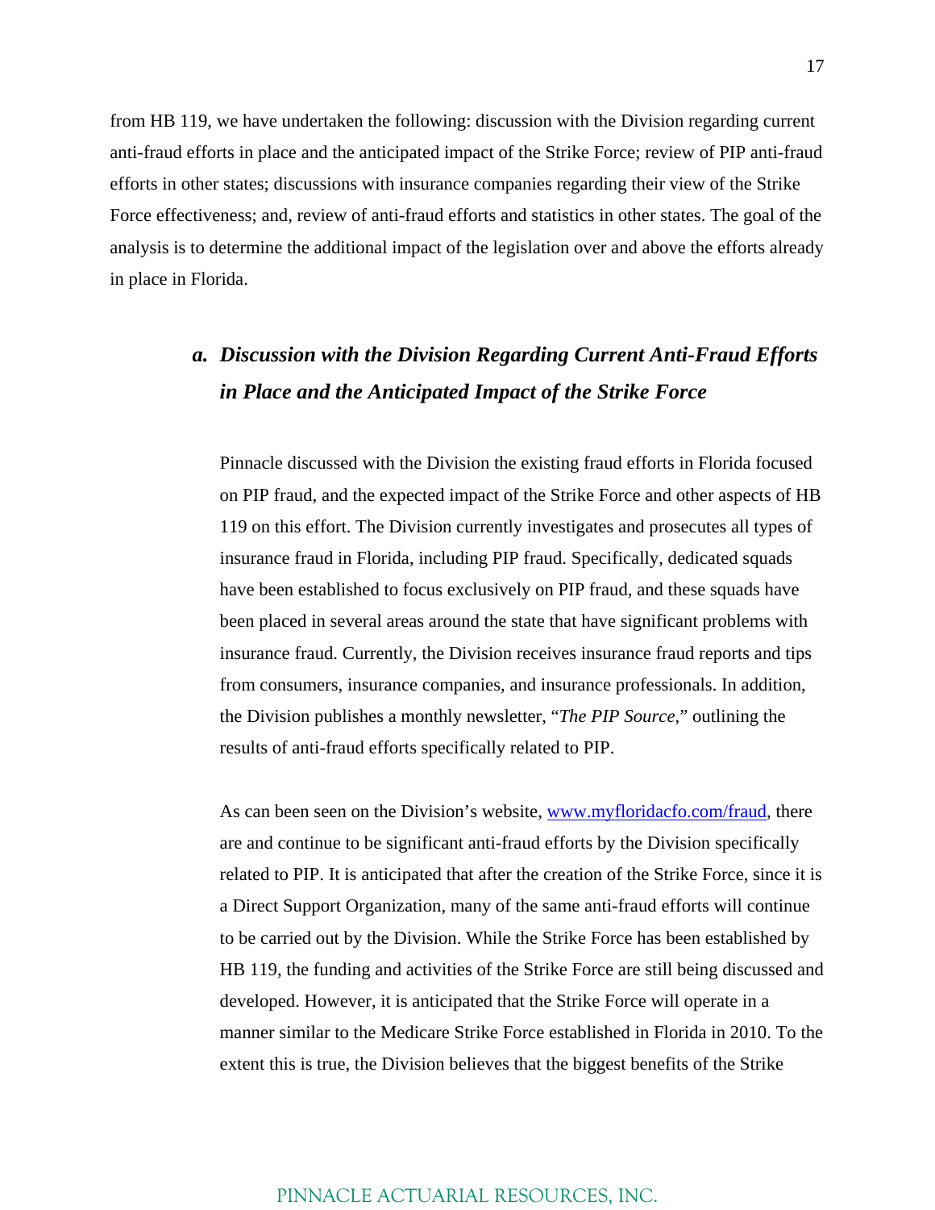from HB 119, we have undertaken the following: discussion with the Division regarding current anti-fraud efforts in place and the anticipated impact of the Strike Force; review of PIP anti-fraud efforts in other states; discussions with insurance companies regarding their view of the Strike Force effectiveness; and, review of anti-fraud efforts and statistics in other states. The goal of the analysis is to determine the additional impact of the legislation over and above the efforts already in place in Florida.

### *a. Discussion with the Division Regarding Current Anti-Fraud Efforts in Place and the Anticipated Impact of the Strike Force*

Pinnacle discussed with the Division the existing fraud efforts in Florida focused on PIP fraud, and the expected impact of the Strike Force and other aspects of HB 119 on this effort. The Division currently investigates and prosecutes all types of insurance fraud in Florida, including PIP fraud. Specifically, dedicated squads have been established to focus exclusively on PIP fraud, and these squads have been placed in several areas around the state that have significant problems with insurance fraud. Currently, the Division receives insurance fraud reports and tips from consumers, insurance companies, and insurance professionals. In addition, the Division publishes a monthly newsletter, "*The PIP Source*," outlining the results of anti-fraud efforts specifically related to PIP.

As can been seen on the Division's website, www.myfloridacfo.com/fraud, there are and continue to be significant anti-fraud efforts by the Division specifically related to PIP. It is anticipated that after the creation of the Strike Force, since it is a Direct Support Organization, many of the same anti-fraud efforts will continue to be carried out by the Division. While the Strike Force has been established by HB 119, the funding and activities of the Strike Force are still being discussed and developed. However, it is anticipated that the Strike Force will operate in a manner similar to the Medicare Strike Force established in Florida in 2010. To the extent this is true, the Division believes that the biggest benefits of the Strike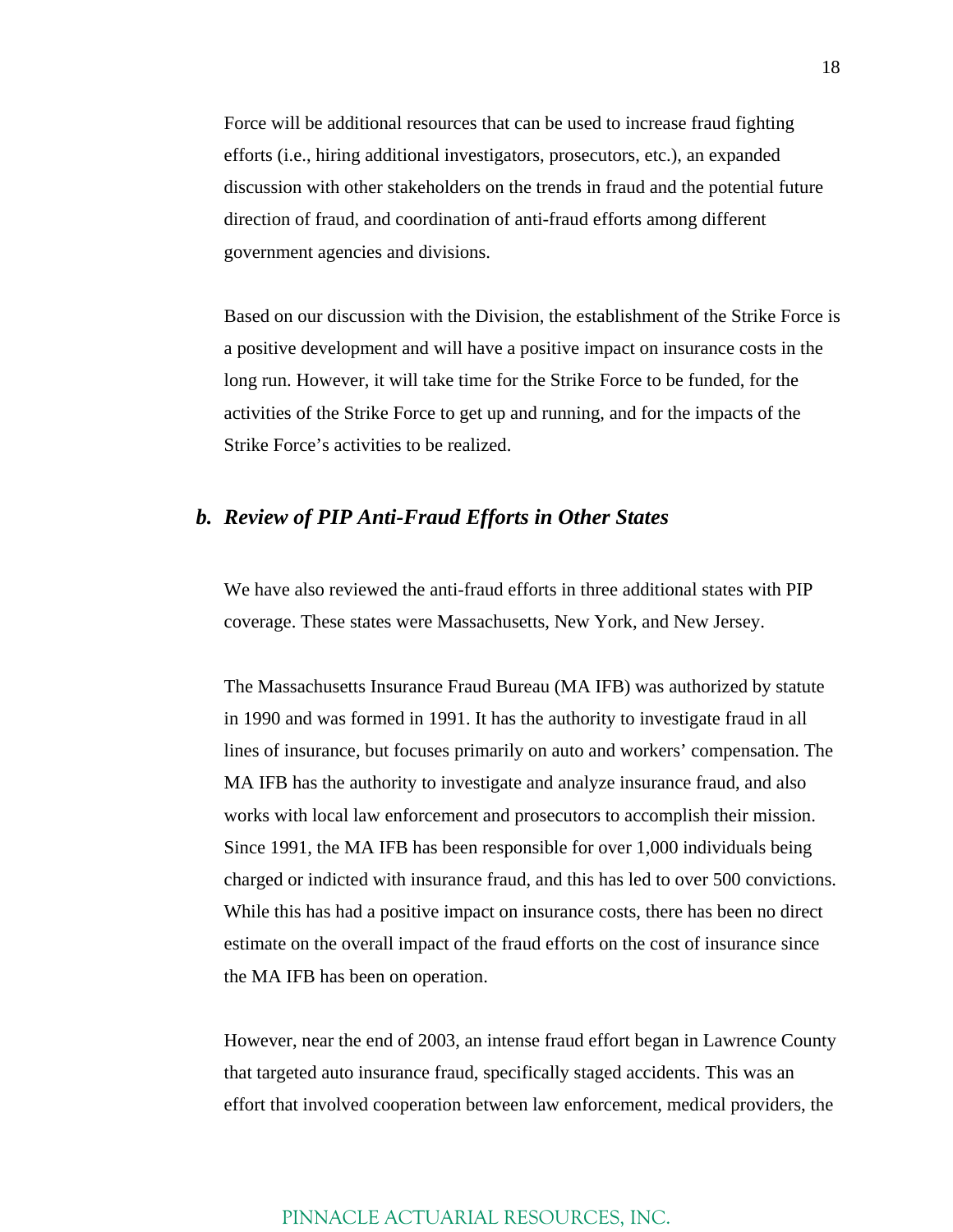Force will be additional resources that can be used to increase fraud fighting efforts (i.e., hiring additional investigators, prosecutors, etc.), an expanded discussion with other stakeholders on the trends in fraud and the potential future direction of fraud, and coordination of anti-fraud efforts among different government agencies and divisions.

Based on our discussion with the Division, the establishment of the Strike Force is a positive development and will have a positive impact on insurance costs in the long run. However, it will take time for the Strike Force to be funded, for the activities of the Strike Force to get up and running, and for the impacts of the Strike Force's activities to be realized.

### *b. Review of PIP Anti-Fraud Efforts in Other States*

We have also reviewed the anti-fraud efforts in three additional states with PIP coverage. These states were Massachusetts, New York, and New Jersey.

The Massachusetts Insurance Fraud Bureau (MA IFB) was authorized by statute in 1990 and was formed in 1991. It has the authority to investigate fraud in all lines of insurance, but focuses primarily on auto and workers' compensation. The MA IFB has the authority to investigate and analyze insurance fraud, and also works with local law enforcement and prosecutors to accomplish their mission. Since 1991, the MA IFB has been responsible for over 1,000 individuals being charged or indicted with insurance fraud, and this has led to over 500 convictions. While this has had a positive impact on insurance costs, there has been no direct estimate on the overall impact of the fraud efforts on the cost of insurance since the MA IFB has been on operation.

However, near the end of 2003, an intense fraud effort began in Lawrence County that targeted auto insurance fraud, specifically staged accidents. This was an effort that involved cooperation between law enforcement, medical providers, the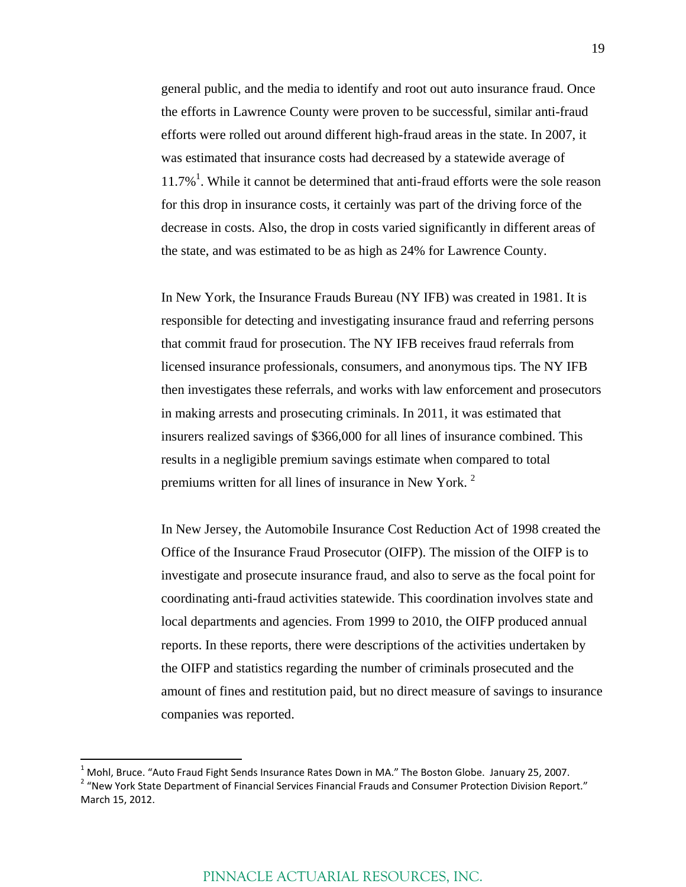general public, and the media to identify and root out auto insurance fraud. Once the efforts in Lawrence County were proven to be successful, similar anti-fraud efforts were rolled out around different high-fraud areas in the state. In 2007, it was estimated that insurance costs had decreased by a statewide average of 11.7%[1]. While it cannot be determined that anti-fraud efforts were the sole reason for this drop in insurance costs, it certainly was part of the driving force of the decrease in costs. Also, the drop in costs varied significantly in different areas of the state, and was estimated to be as high as 24% for Lawrence County.

In New York, the Insurance Frauds Bureau (NY IFB) was created in 1981. It is responsible for detecting and investigating insurance fraud and referring persons that commit fraud for prosecution. The NY IFB receives fraud referrals from licensed insurance professionals, consumers, and anonymous tips. The NY IFB then investigates these referrals, and works with law enforcement and prosecutors in making arrests and prosecuting criminals. In 2011, it was estimated that insurers realized savings of $366,000 for all lines of insurance combined. This results in a negligible premium savings estimate when compared to total premiums written for all lines of insurance in New York. [2]

In New Jersey, the Automobile Insurance Cost Reduction Act of 1998 created the Office of the Insurance Fraud Prosecutor (OIFP). The mission of the OIFP is to investigate and prosecute insurance fraud, and also to serve as the focal point for coordinating anti-fraud activities statewide. This coordination involves state and local departments and agencies. From 1999 to 2010, the OIFP produced annual reports. In these reports, there were descriptions of the activities undertaken by the OIFP and statistics regarding the number of criminals prosecuted and the amount of fines and restitution paid, but no direct measure of savings to insurance companies was reported.

[1] Mohl, Bruce. "Auto Fraud Fight Sends Insurance Rates Down in MA." The Boston Globe. January 25, 2007.

[2] "New York State Department of Financial Services Financial Frauds and Consumer Protection Division Report." March 15, 2012.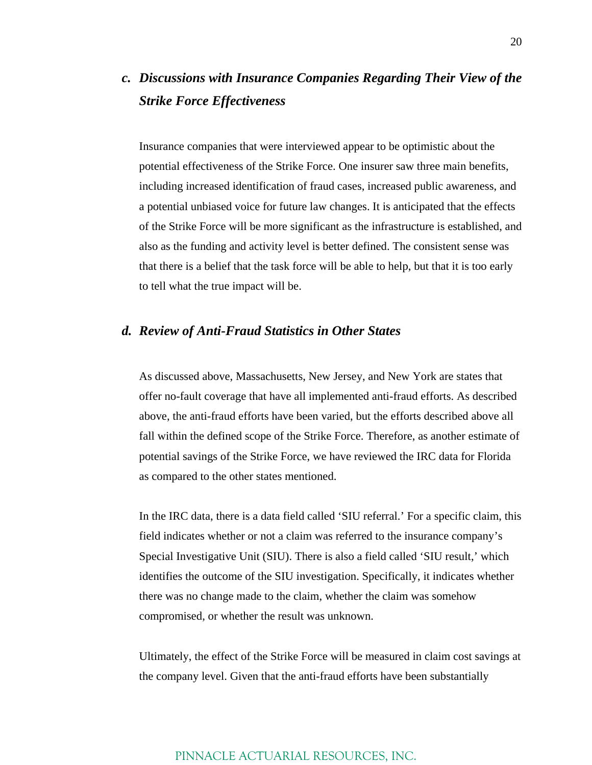### *c. Discussions with Insurance Companies Regarding Their View of the Strike Force Effectiveness*

Insurance companies that were interviewed appear to be optimistic about the potential effectiveness of the Strike Force. One insurer saw three main benefits, including increased identification of fraud cases, increased public awareness, and a potential unbiased voice for future law changes. It is anticipated that the effects of the Strike Force will be more significant as the infrastructure is established, and also as the funding and activity level is better defined. The consistent sense was that there is a belief that the task force will be able to help, but that it is too early to tell what the true impact will be.

### *d. Review of Anti-Fraud Statistics in Other States*

As discussed above, Massachusetts, New Jersey, and New York are states that offer no-fault coverage that have all implemented anti-fraud efforts. As described above, the anti-fraud efforts have been varied, but the efforts described above all fall within the defined scope of the Strike Force. Therefore, as another estimate of potential savings of the Strike Force, we have reviewed the IRC data for Florida as compared to the other states mentioned.

In the IRC data, there is a data field called 'SIU referral.' For a specific claim, this field indicates whether or not a claim was referred to the insurance company's Special Investigative Unit (SIU). There is also a field called 'SIU result,' which identifies the outcome of the SIU investigation. Specifically, it indicates whether there was no change made to the claim, whether the claim was somehow compromised, or whether the result was unknown.

Ultimately, the effect of the Strike Force will be measured in claim cost savings at the company level. Given that the anti-fraud efforts have been substantially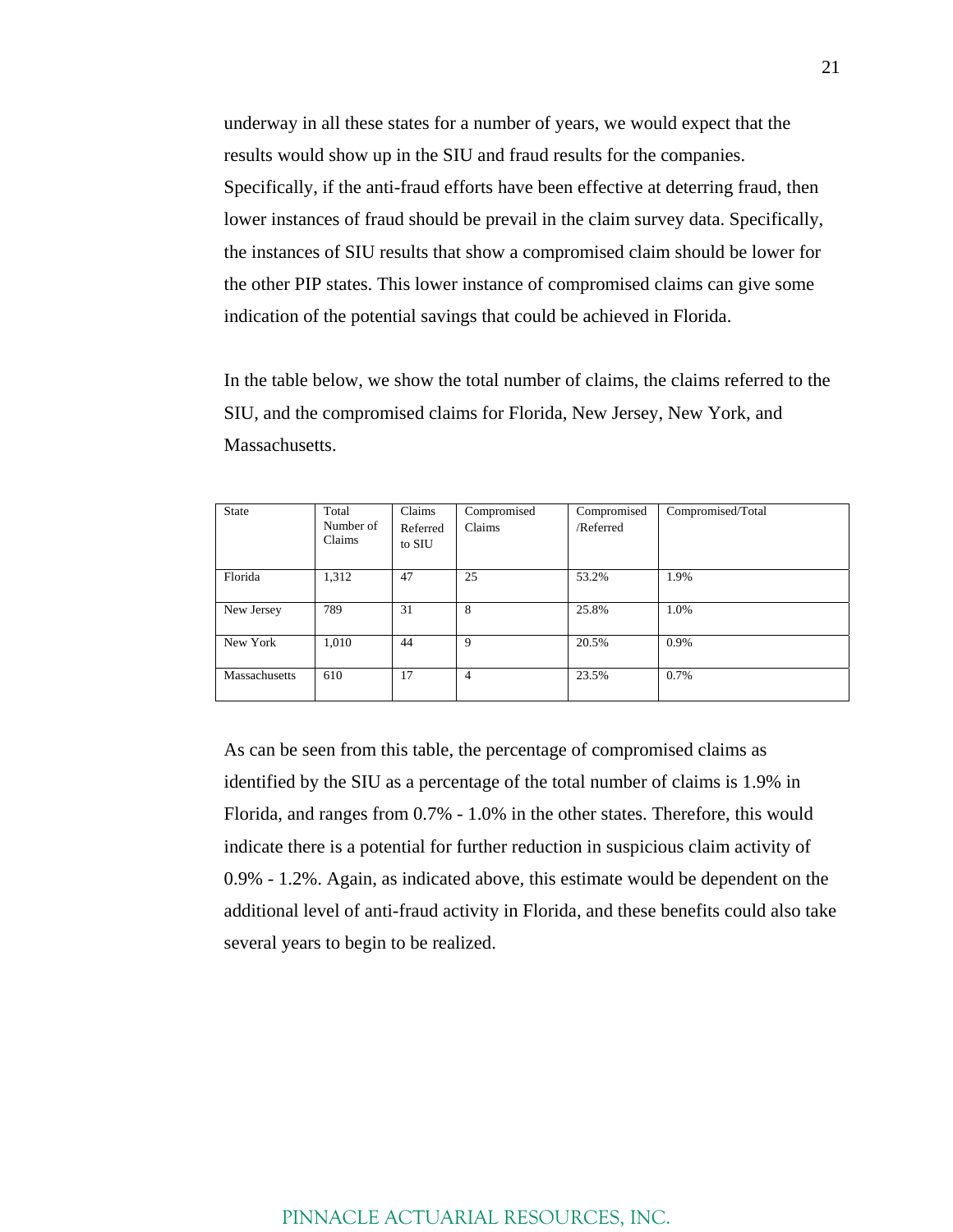underway in all these states for a number of years, we would expect that the results would show up in the SIU and fraud results for the companies. Specifically, if the anti-fraud efforts have been effective at deterring fraud, then lower instances of fraud should be prevail in the claim survey data. Specifically, the instances of SIU results that show a compromised claim should be lower for the other PIP states. This lower instance of compromised claims can give some indication of the potential savings that could be achieved in Florida.

In the table below, we show the total number of claims, the claims referred to the SIU, and the compromised claims for Florida, New Jersey, New York, and Massachusetts.

| State | Total Number of Claims | Claims Referred to SIU | Compromised Claims | Compromised /Referred | Compromised/Total |
|---|---|---|---|---|---|
| Florida | 1,312 | 47 | 25 | 53.2% | 1.9% |
| New Jersey | 789 | 31 | 8 | 25.8% | 1.0% |
| New York | 1,010 | 44 | 9 | 20.5% | 0.9% |
| Massachusetts | 610 | 17 | 4 | 23.5% | 0.7% |

As can be seen from this table, the percentage of compromised claims as identified by the SIU as a percentage of the total number of claims is 1.9% in Florida, and ranges from 0.7% - 1.0% in the other states. Therefore, this would indicate there is a potential for further reduction in suspicious claim activity of 0.9% - 1.2%. Again, as indicated above, this estimate would be dependent on the additional level of anti-fraud activity in Florida, and these benefits could also take several years to begin to be realized.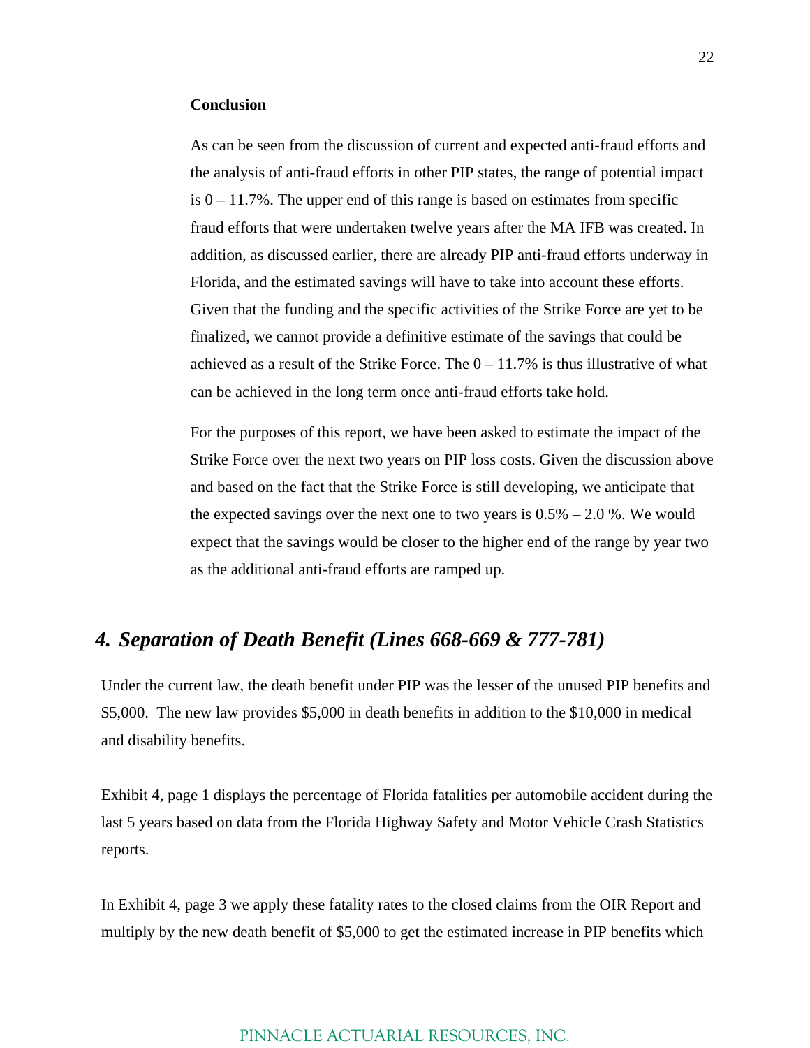**Conclusion**

As can be seen from the discussion of current and expected anti-fraud efforts and the analysis of anti-fraud efforts in other PIP states, the range of potential impact is 0 – 11.7%. The upper end of this range is based on estimates from specific fraud efforts that were undertaken twelve years after the MA IFB was created. In addition, as discussed earlier, there are already PIP anti-fraud efforts underway in Florida, and the estimated savings will have to take into account these efforts. Given that the funding and the specific activities of the Strike Force are yet to be finalized, we cannot provide a definitive estimate of the savings that could be achieved as a result of the Strike Force. The 0 – 11.7% is thus illustrative of what can be achieved in the long term once anti-fraud efforts take hold.

For the purposes of this report, we have been asked to estimate the impact of the Strike Force over the next two years on PIP loss costs. Given the discussion above and based on the fact that the Strike Force is still developing, we anticipate that the expected savings over the next one to two years is 0.5% – 2.0 %. We would expect that the savings would be closer to the higher end of the range by year two as the additional anti-fraud efforts are ramped up.

## *4. Separation of Death Benefit (Lines 668-669 & 777-781)*

Under the current law, the death benefit under PIP was the lesser of the unused PIP benefits and $5,000. The new law provides $5,000 in death benefits in addition to the $10,000 in medical and disability benefits.

Exhibit 4, page 1 displays the percentage of Florida fatalities per automobile accident during the last 5 years based on data from the Florida Highway Safety and Motor Vehicle Crash Statistics reports.

In Exhibit 4, page 3 we apply these fatality rates to the closed claims from the OIR Report and multiply by the new death benefit of $5,000 to get the estimated increase in PIP benefits which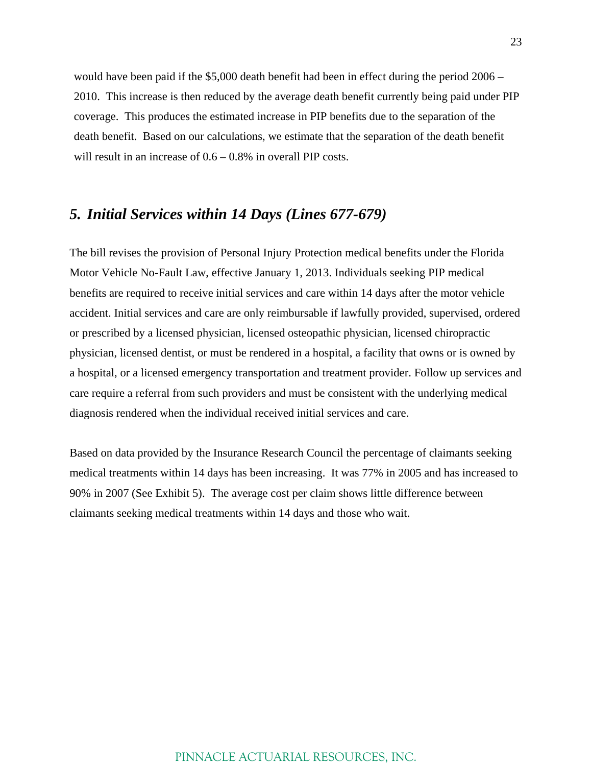would have been paid if the $5,000 death benefit had been in effect during the period 2006 – 2010. This increase is then reduced by the average death benefit currently being paid under PIP coverage. This produces the estimated increase in PIP benefits due to the separation of the death benefit. Based on our calculations, we estimate that the separation of the death benefit will result in an increase of 0.6 – 0.8% in overall PIP costs.

## *5. Initial Services within 14 Days (Lines 677-679)*

The bill revises the provision of Personal Injury Protection medical benefits under the Florida Motor Vehicle No-Fault Law, effective January 1, 2013. Individuals seeking PIP medical benefits are required to receive initial services and care within 14 days after the motor vehicle accident. Initial services and care are only reimbursable if lawfully provided, supervised, ordered or prescribed by a licensed physician, licensed osteopathic physician, licensed chiropractic physician, licensed dentist, or must be rendered in a hospital, a facility that owns or is owned by a hospital, or a licensed emergency transportation and treatment provider. Follow up services and care require a referral from such providers and must be consistent with the underlying medical diagnosis rendered when the individual received initial services and care.

Based on data provided by the Insurance Research Council the percentage of claimants seeking medical treatments within 14 days has been increasing. It was 77% in 2005 and has increased to 90% in 2007 (See Exhibit 5). The average cost per claim shows little difference between claimants seeking medical treatments within 14 days and those who wait.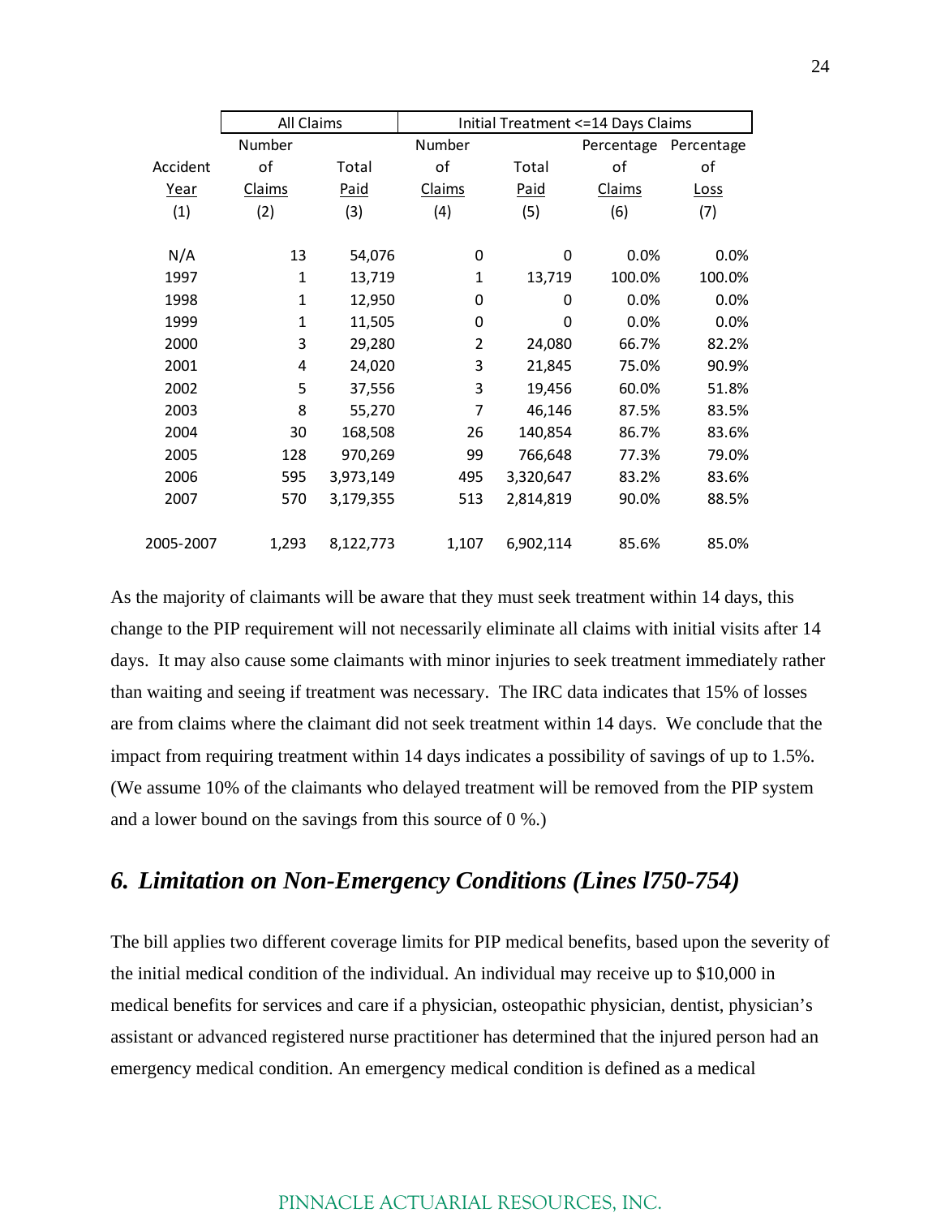| | All Claims | | Initial Treatment <=14 Days Claims | | | |
|---|---|---|---|---|---|---|
| Accident Year | Number of Claims | Total Paid | Number of Claims | Total Paid | Percentage of Claims | Percentage of Loss |
| (1) | (2) | (3) | (4) | (5) | (6) | (7) |
| N/A | 13 | 54,076 | 0 | 0 | 0.0% | 0.0% |
| 1997 | 1 | 13,719 | 1 | 13,719 | 100.0% | 100.0% |
| 1998 | 1 | 12,950 | 0 | 0 | 0.0% | 0.0% |
| 1999 | 1 | 11,505 | 0 | 0 | 0.0% | 0.0% |
| 2000 | 3 | 29,280 | 2 | 24,080 | 66.7% | 82.2% |
| 2001 | 4 | 24,020 | 3 | 21,845 | 75.0% | 90.9% |
| 2002 | 5 | 37,556 | 3 | 19,456 | 60.0% | 51.8% |
| 2003 | 8 | 55,270 | 7 | 46,146 | 87.5% | 83.5% |
| 2004 | 30 | 168,508 | 26 | 140,854 | 86.7% | 83.6% |
| 2005 | 128 | 970,269 | 99 | 766,648 | 77.3% | 79.0% |
| 2006 | 595 | 3,973,149 | 495 | 3,320,647 | 83.2% | 83.6% |
| 2007 | 570 | 3,179,355 | 513 | 2,814,819 | 90.0% | 88.5% |
| 2005-2007 | 1,293 | 8,122,773 | 1,107 | 6,902,114 | 85.6% | 85.0% |

As the majority of claimants will be aware that they must seek treatment within 14 days, this change to the PIP requirement will not necessarily eliminate all claims with initial visits after 14 days. It may also cause some claimants with minor injuries to seek treatment immediately rather than waiting and seeing if treatment was necessary. The IRC data indicates that 15% of losses are from claims where the claimant did not seek treatment within 14 days. We conclude that the impact from requiring treatment within 14 days indicates a possibility of savings of up to 1.5%. (We assume 10% of the claimants who delayed treatment will be removed from the PIP system and a lower bound on the savings from this source of 0 %.)

## *6. Limitation on Non-Emergency Conditions (Lines l750-754)*

The bill applies two different coverage limits for PIP medical benefits, based upon the severity of the initial medical condition of the individual. An individual may receive up to $10,000 in medical benefits for services and care if a physician, osteopathic physician, dentist, physician's assistant or advanced registered nurse practitioner has determined that the injured person had an emergency medical condition. An emergency medical condition is defined as a medical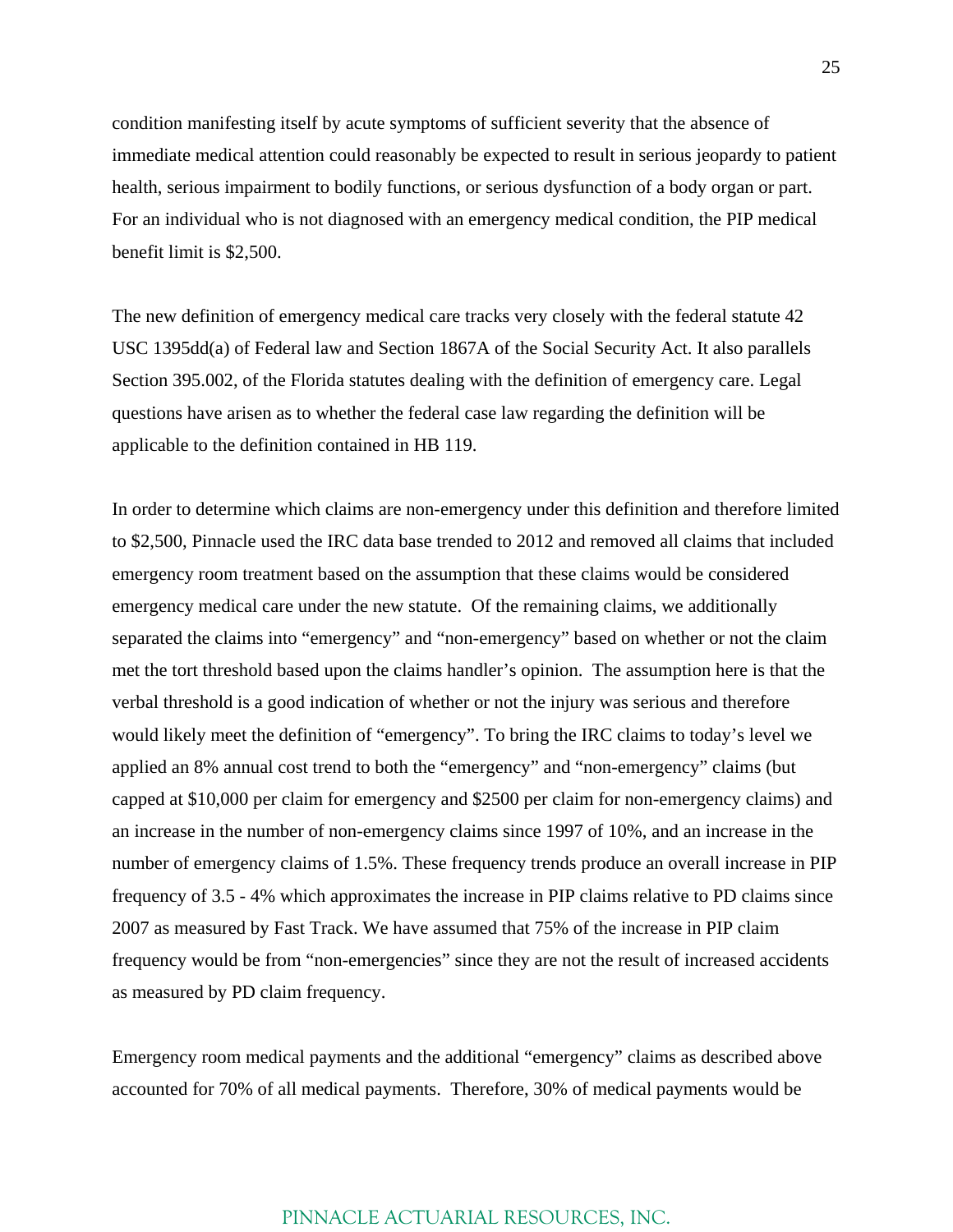condition manifesting itself by acute symptoms of sufficient severity that the absence of immediate medical attention could reasonably be expected to result in serious jeopardy to patient health, serious impairment to bodily functions, or serious dysfunction of a body organ or part. For an individual who is not diagnosed with an emergency medical condition, the PIP medical benefit limit is $2,500.

The new definition of emergency medical care tracks very closely with the federal statute 42 USC 1395dd(a) of Federal law and Section 1867A of the Social Security Act. It also parallels Section 395.002, of the Florida statutes dealing with the definition of emergency care. Legal questions have arisen as to whether the federal case law regarding the definition will be applicable to the definition contained in HB 119.

In order to determine which claims are non-emergency under this definition and therefore limited to $2,500, Pinnacle used the IRC data base trended to 2012 and removed all claims that included emergency room treatment based on the assumption that these claims would be considered emergency medical care under the new statute. Of the remaining claims, we additionally separated the claims into "emergency" and "non-emergency" based on whether or not the claim met the tort threshold based upon the claims handler's opinion. The assumption here is that the verbal threshold is a good indication of whether or not the injury was serious and therefore would likely meet the definition of "emergency". To bring the IRC claims to today's level we applied an 8% annual cost trend to both the "emergency" and "non-emergency" claims (but capped at $10,000 per claim for emergency and $2500 per claim for non-emergency claims) and an increase in the number of non-emergency claims since 1997 of 10%, and an increase in the number of emergency claims of 1.5%. These frequency trends produce an overall increase in PIP frequency of 3.5 - 4% which approximates the increase in PIP claims relative to PD claims since 2007 as measured by Fast Track. We have assumed that 75% of the increase in PIP claim frequency would be from "non-emergencies" since they are not the result of increased accidents as measured by PD claim frequency.

Emergency room medical payments and the additional "emergency" claims as described above accounted for 70% of all medical payments. Therefore, 30% of medical payments would be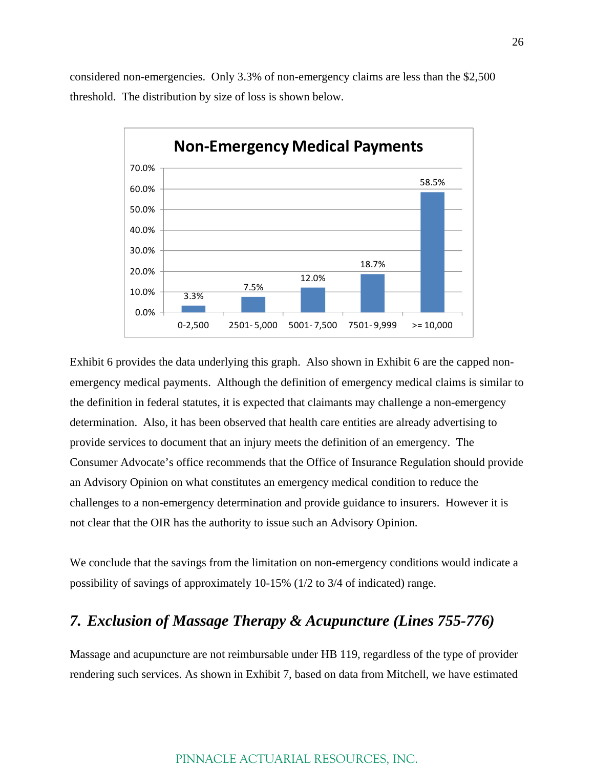considered non-emergencies. Only 3.3% of non-emergency claims are less than the $2,500 threshold. The distribution by size of loss is shown below.

**Non-Emergency Medical Payments**

| Size of Loss | Percentage |
|---|---|
| 0-2,500 | 3.3% |
| 2501-5,000 | 7.5% |
| 5001-7,500 | 12.0% |
| 7501-9,999 | 18.7% |
| >= 10,000 | 58.5% |

Exhibit 6 provides the data underlying this graph. Also shown in Exhibit 6 are the capped non-emergency medical payments. Although the definition of emergency medical claims is similar to the definition in federal statutes, it is expected that claimants may challenge a non-emergency determination. Also, it has been observed that health care entities are already advertising to provide services to document that an injury meets the definition of an emergency. The Consumer Advocate's office recommends that the Office of Insurance Regulation should provide an Advisory Opinion on what constitutes an emergency medical condition to reduce the challenges to a non-emergency determination and provide guidance to insurers. However it is not clear that the OIR has the authority to issue such an Advisory Opinion.

We conclude that the savings from the limitation on non-emergency conditions would indicate a possibility of savings of approximately 10-15% (1/2 to 3/4 of indicated) range.

## *7. Exclusion of Massage Therapy & Acupuncture (Lines 755-776)*

Massage and acupuncture are not reimbursable under HB 119, regardless of the type of provider rendering such services. As shown in Exhibit 7, based on data from Mitchell, we have estimated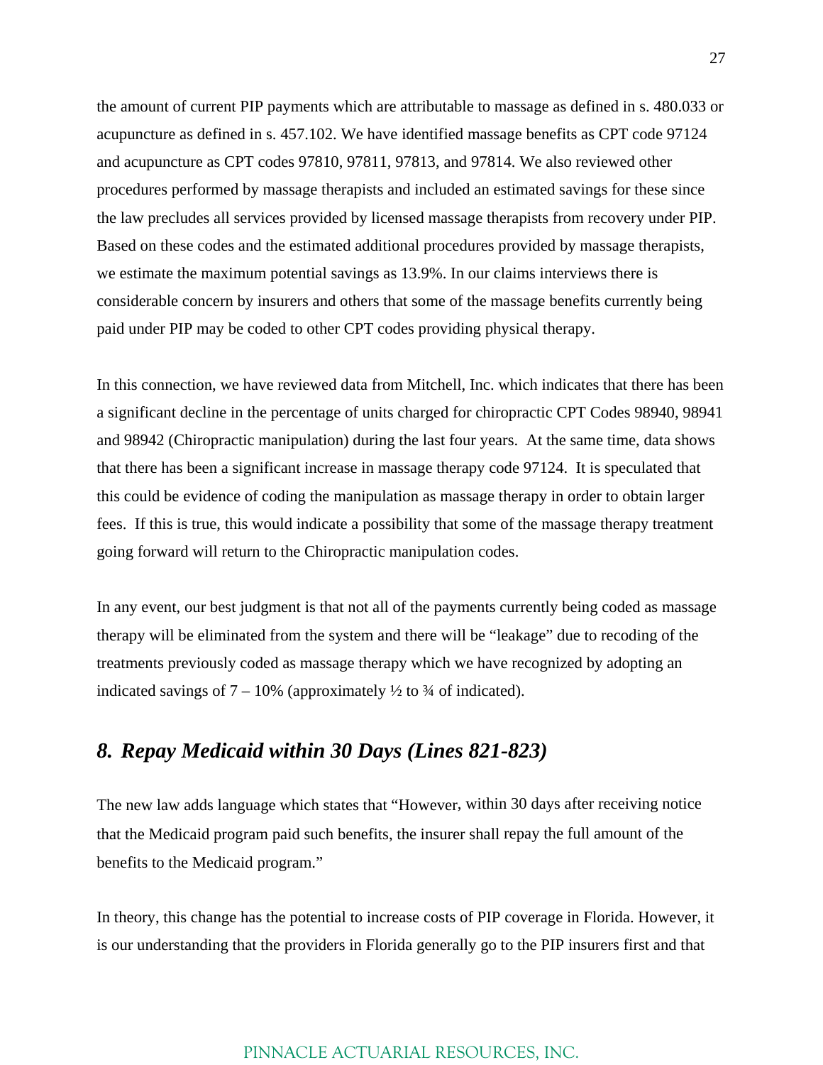the amount of current PIP payments which are attributable to massage as defined in s. 480.033 or acupuncture as defined in s. 457.102. We have identified massage benefits as CPT code 97124 and acupuncture as CPT codes 97810, 97811, 97813, and 97814. We also reviewed other procedures performed by massage therapists and included an estimated savings for these since the law precludes all services provided by licensed massage therapists from recovery under PIP. Based on these codes and the estimated additional procedures provided by massage therapists, we estimate the maximum potential savings as 13.9%. In our claims interviews there is considerable concern by insurers and others that some of the massage benefits currently being paid under PIP may be coded to other CPT codes providing physical therapy.

In this connection, we have reviewed data from Mitchell, Inc. which indicates that there has been a significant decline in the percentage of units charged for chiropractic CPT Codes 98940, 98941 and 98942 (Chiropractic manipulation) during the last four years. At the same time, data shows that there has been a significant increase in massage therapy code 97124. It is speculated that this could be evidence of coding the manipulation as massage therapy in order to obtain larger fees. If this is true, this would indicate a possibility that some of the massage therapy treatment going forward will return to the Chiropractic manipulation codes.

In any event, our best judgment is that not all of the payments currently being coded as massage therapy will be eliminated from the system and there will be "leakage" due to recoding of the treatments previously coded as massage therapy which we have recognized by adopting an indicated savings of 7 – 10% (approximately ½ to ¾ of indicated).

## *8. Repay Medicaid within 30 Days (Lines 821-823)*

The new law adds language which states that "However, within 30 days after receiving notice that the Medicaid program paid such benefits, the insurer shall repay the full amount of the benefits to the Medicaid program."

In theory, this change has the potential to increase costs of PIP coverage in Florida. However, it is our understanding that the providers in Florida generally go to the PIP insurers first and that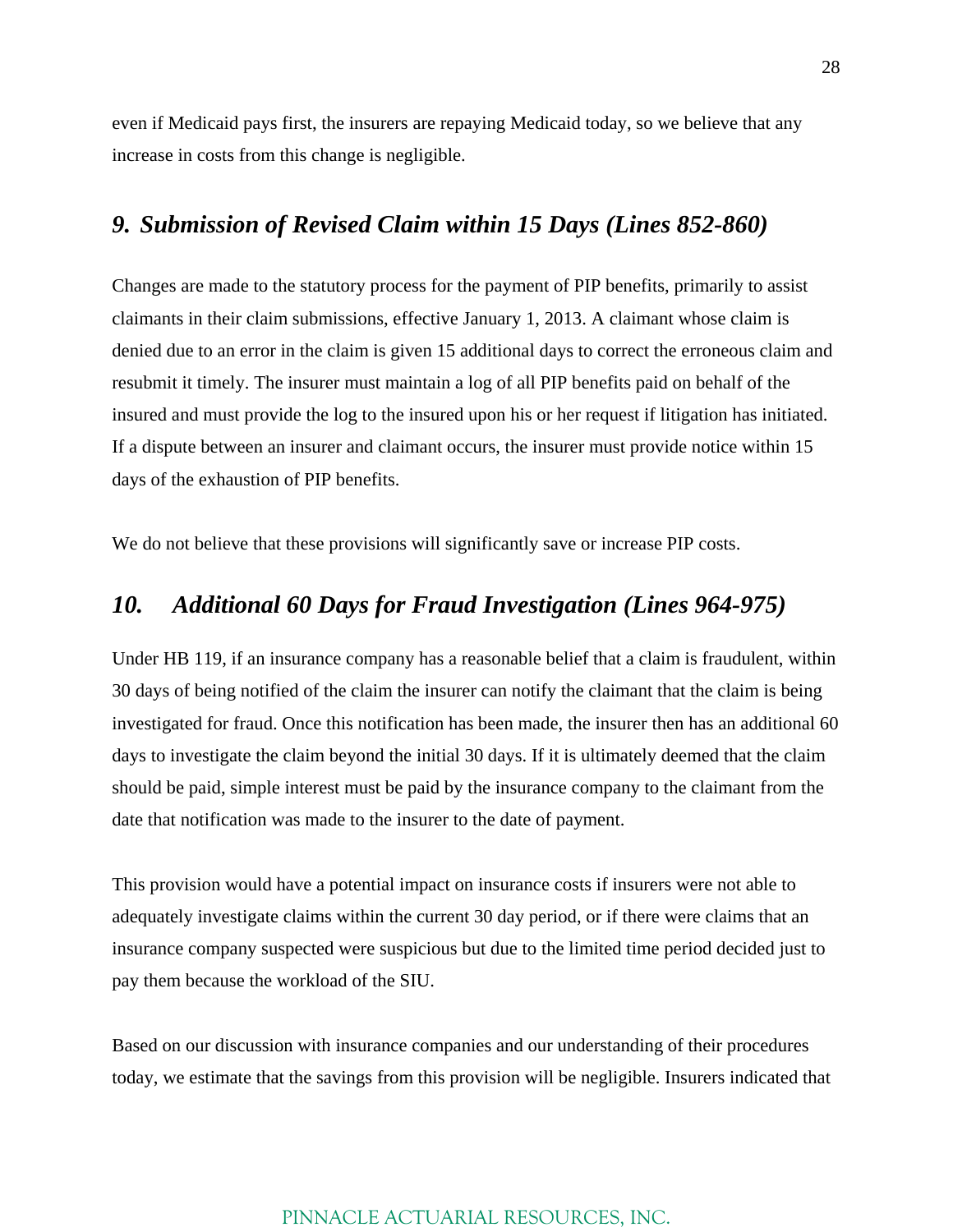even if Medicaid pays first, the insurers are repaying Medicaid today, so we believe that any increase in costs from this change is negligible.

## *9. Submission of Revised Claim within 15 Days (Lines 852-860)*

Changes are made to the statutory process for the payment of PIP benefits, primarily to assist claimants in their claim submissions, effective January 1, 2013. A claimant whose claim is denied due to an error in the claim is given 15 additional days to correct the erroneous claim and resubmit it timely. The insurer must maintain a log of all PIP benefits paid on behalf of the insured and must provide the log to the insured upon his or her request if litigation has initiated. If a dispute between an insurer and claimant occurs, the insurer must provide notice within 15 days of the exhaustion of PIP benefits.

We do not believe that these provisions will significantly save or increase PIP costs.

## *10. Additional 60 Days for Fraud Investigation (Lines 964-975)*

Under HB 119, if an insurance company has a reasonable belief that a claim is fraudulent, within 30 days of being notified of the claim the insurer can notify the claimant that the claim is being investigated for fraud. Once this notification has been made, the insurer then has an additional 60 days to investigate the claim beyond the initial 30 days. If it is ultimately deemed that the claim should be paid, simple interest must be paid by the insurance company to the claimant from the date that notification was made to the insurer to the date of payment.

This provision would have a potential impact on insurance costs if insurers were not able to adequately investigate claims within the current 30 day period, or if there were claims that an insurance company suspected were suspicious but due to the limited time period decided just to pay them because the workload of the SIU.

Based on our discussion with insurance companies and our understanding of their procedures today, we estimate that the savings from this provision will be negligible. Insurers indicated that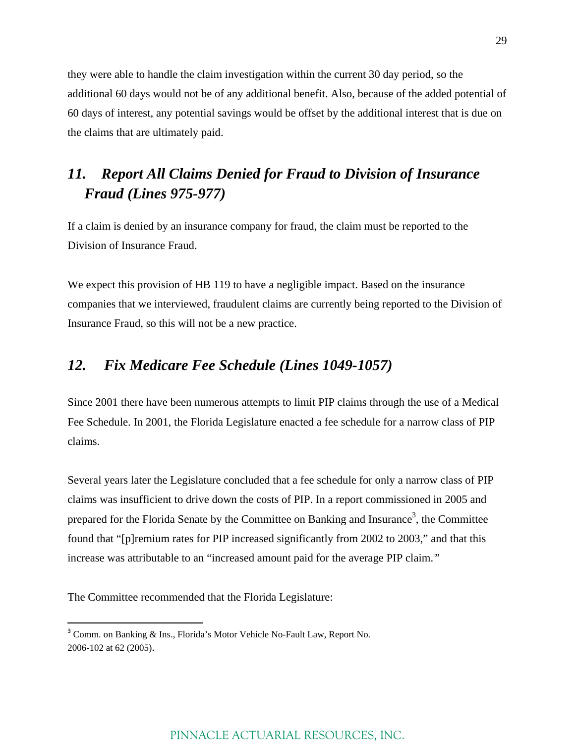they were able to handle the claim investigation within the current 30 day period, so the additional 60 days would not be of any additional benefit. Also, because of the added potential of 60 days of interest, any potential savings would be offset by the additional interest that is due on the claims that are ultimately paid.

## *11. Report All Claims Denied for Fraud to Division of Insurance Fraud (Lines 975-977)*

If a claim is denied by an insurance company for fraud, the claim must be reported to the Division of Insurance Fraud.

We expect this provision of HB 119 to have a negligible impact. Based on the insurance companies that we interviewed, fraudulent claims are currently being reported to the Division of Insurance Fraud, so this will not be a new practice.

## *12. Fix Medicare Fee Schedule (Lines 1049-1057)*

Since 2001 there have been numerous attempts to limit PIP claims through the use of a Medical Fee Schedule. In 2001, the Florida Legislature enacted a fee schedule for a narrow class of PIP claims.

Several years later the Legislature concluded that a fee schedule for only a narrow class of PIP claims was insufficient to drive down the costs of PIP. In a report commissioned in 2005 and prepared for the Florida Senate by the Committee on Banking and Insurance[3], the Committee found that "[p]remium rates for PIP increased significantly from 2002 to 2003," and that this increase was attributable to an "increased amount paid for the average PIP claim.[i]"

The Committee recommended that the Florida Legislature:

---

[3] Comm. on Banking & Ins., Florida's Motor Vehicle No-Fault Law, Report No. 2006-102 at 62 (2005).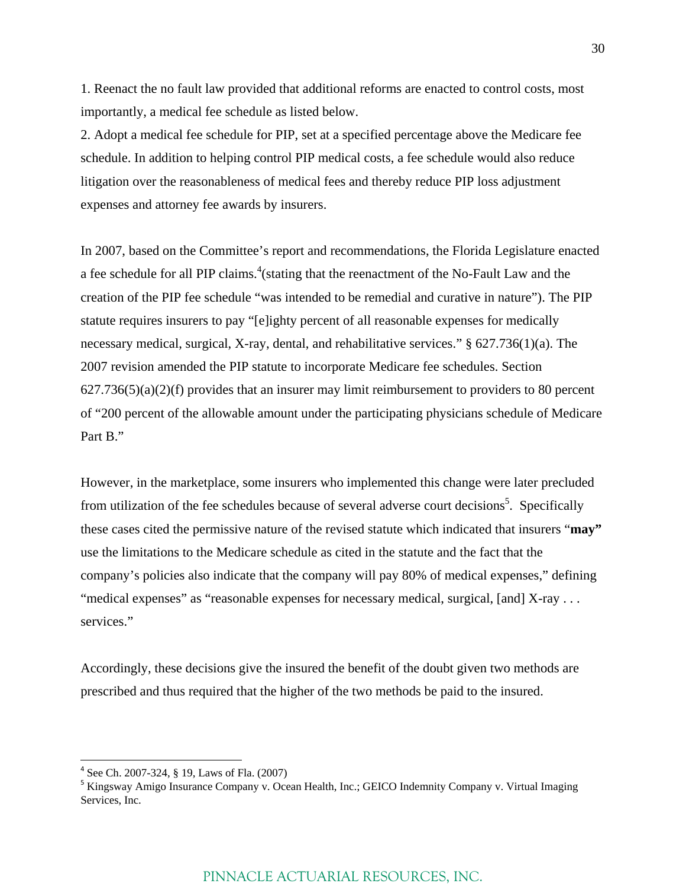1. Reenact the no fault law provided that additional reforms are enacted to control costs, most importantly, a medical fee schedule as listed below.
2. Adopt a medical fee schedule for PIP, set at a specified percentage above the Medicare fee schedule. In addition to helping control PIP medical costs, a fee schedule would also reduce litigation over the reasonableness of medical fees and thereby reduce PIP loss adjustment expenses and attorney fee awards by insurers.

In 2007, based on the Committee's report and recommendations, the Florida Legislature enacted a fee schedule for all PIP claims.[4](stating that the reenactment of the No-Fault Law and the creation of the PIP fee schedule "was intended to be remedial and curative in nature"). The PIP statute requires insurers to pay "[e]ighty percent of all reasonable expenses for medically necessary medical, surgical, X-ray, dental, and rehabilitative services." § 627.736(1)(a). The 2007 revision amended the PIP statute to incorporate Medicare fee schedules. Section 627.736(5)(a)(2)(f) provides that an insurer may limit reimbursement to providers to 80 percent of "200 percent of the allowable amount under the participating physicians schedule of Medicare Part B."

However, in the marketplace, some insurers who implemented this change were later precluded from utilization of the fee schedules because of several adverse court decisions[5]. Specifically these cases cited the permissive nature of the revised statute which indicated that insurers "**may"** use the limitations to the Medicare schedule as cited in the statute and the fact that the company's policies also indicate that the company will pay 80% of medical expenses," defining "medical expenses" as "reasonable expenses for necessary medical, surgical, [and] X-ray . . . services."

Accordingly, these decisions give the insured the benefit of the doubt given two methods are prescribed and thus required that the higher of the two methods be paid to the insured.

---

[4] See Ch. 2007-324, § 19, Laws of Fla. (2007)

[5] Kingsway Amigo Insurance Company v. Ocean Health, Inc.; GEICO Indemnity Company v. Virtual Imaging Services, Inc.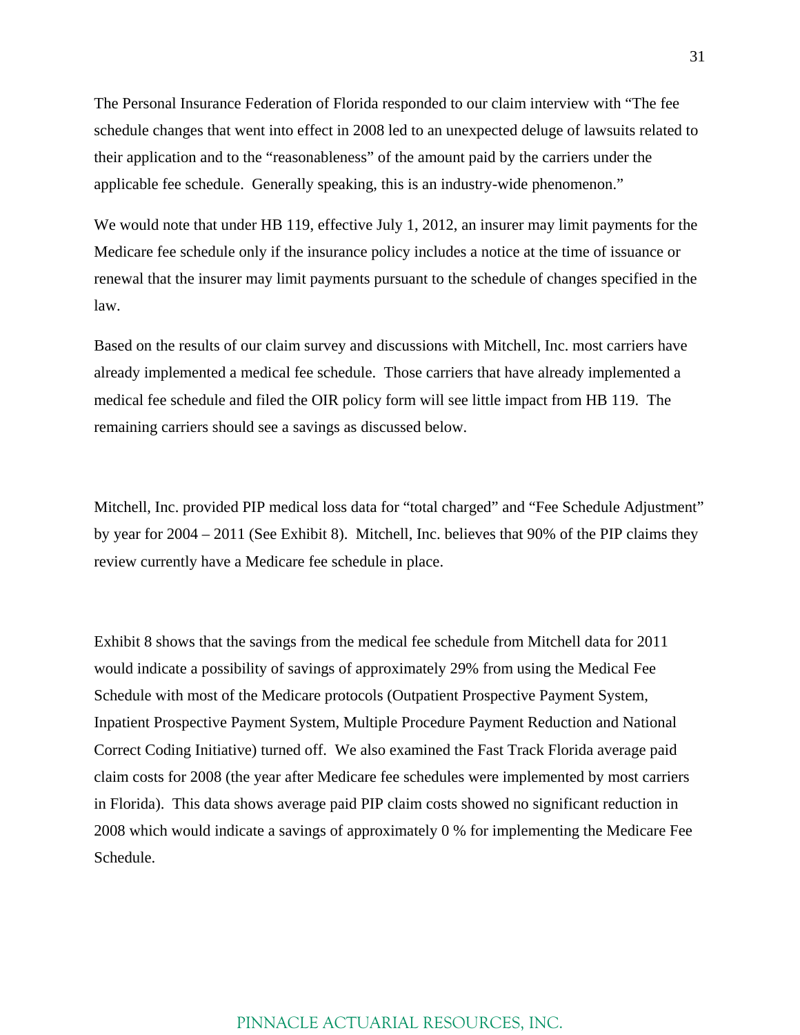The Personal Insurance Federation of Florida responded to our claim interview with "The fee schedule changes that went into effect in 2008 led to an unexpected deluge of lawsuits related to their application and to the "reasonableness" of the amount paid by the carriers under the applicable fee schedule. Generally speaking, this is an industry-wide phenomenon."

We would note that under HB 119, effective July 1, 2012, an insurer may limit payments for the Medicare fee schedule only if the insurance policy includes a notice at the time of issuance or renewal that the insurer may limit payments pursuant to the schedule of changes specified in the law.

Based on the results of our claim survey and discussions with Mitchell, Inc. most carriers have already implemented a medical fee schedule. Those carriers that have already implemented a medical fee schedule and filed the OIR policy form will see little impact from HB 119. The remaining carriers should see a savings as discussed below.

Mitchell, Inc. provided PIP medical loss data for "total charged" and "Fee Schedule Adjustment" by year for 2004 – 2011 (See Exhibit 8). Mitchell, Inc. believes that 90% of the PIP claims they review currently have a Medicare fee schedule in place.

Exhibit 8 shows that the savings from the medical fee schedule from Mitchell data for 2011 would indicate a possibility of savings of approximately 29% from using the Medical Fee Schedule with most of the Medicare protocols (Outpatient Prospective Payment System, Inpatient Prospective Payment System, Multiple Procedure Payment Reduction and National Correct Coding Initiative) turned off. We also examined the Fast Track Florida average paid claim costs for 2008 (the year after Medicare fee schedules were implemented by most carriers in Florida). This data shows average paid PIP claim costs showed no significant reduction in 2008 which would indicate a savings of approximately 0 % for implementing the Medicare Fee Schedule.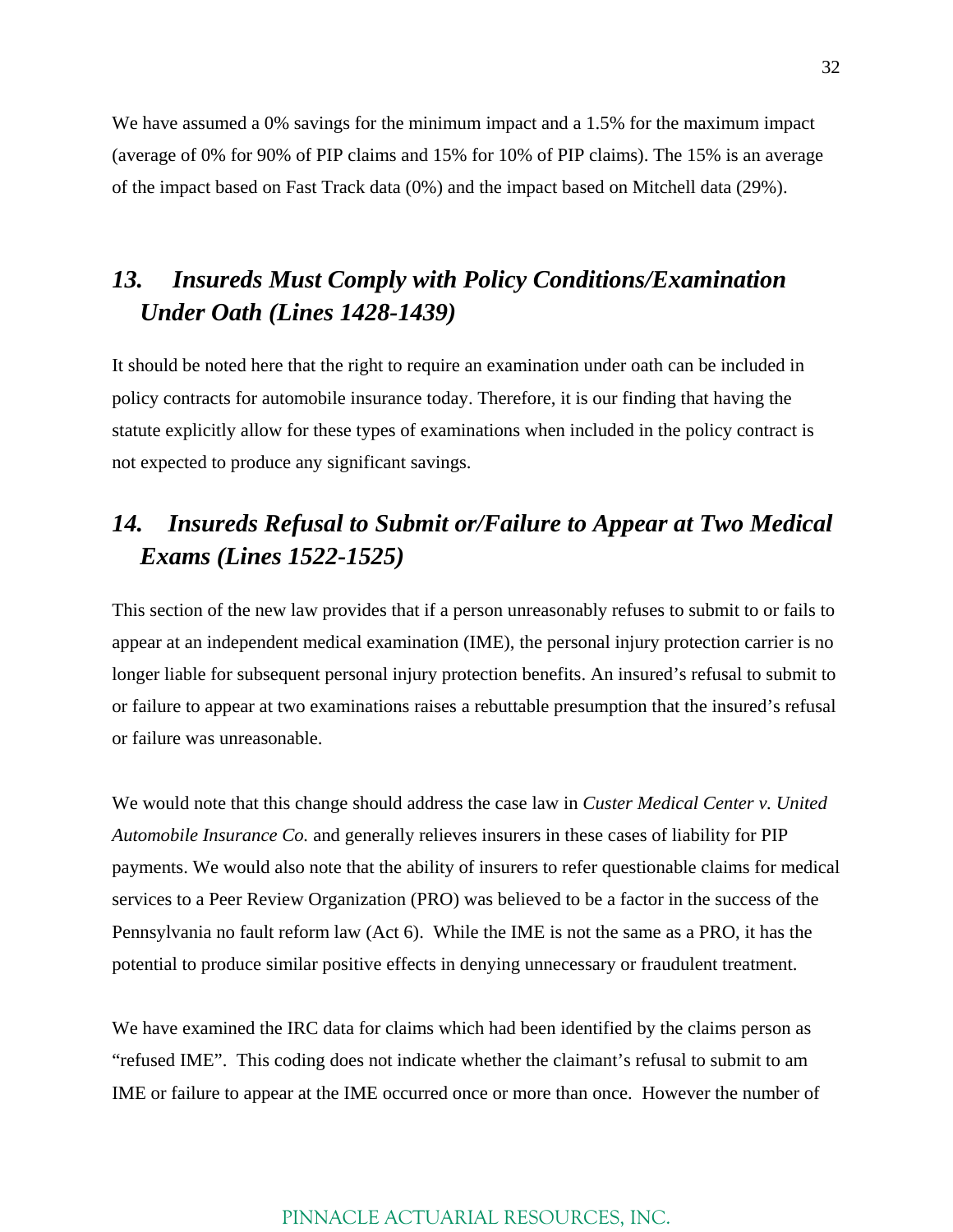We have assumed a 0% savings for the minimum impact and a 1.5% for the maximum impact (average of 0% for 90% of PIP claims and 15% for 10% of PIP claims). The 15% is an average of the impact based on Fast Track data (0%) and the impact based on Mitchell data (29%).

## *13. Insureds Must Comply with Policy Conditions/Examination Under Oath (Lines 1428-1439)*

It should be noted here that the right to require an examination under oath can be included in policy contracts for automobile insurance today. Therefore, it is our finding that having the statute explicitly allow for these types of examinations when included in the policy contract is not expected to produce any significant savings.

## *14. Insureds Refusal to Submit or/Failure to Appear at Two Medical Exams (Lines 1522-1525)*

This section of the new law provides that if a person unreasonably refuses to submit to or fails to appear at an independent medical examination (IME), the personal injury protection carrier is no longer liable for subsequent personal injury protection benefits. An insured's refusal to submit to or failure to appear at two examinations raises a rebuttable presumption that the insured's refusal or failure was unreasonable.

We would note that this change should address the case law in *Custer Medical Center v. United Automobile Insurance Co.* and generally relieves insurers in these cases of liability for PIP payments. We would also note that the ability of insurers to refer questionable claims for medical services to a Peer Review Organization (PRO) was believed to be a factor in the success of the Pennsylvania no fault reform law (Act 6). While the IME is not the same as a PRO, it has the potential to produce similar positive effects in denying unnecessary or fraudulent treatment.

We have examined the IRC data for claims which had been identified by the claims person as "refused IME". This coding does not indicate whether the claimant's refusal to submit to am IME or failure to appear at the IME occurred once or more than once. However the number of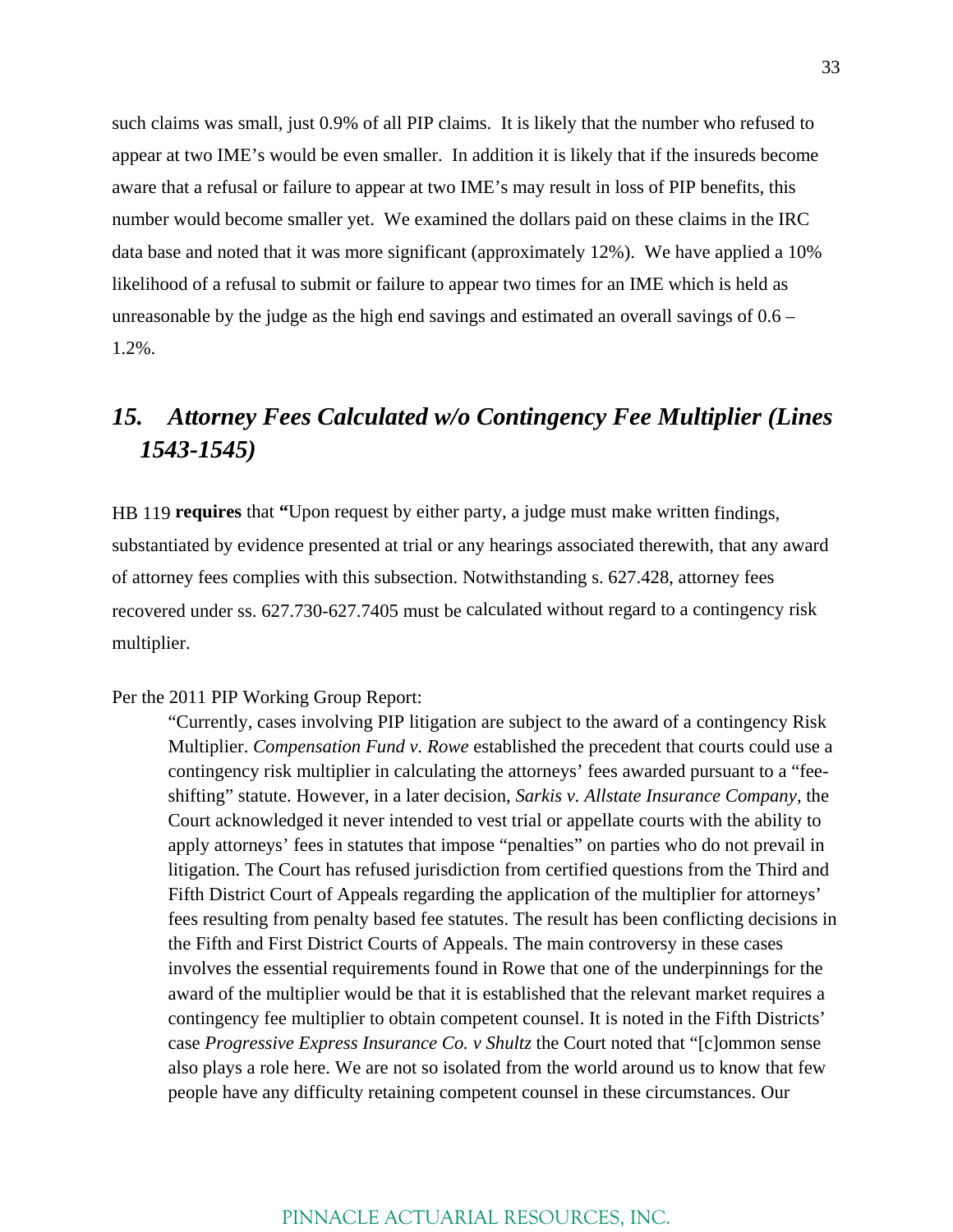such claims was small, just 0.9% of all PIP claims. It is likely that the number who refused to appear at two IME's would be even smaller. In addition it is likely that if the insureds become aware that a refusal or failure to appear at two IME's may result in loss of PIP benefits, this number would become smaller yet. We examined the dollars paid on these claims in the IRC data base and noted that it was more significant (approximately 12%). We have applied a 10% likelihood of a refusal to submit or failure to appear two times for an IME which is held as unreasonable by the judge as the high end savings and estimated an overall savings of 0.6 – 1.2%.

## *15. Attorney Fees Calculated w/o Contingency Fee Multiplier (Lines 1543-1545)*

HB 119 **requires** that **"**Upon request by either party, a judge must make written findings, substantiated by evidence presented at trial or any hearings associated therewith, that any award of attorney fees complies with this subsection. Notwithstanding s. 627.428, attorney fees recovered under ss. 627.730-627.7405 must be calculated without regard to a contingency risk multiplier.

Per the 2011 PIP Working Group Report:

> "Currently, cases involving PIP litigation are subject to the award of a contingency Risk Multiplier. *Compensation Fund v. Rowe* established the precedent that courts could use a contingency risk multiplier in calculating the attorneys' fees awarded pursuant to a "fee-shifting" statute. However, in a later decision, *Sarkis v. Allstate Insurance Company*, the Court acknowledged it never intended to vest trial or appellate courts with the ability to apply attorneys' fees in statutes that impose "penalties" on parties who do not prevail in litigation. The Court has refused jurisdiction from certified questions from the Third and Fifth District Court of Appeals regarding the application of the multiplier for attorneys' fees resulting from penalty based fee statutes. The result has been conflicting decisions in the Fifth and First District Courts of Appeals. The main controversy in these cases involves the essential requirements found in Rowe that one of the underpinnings for the award of the multiplier would be that it is established that the relevant market requires a contingency fee multiplier to obtain competent counsel. It is noted in the Fifth Districts' case *Progressive Express Insurance Co. v Shultz* the Court noted that "[c]ommon sense also plays a role here. We are not so isolated from the world around us to know that few people have any difficulty retaining competent counsel in these circumstances. Our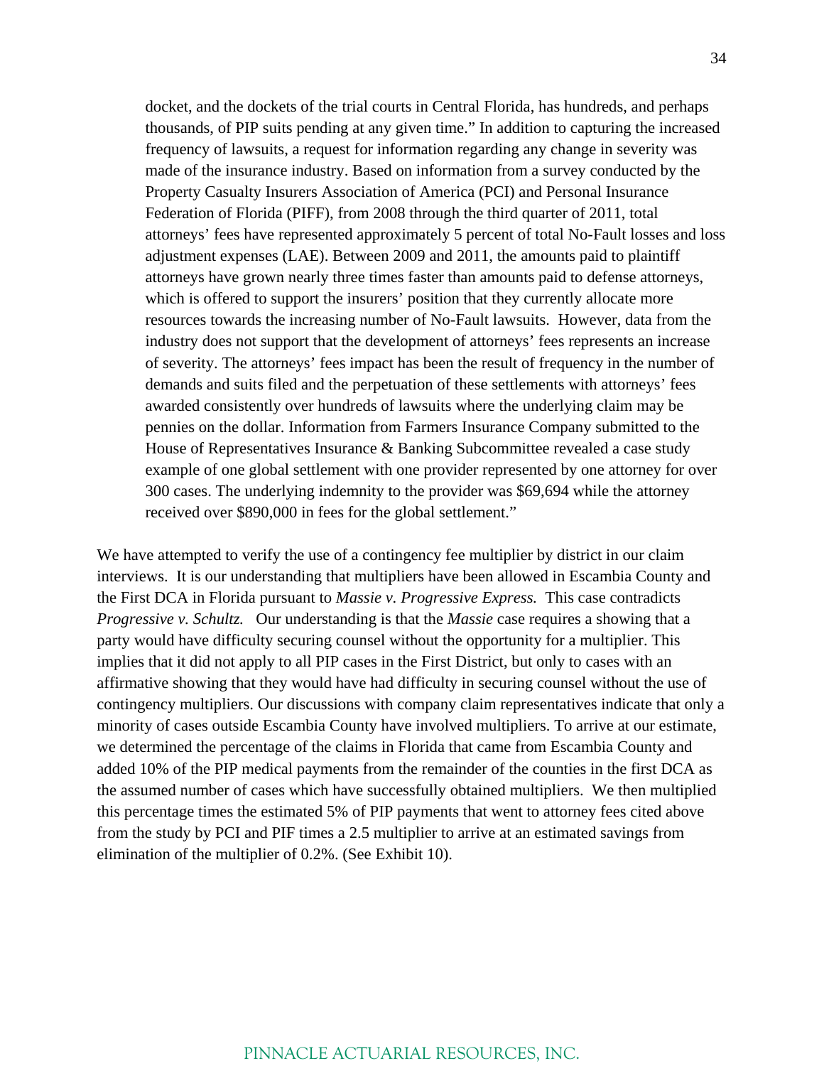> docket, and the dockets of the trial courts in Central Florida, has hundreds, and perhaps thousands, of PIP suits pending at any given time." In addition to capturing the increased frequency of lawsuits, a request for information regarding any change in severity was made of the insurance industry. Based on information from a survey conducted by the Property Casualty Insurers Association of America (PCI) and Personal Insurance Federation of Florida (PIFF), from 2008 through the third quarter of 2011, total attorneys' fees have represented approximately 5 percent of total No-Fault losses and loss adjustment expenses (LAE). Between 2009 and 2011, the amounts paid to plaintiff attorneys have grown nearly three times faster than amounts paid to defense attorneys, which is offered to support the insurers' position that they currently allocate more resources towards the increasing number of No-Fault lawsuits. However, data from the industry does not support that the development of attorneys' fees represents an increase of severity. The attorneys' fees impact has been the result of frequency in the number of demands and suits filed and the perpetuation of these settlements with attorneys' fees awarded consistently over hundreds of lawsuits where the underlying claim may be pennies on the dollar. Information from Farmers Insurance Company submitted to the House of Representatives Insurance & Banking Subcommittee revealed a case study example of one global settlement with one provider represented by one attorney for over 300 cases. The underlying indemnity to the provider was $69,694 while the attorney received over $890,000 in fees for the global settlement."

We have attempted to verify the use of a contingency fee multiplier by district in our claim interviews. It is our understanding that multipliers have been allowed in Escambia County and the First DCA in Florida pursuant to *Massie v. Progressive Express.* This case contradicts *Progressive v. Schultz.* Our understanding is that the *Massie* case requires a showing that a party would have difficulty securing counsel without the opportunity for a multiplier. This implies that it did not apply to all PIP cases in the First District, but only to cases with an affirmative showing that they would have had difficulty in securing counsel without the use of contingency multipliers. Our discussions with company claim representatives indicate that only a minority of cases outside Escambia County have involved multipliers. To arrive at our estimate, we determined the percentage of the claims in Florida that came from Escambia County and added 10% of the PIP medical payments from the remainder of the counties in the first DCA as the assumed number of cases which have successfully obtained multipliers. We then multiplied this percentage times the estimated 5% of PIP payments that went to attorney fees cited above from the study by PCI and PIF times a 2.5 multiplier to arrive at an estimated savings from elimination of the multiplier of 0.2%. (See Exhibit 10).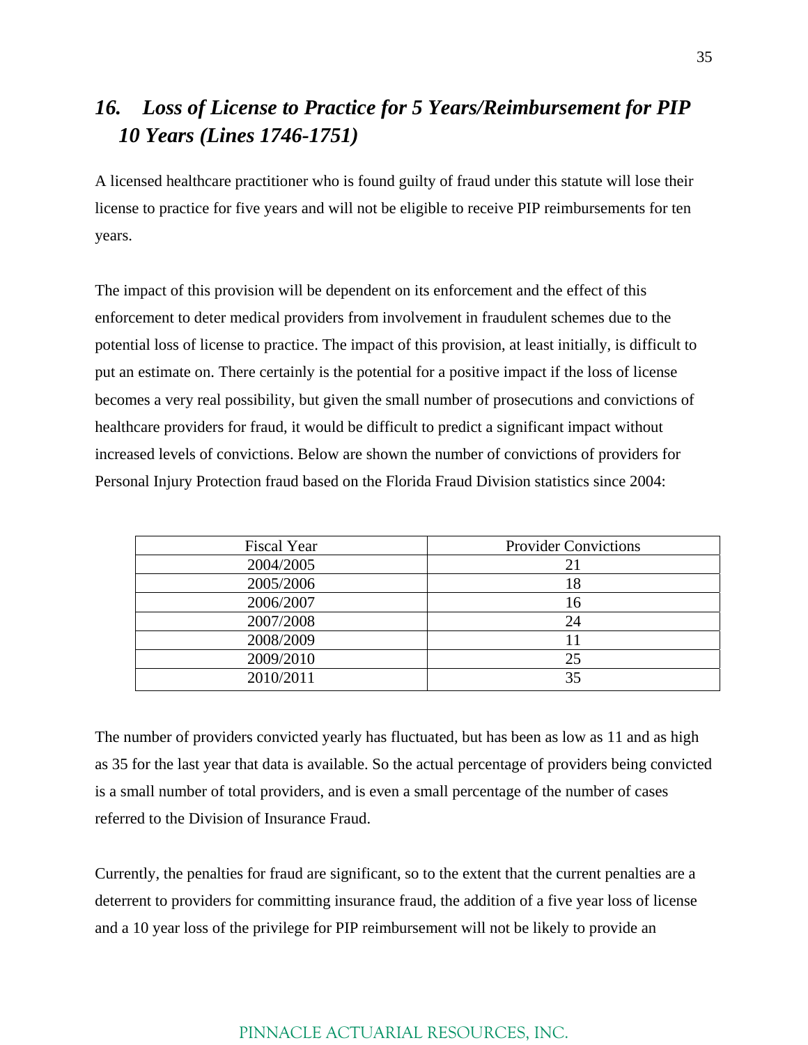## *16. Loss of License to Practice for 5 Years/Reimbursement for PIP 10 Years (Lines 1746-1751)*

A licensed healthcare practitioner who is found guilty of fraud under this statute will lose their license to practice for five years and will not be eligible to receive PIP reimbursements for ten years.

The impact of this provision will be dependent on its enforcement and the effect of this enforcement to deter medical providers from involvement in fraudulent schemes due to the potential loss of license to practice. The impact of this provision, at least initially, is difficult to put an estimate on. There certainly is the potential for a positive impact if the loss of license becomes a very real possibility, but given the small number of prosecutions and convictions of healthcare providers for fraud, it would be difficult to predict a significant impact without increased levels of convictions. Below are shown the number of convictions of providers for Personal Injury Protection fraud based on the Florida Fraud Division statistics since 2004:

| Fiscal Year | Provider Convictions |
|---|---|
| 2004/2005 | 21 |
| 2005/2006 | 18 |
| 2006/2007 | 16 |
| 2007/2008 | 24 |
| 2008/2009 | 11 |
| 2009/2010 | 25 |
| 2010/2011 | 35 |

The number of providers convicted yearly has fluctuated, but has been as low as 11 and as high as 35 for the last year that data is available. So the actual percentage of providers being convicted is a small number of total providers, and is even a small percentage of the number of cases referred to the Division of Insurance Fraud.

Currently, the penalties for fraud are significant, so to the extent that the current penalties are a deterrent to providers for committing insurance fraud, the addition of a five year loss of license and a 10 year loss of the privilege for PIP reimbursement will not be likely to provide an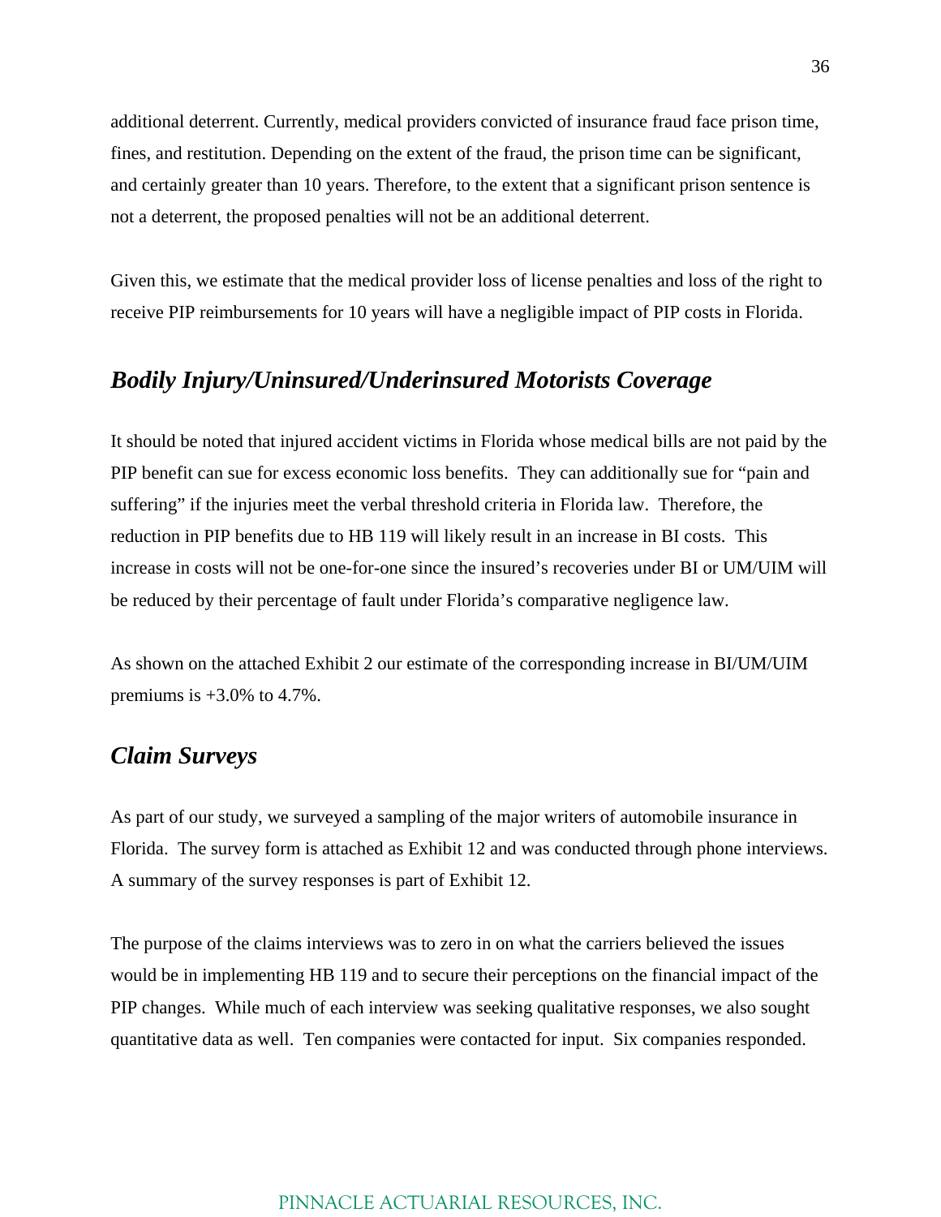additional deterrent. Currently, medical providers convicted of insurance fraud face prison time, fines, and restitution. Depending on the extent of the fraud, the prison time can be significant, and certainly greater than 10 years. Therefore, to the extent that a significant prison sentence is not a deterrent, the proposed penalties will not be an additional deterrent.

Given this, we estimate that the medical provider loss of license penalties and loss of the right to receive PIP reimbursements for 10 years will have a negligible impact of PIP costs in Florida.

## *Bodily Injury/Uninsured/Underinsured Motorists Coverage*

It should be noted that injured accident victims in Florida whose medical bills are not paid by the PIP benefit can sue for excess economic loss benefits. They can additionally sue for "pain and suffering" if the injuries meet the verbal threshold criteria in Florida law. Therefore, the reduction in PIP benefits due to HB 119 will likely result in an increase in BI costs. This increase in costs will not be one-for-one since the insured's recoveries under BI or UM/UIM will be reduced by their percentage of fault under Florida's comparative negligence law.

As shown on the attached Exhibit 2 our estimate of the corresponding increase in BI/UM/UIM premiums is +3.0% to 4.7%.

## *Claim Surveys*

As part of our study, we surveyed a sampling of the major writers of automobile insurance in Florida. The survey form is attached as Exhibit 12 and was conducted through phone interviews. A summary of the survey responses is part of Exhibit 12.

The purpose of the claims interviews was to zero in on what the carriers believed the issues would be in implementing HB 119 and to secure their perceptions on the financial impact of the PIP changes. While much of each interview was seeking qualitative responses, we also sought quantitative data as well. Ten companies were contacted for input. Six companies responded.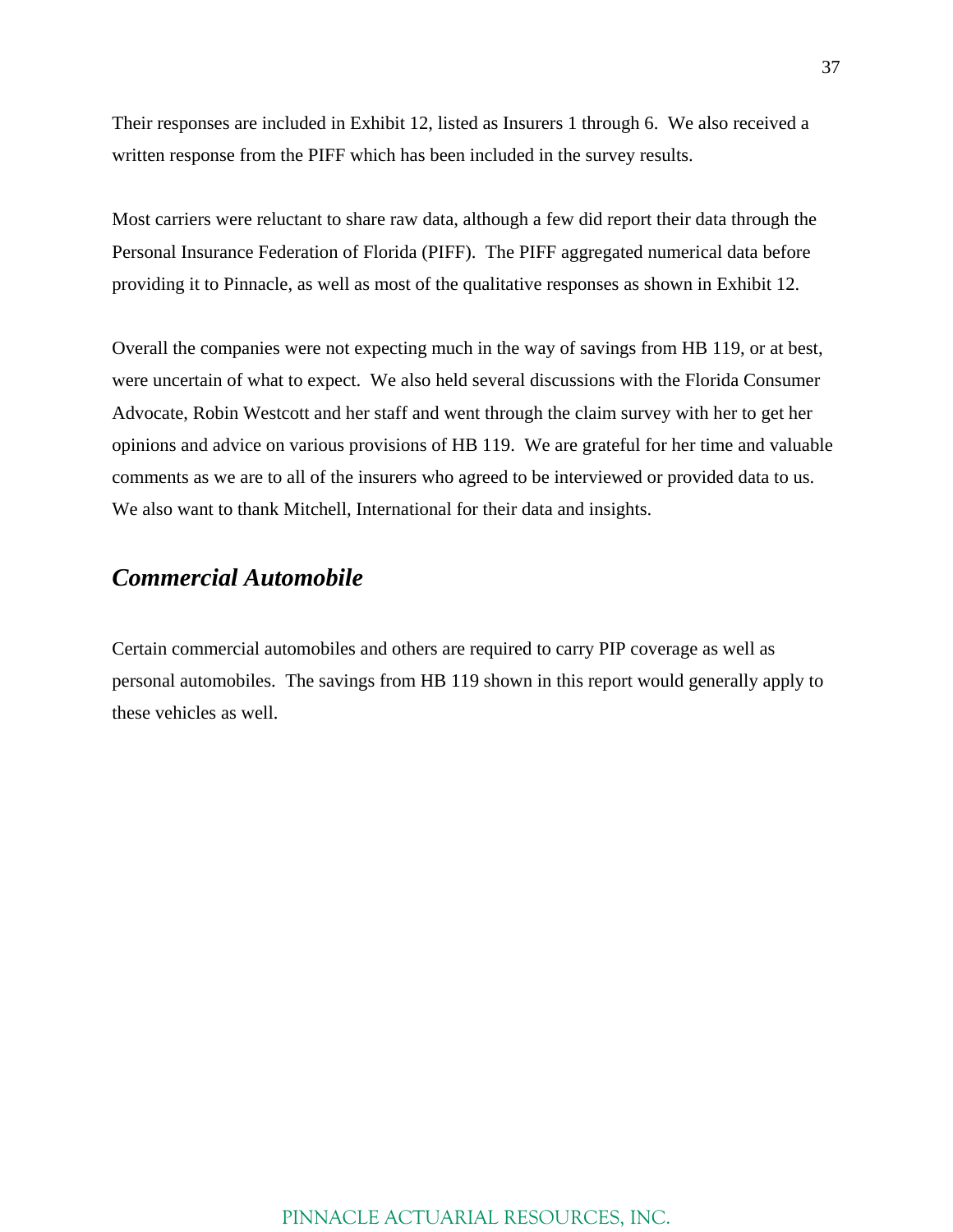Their responses are included in Exhibit 12, listed as Insurers 1 through 6. We also received a written response from the PIFF which has been included in the survey results.

Most carriers were reluctant to share raw data, although a few did report their data through the Personal Insurance Federation of Florida (PIFF). The PIFF aggregated numerical data before providing it to Pinnacle, as well as most of the qualitative responses as shown in Exhibit 12.

Overall the companies were not expecting much in the way of savings from HB 119, or at best, were uncertain of what to expect. We also held several discussions with the Florida Consumer Advocate, Robin Westcott and her staff and went through the claim survey with her to get her opinions and advice on various provisions of HB 119. We are grateful for her time and valuable comments as we are to all of the insurers who agreed to be interviewed or provided data to us. We also want to thank Mitchell, International for their data and insights.

## *Commercial Automobile*

Certain commercial automobiles and others are required to carry PIP coverage as well as personal automobiles. The savings from HB 119 shown in this report would generally apply to these vehicles as well.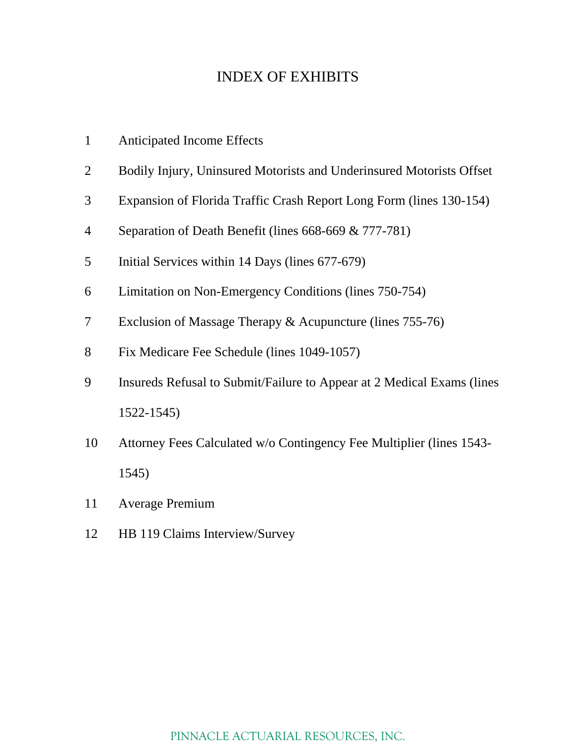# INDEX OF EXHIBITS

| | |
|---|---|
| 1 | Anticipated Income Effects |
| 2 | Bodily Injury, Uninsured Motorists and Underinsured Motorists Offset |
| 3 | Expansion of Florida Traffic Crash Report Long Form (lines 130-154) |
| 4 | Separation of Death Benefit (lines 668-669 & 777-781) |
| 5 | Initial Services within 14 Days (lines 677-679) |
| 6 | Limitation on Non-Emergency Conditions (lines 750-754) |
| 7 | Exclusion of Massage Therapy & Acupuncture (lines 755-76) |
| 8 | Fix Medicare Fee Schedule (lines 1049-1057) |
| 9 | Insureds Refusal to Submit/Failure to Appear at 2 Medical Exams (lines 1522-1545) |
| 10 | Attorney Fees Calculated w/o Contingency Fee Multiplier (lines 1543-1545) |
| 11 | Average Premium |
| 12 | HB 119 Claims Interview/Survey |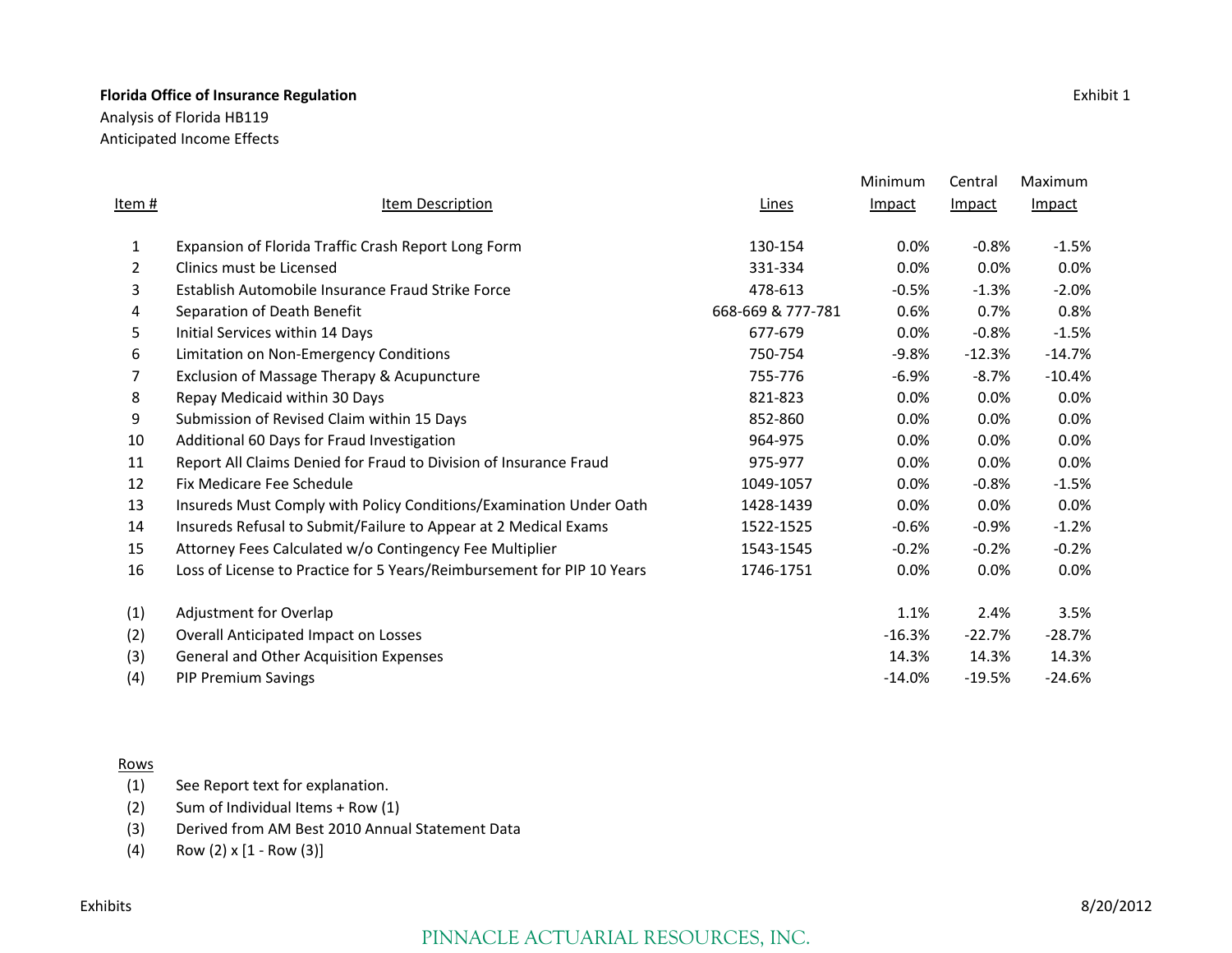**Florida Office of Insurance Regulation**

Exhibit 1

Analysis of Florida HB119

Anticipated Income Effects

| Item # | Item Description | Lines | Minimum Impact | Central Impact | Maximum Impact |
|---|---|---|---|---|---|
| 1 | Expansion of Florida Traffic Crash Report Long Form | 130-154 | 0.0% | -0.8% | -1.5% |
| 2 | Clinics must be Licensed | 331-334 | 0.0% | 0.0% | 0.0% |
| 3 | Establish Automobile Insurance Fraud Strike Force | 478-613 | -0.5% | -1.3% | -2.0% |
| 4 | Separation of Death Benefit | 668-669 & 777-781 | 0.6% | 0.7% | 0.8% |
| 5 | Initial Services within 14 Days | 677-679 | 0.0% | -0.8% | -1.5% |
| 6 | Limitation on Non-Emergency Conditions | 750-754 | -9.8% | -12.3% | -14.7% |
| 7 | Exclusion of Massage Therapy & Acupuncture | 755-776 | -6.9% | -8.7% | -10.4% |
| 8 | Repay Medicaid within 30 Days | 821-823 | 0.0% | 0.0% | 0.0% |
| 9 | Submission of Revised Claim within 15 Days | 852-860 | 0.0% | 0.0% | 0.0% |
| 10 | Additional 60 Days for Fraud Investigation | 964-975 | 0.0% | 0.0% | 0.0% |
| 11 | Report All Claims Denied for Fraud to Division of Insurance Fraud | 975-977 | 0.0% | 0.0% | 0.0% |
| 12 | Fix Medicare Fee Schedule | 1049-1057 | 0.0% | -0.8% | -1.5% |
| 13 | Insureds Must Comply with Policy Conditions/Examination Under Oath | 1428-1439 | 0.0% | 0.0% | 0.0% |
| 14 | Insureds Refusal to Submit/Failure to Appear at 2 Medical Exams | 1522-1525 | -0.6% | -0.9% | -1.2% |
| 15 | Attorney Fees Calculated w/o Contingency Fee Multiplier | 1543-1545 | -0.2% | -0.2% | -0.2% |
| 16 | Loss of License to Practice for 5 Years/Reimbursement for PIP 10 Years | 1746-1751 | 0.0% | 0.0% | 0.0% |
| (1) | Adjustment for Overlap | | 1.1% | 2.4% | 3.5% |
| (2) | Overall Anticipated Impact on Losses | | -16.3% | -22.7% | -28.7% |
| (3) | General and Other Acquisition Expenses | | 14.3% | 14.3% | 14.3% |
| (4) | PIP Premium Savings | | -14.0% | -19.5% | -24.6% |

Rows

(1) See Report text for explanation.

(2) Sum of Individual Items + Row (1)

(3) Derived from AM Best 2010 Annual Statement Data

(4) Row (2) x [1 - Row (3)]

Exhibits

8/20/2012

PINNACLE ACTUARIAL RESOURCES, INC.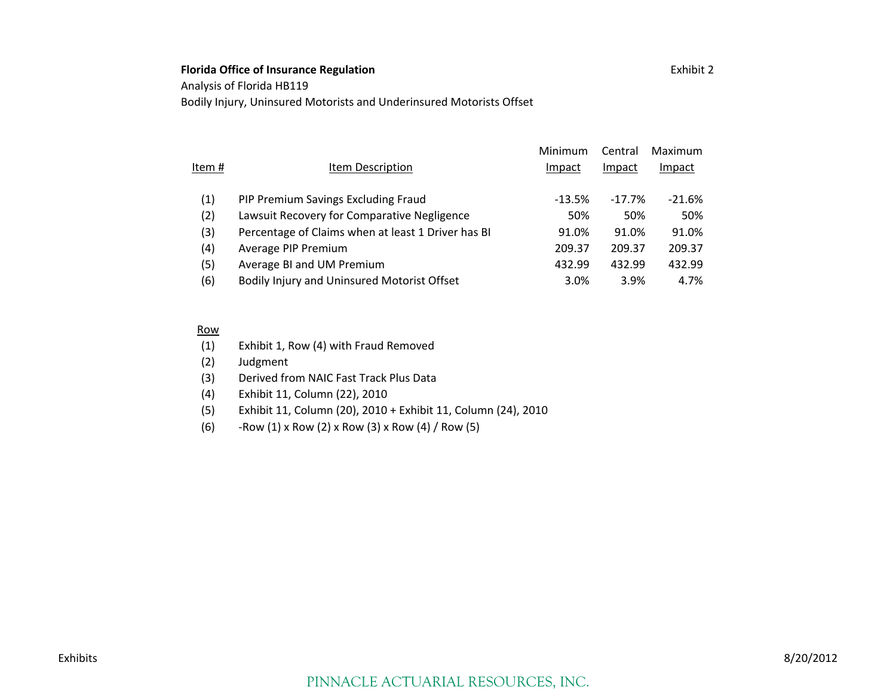**Florida Office of Insurance Regulation**

Exhibit 2

Analysis of Florida HB119

Bodily Injury, Uninsured Motorists and Underinsured Motorists Offset

| Item # | Item Description | Minimum Impact | Central Impact | Maximum Impact |
|---|---|---|---|---|
| (1) | PIP Premium Savings Excluding Fraud | -13.5% | -17.7% | -21.6% |
| (2) | Lawsuit Recovery for Comparative Negligence | 50% | 50% | 50% |
| (3) | Percentage of Claims when at least 1 Driver has BI | 91.0% | 91.0% | 91.0% |
| (4) | Average PIP Premium | 209.37 | 209.37 | 209.37 |
| (5) | Average BI and UM Premium | 432.99 | 432.99 | 432.99 |
| (6) | Bodily Injury and Uninsured Motorist Offset | 3.0% | 3.9% | 4.7% |

| Row | |
|---|---|
| (1) | Exhibit 1, Row (4) with Fraud Removed |
| (2) | Judgment |
| (3) | Derived from NAIC Fast Track Plus Data |
| (4) | Exhibit 11, Column (22), 2010 |
| (5) | Exhibit 11, Column (20), 2010 + Exhibit 11, Column (24), 2010 |
| (6) | -Row (1) x Row (2) x Row (3) x Row (4) / Row (5) |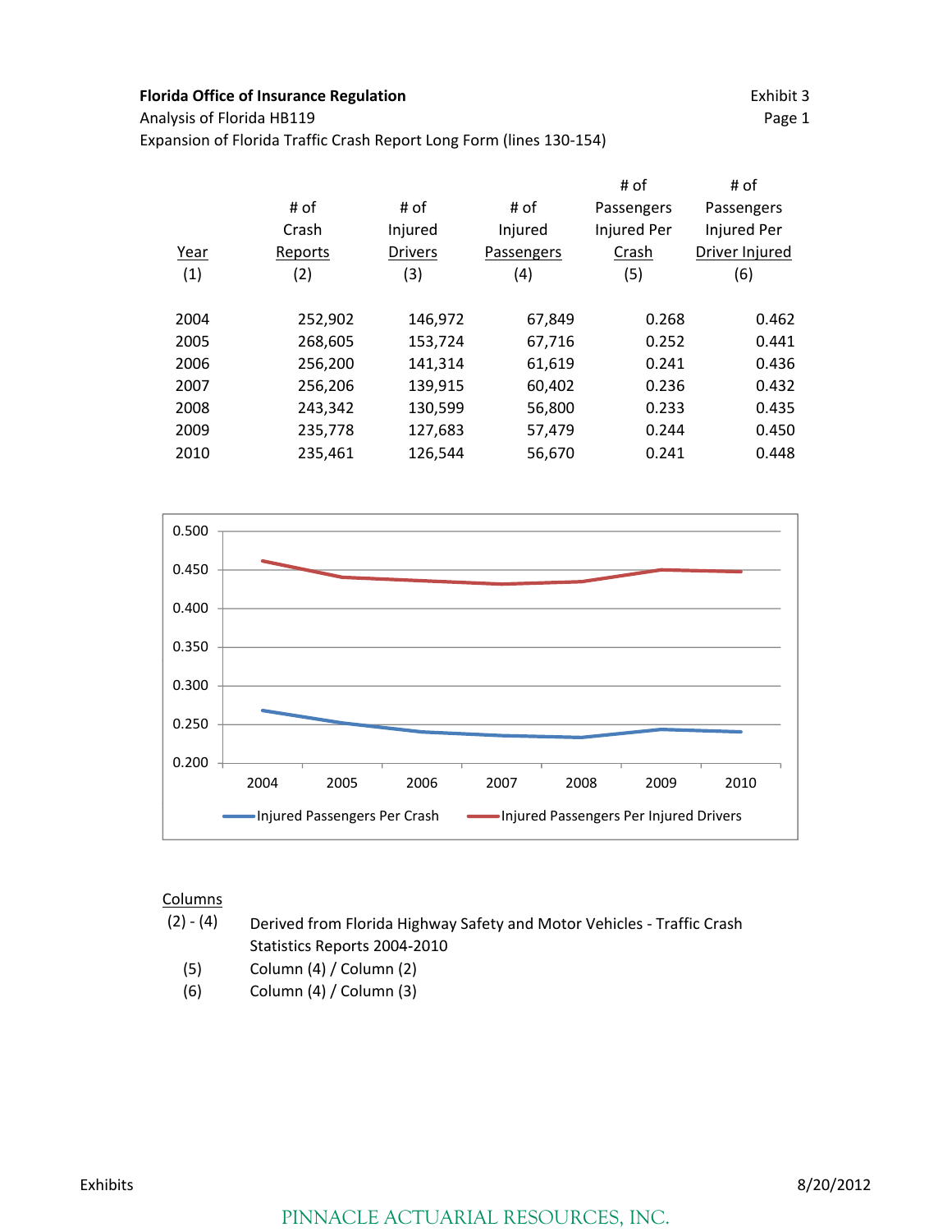**Florida Office of Insurance Regulation**
Analysis of Florida HB119
Expansion of Florida Traffic Crash Report Long Form (lines 130-154)

Exhibit 3
Page 1

| Year (1) | # of Crash Reports (2) | # of Injured Drivers (3) | # of Injured Passengers (4) | # of Passengers Injured Per Crash (5) | # of Passengers Injured Per Driver Injured (6) |
|---|---|---|---|---|---|
| 2004 | 252,902 | 146,972 | 67,849 | 0.268 | 0.462 |
| 2005 | 268,605 | 153,724 | 67,716 | 0.252 | 0.441 |
| 2006 | 256,200 | 141,314 | 61,619 | 0.241 | 0.436 |
| 2007 | 256,206 | 139,915 | 60,402 | 0.236 | 0.432 |
| 2008 | 243,342 | 130,599 | 56,800 | 0.233 | 0.435 |
| 2009 | 235,778 | 127,683 | 57,479 | 0.244 | 0.450 |
| 2010 | 235,461 | 126,544 | 56,670 | 0.241 | 0.448 |

Injured Passengers Per Crash — Injured Passengers Per Injured Drivers

Columns

(2) - (4) Derived from Florida Highway Safety and Motor Vehicles - Traffic Crash Statistics Reports 2004-2010

(5) Column (4) / Column (2)

(6) Column (4) / Column (3)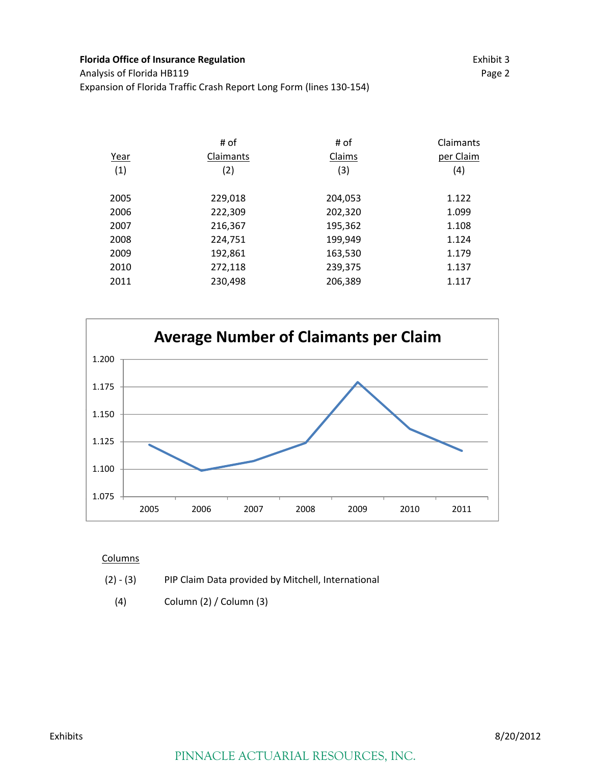**Florida Office of Insurance Regulation**

Analysis of Florida HB119

Expansion of Florida Traffic Crash Report Long Form (lines 130-154)

Exhibit 3
Page 2

| Year (1) | # of Claimants (2) | # of Claims (3) | Claimants per Claim (4) |
|---|---|---|---|
| 2005 | 229,018 | 204,053 | 1.122 |
| 2006 | 222,309 | 202,320 | 1.099 |
| 2007 | 216,367 | 195,362 | 1.108 |
| 2008 | 224,751 | 199,949 | 1.124 |
| 2009 | 192,861 | 163,530 | 1.179 |
| 2010 | 272,118 | 239,375 | 1.137 |
| 2011 | 230,498 | 206,389 | 1.117 |

**Average Number of Claimants per Claim**

Columns

(2) - (3) PIP Claim Data provided by Mitchell, International

(4) Column (2) / Column (3)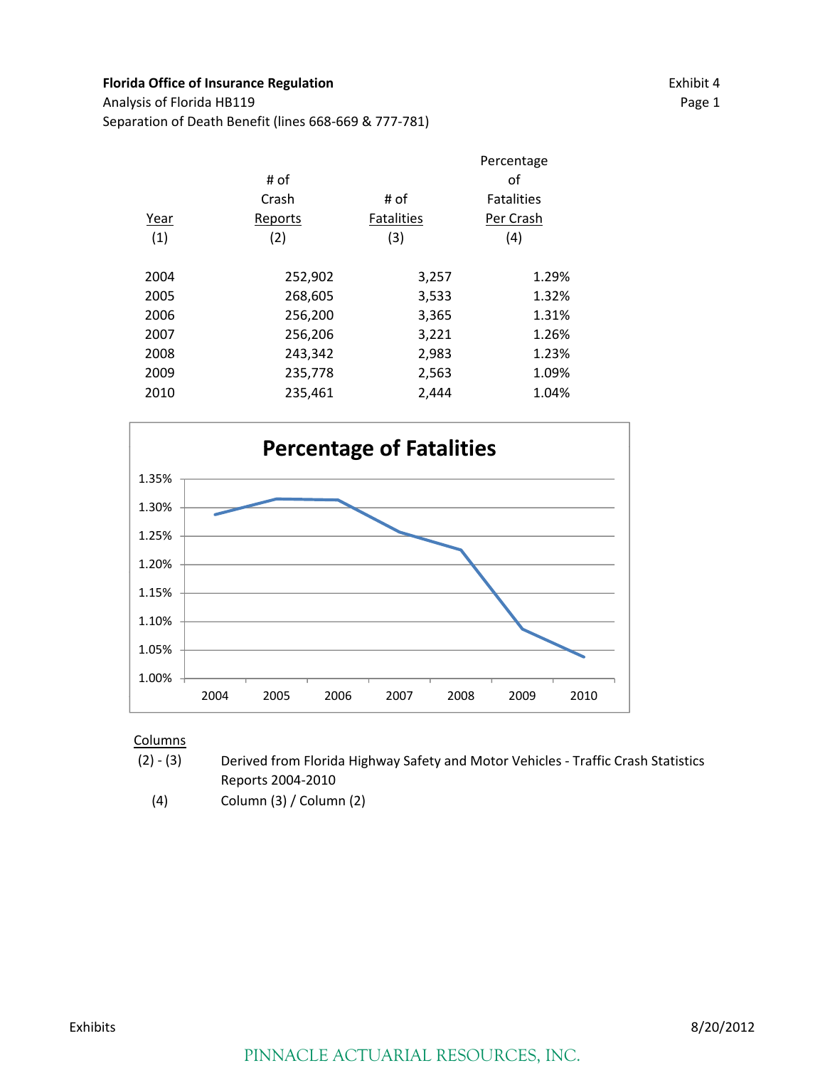**Florida Office of Insurance Regulation**
Analysis of Florida HB119
Separation of Death Benefit (lines 668-669 & 777-781)

Exhibit 4
Page 1

| Year | # of Crash Reports | # of Fatalities | Percentage of Fatalities Per Crash |
|---|---|---|---|
| (1) | (2) | (3) | (4) |
| 2004 | 252,902 | 3,257 | 1.29% |
| 2005 | 268,605 | 3,533 | 1.32% |
| 2006 | 256,200 | 3,365 | 1.31% |
| 2007 | 256,206 | 3,221 | 1.26% |
| 2008 | 243,342 | 2,983 | 1.23% |
| 2009 | 235,778 | 2,563 | 1.09% |
| 2010 | 235,461 | 2,444 | 1.04% |

**Percentage of Fatalities**

| Year | Percentage |
|---|---|
| 2004 | 1.29% |
| 2005 | 1.32% |
| 2006 | 1.31% |
| 2007 | 1.26% |
| 2008 | 1.23% |
| 2009 | 1.09% |
| 2010 | 1.04% |

Columns

(2) - (3) Derived from Florida Highway Safety and Motor Vehicles - Traffic Crash Statistics Reports 2004-2010

(4) Column (3) / Column (2)

Exhibits

8/20/2012

PINNACLE ACTUARIAL RESOURCES, INC.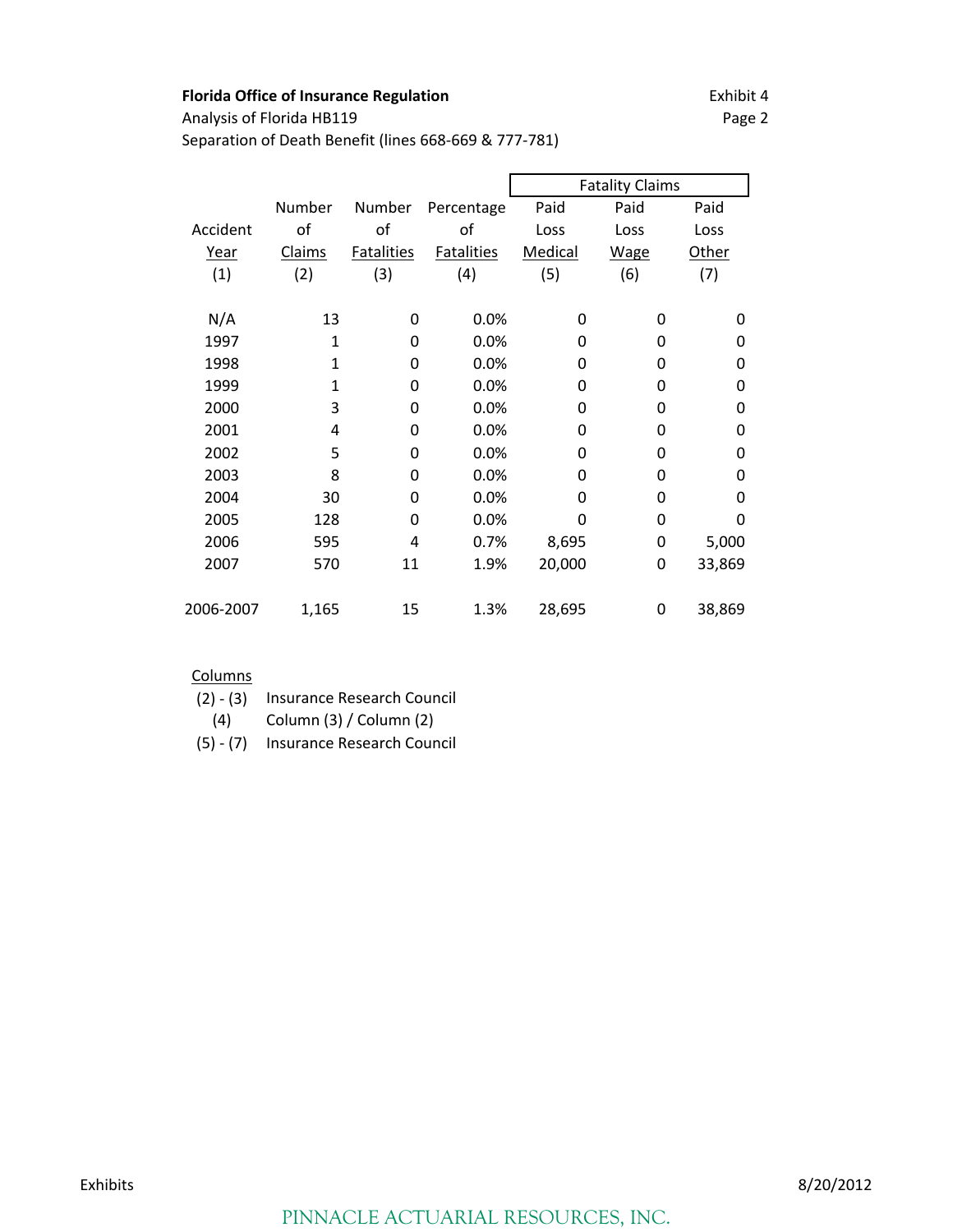**Florida Office of Insurance Regulation**

Exhibit 4

Analysis of Florida HB119

Page 2

Separation of Death Benefit (lines 668-669 & 777-781)

| Accident Year (1) | Number of Claims (2) | Number of Fatalities (3) | Percentage of Fatalities (4) | Fatality Claims | | |
|---|---|---|---|---|---|---|
| | | | | Paid Loss Medical (5) | Paid Loss Wage (6) | Paid Loss Other (7) |
| N/A | 13 | 0 | 0.0% | 0 | 0 | 0 |
| 1997 | 1 | 0 | 0.0% | 0 | 0 | 0 |
| 1998 | 1 | 0 | 0.0% | 0 | 0 | 0 |
| 1999 | 1 | 0 | 0.0% | 0 | 0 | 0 |
| 2000 | 3 | 0 | 0.0% | 0 | 0 | 0 |
| 2001 | 4 | 0 | 0.0% | 0 | 0 | 0 |
| 2002 | 5 | 0 | 0.0% | 0 | 0 | 0 |
| 2003 | 8 | 0 | 0.0% | 0 | 0 | 0 |
| 2004 | 30 | 0 | 0.0% | 0 | 0 | 0 |
| 2005 | 128 | 0 | 0.0% | 0 | 0 | 0 |
| 2006 | 595 | 4 | 0.7% | 8,695 | 0 | 5,000 |
| 2007 | 570 | 11 | 1.9% | 20,000 | 0 | 33,869 |
| 2006-2007 | 1,165 | 15 | 1.3% | 28,695 | 0 | 38,869 |

Columns

- (2) - (3) Insurance Research Council
- (4) Column (3) / Column (2)
- (5) - (7) Insurance Research Council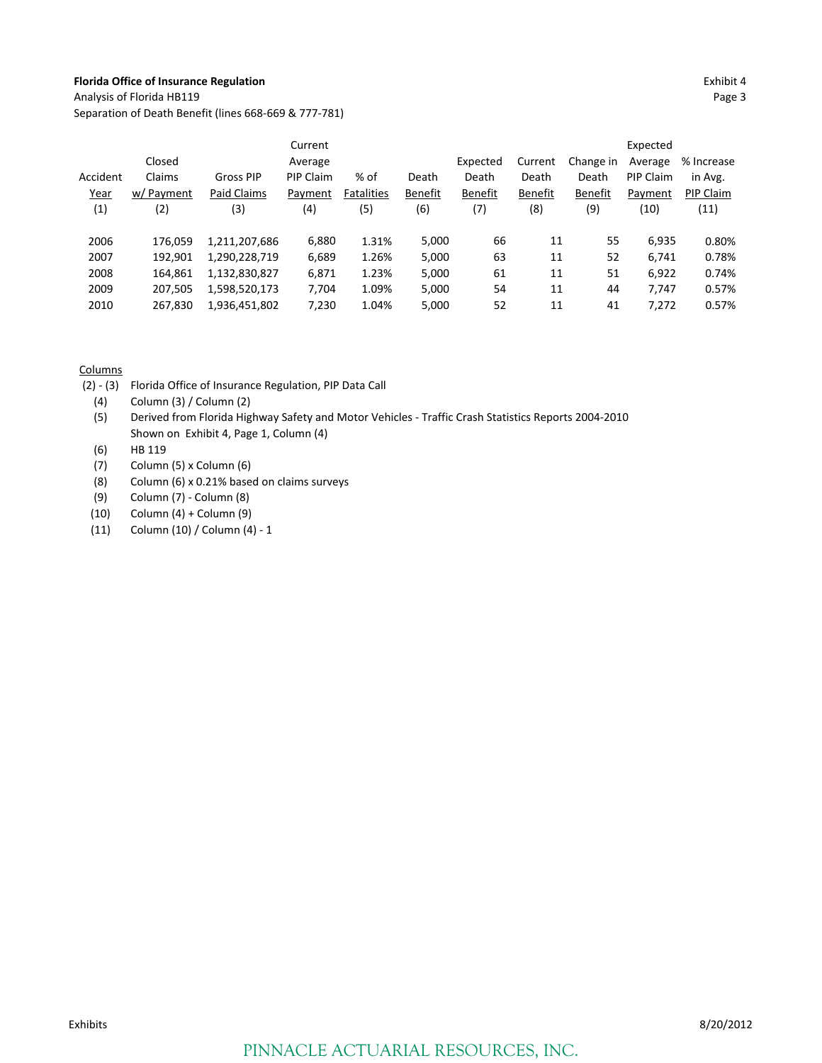**Florida Office of Insurance Regulation**

Exhibit 4
Page 3

Analysis of Florida HB119

Separation of Death Benefit (lines 668-669 & 777-781)

| Accident Year (1) | Closed Claims w/ Payment (2) | Gross PIP Paid Claims (3) | Current Average PIP Claim Payment (4) | % of Fatalities (5) | Death Benefit (6) | Expected Death Benefit (7) | Current Death Benefit (8) | Change in Death Benefit (9) | Expected Average PIP Claim Payment (10) | % Increase in Avg. PIP Claim (11) |
|---|---|---|---|---|---|---|---|---|---|---|
| 2006 | 176,059 | 1,211,207,686 | 6,880 | 1.31% | 5,000 | 66 | 11 | 55 | 6,935 | 0.80% |
| 2007 | 192,901 | 1,290,228,719 | 6,689 | 1.26% | 5,000 | 63 | 11 | 52 | 6,741 | 0.78% |
| 2008 | 164,861 | 1,132,830,827 | 6,871 | 1.23% | 5,000 | 61 | 11 | 51 | 6,922 | 0.74% |
| 2009 | 207,505 | 1,598,520,173 | 7,704 | 1.09% | 5,000 | 54 | 11 | 44 | 7,747 | 0.57% |
| 2010 | 267,830 | 1,936,451,802 | 7,230 | 1.04% | 5,000 | 52 | 11 | 41 | 7,272 | 0.57% |

Columns

- (2) - (3) Florida Office of Insurance Regulation, PIP Data Call
- (4) Column (3) / Column (2)
- (5) Derived from Florida Highway Safety and Motor Vehicles - Traffic Crash Statistics Reports 2004-2010 Shown on Exhibit 4, Page 1, Column (4)
- (6) HB 119
- (7) Column (5) x Column (6)
- (8) Column (6) x 0.21% based on claims surveys
- (9) Column (7) - Column (8)
- (10) Column (4) + Column (9)
- (11) Column (10) / Column (4) - 1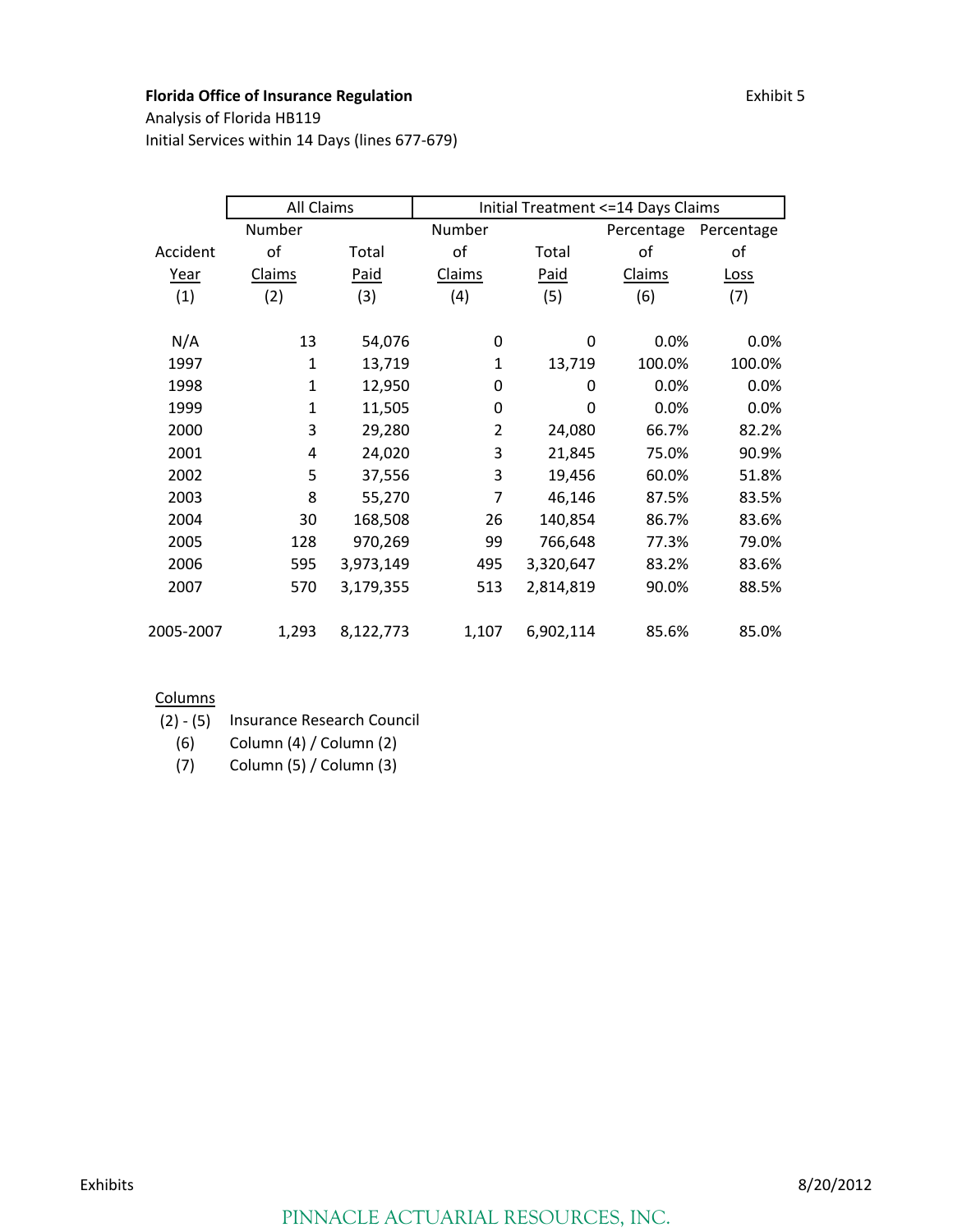**Florida Office of Insurance Regulation**

Exhibit 5

Analysis of Florida HB119

Initial Services within 14 Days (lines 677-679)

| | All Claims | | Initial Treatment <=14 Days Claims | | | |
|---|---|---|---|---|---|---|
| Accident Year | Number of Claims | Total Paid | Number of Claims | Total Paid | Percentage of Claims | Percentage of Loss |
| (1) | (2) | (3) | (4) | (5) | (6) | (7) |
| N/A | 13 | 54,076 | 0 | 0 | 0.0% | 0.0% |
| 1997 | 1 | 13,719 | 1 | 13,719 | 100.0% | 100.0% |
| 1998 | 1 | 12,950 | 0 | 0 | 0.0% | 0.0% |
| 1999 | 1 | 11,505 | 0 | 0 | 0.0% | 0.0% |
| 2000 | 3 | 29,280 | 2 | 24,080 | 66.7% | 82.2% |
| 2001 | 4 | 24,020 | 3 | 21,845 | 75.0% | 90.9% |
| 2002 | 5 | 37,556 | 3 | 19,456 | 60.0% | 51.8% |
| 2003 | 8 | 55,270 | 7 | 46,146 | 87.5% | 83.5% |
| 2004 | 30 | 168,508 | 26 | 140,854 | 86.7% | 83.6% |
| 2005 | 128 | 970,269 | 99 | 766,648 | 77.3% | 79.0% |
| 2006 | 595 | 3,973,149 | 495 | 3,320,647 | 83.2% | 83.6% |
| 2007 | 570 | 3,179,355 | 513 | 2,814,819 | 90.0% | 88.5% |
| 2005-2007 | 1,293 | 8,122,773 | 1,107 | 6,902,114 | 85.6% | 85.0% |

Columns

(2) - (5) Insurance Research Council

(6) Column (4) / Column (2)

(7) Column (5) / Column (3)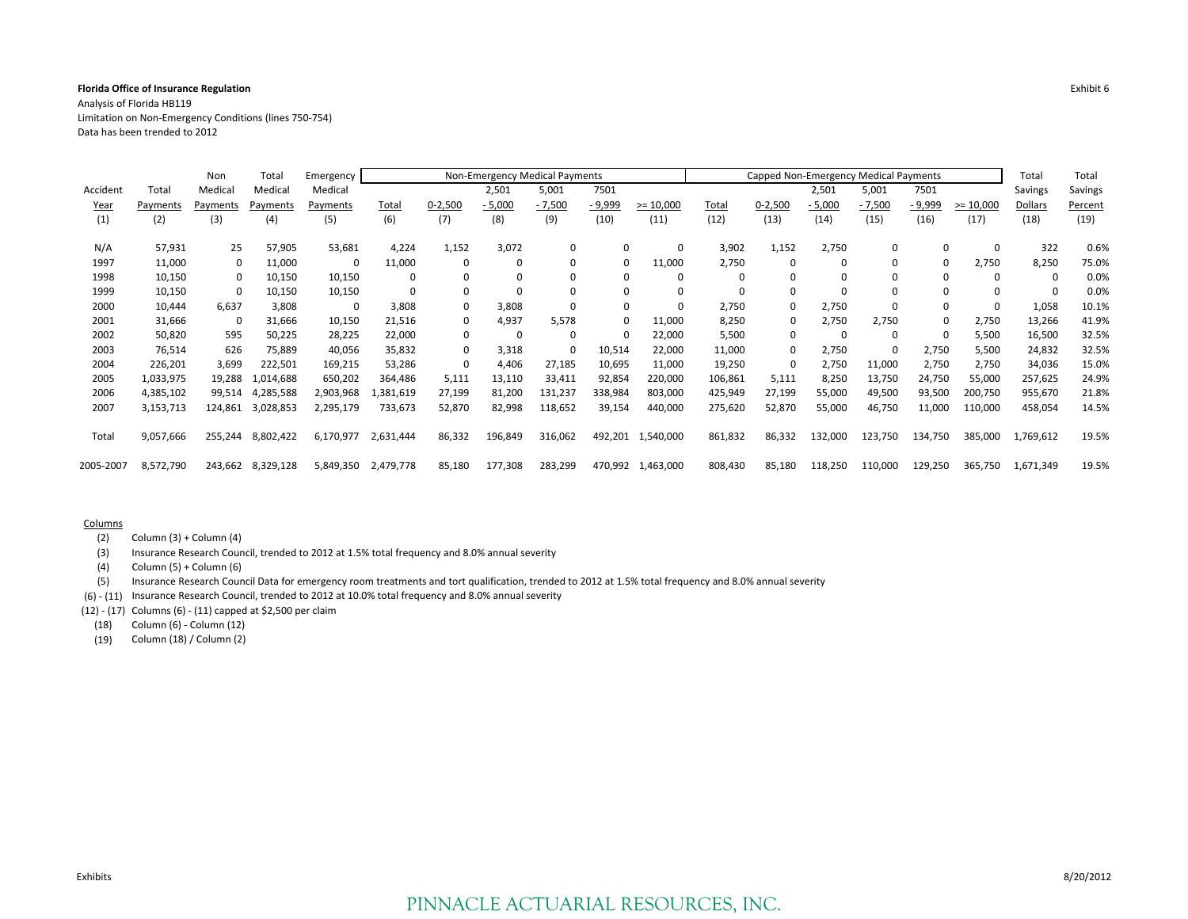**Florida Office of Insurance Regulation**

Exhibit 6

Analysis of Florida HB119

Limitation on Non-Emergency Conditions (lines 750-754)

Data has been trended to 2012

| Accident Year | Total Payments | Non Medical Payments | Total Medical Payments | Emergency Medical Payments | Non-Emergency Medical Payments | | | | | | Capped Non-Emergency Medical Payments | | | | | | Total Savings Dollars | Total Savings Percent |
|---|---|---|---|---|---|---|---|---|---|---|---|---|---|---|---|---|---|---|
| | | | | | Total | 0-2,500 | 2,501 - 5,000 | 5,001 - 7,500 | 7501 - 9,999 | >= 10,000 | Total | 0-2,500 | 2,501 - 5,000 | 5,001 - 7,500 | 7501 - 9,999 | >= 10,000 | | |
| (1) | (2) | (3) | (4) | (5) | (6) | (7) | (8) | (9) | (10) | (11) | (12) | (13) | (14) | (15) | (16) | (17) | (18) | (19) |
| N/A | 57,931 | 25 | 57,905 | 53,681 | 4,224 | 1,152 | 3,072 | 0 | 0 | 0 | 3,902 | 1,152 | 2,750 | 0 | 0 | 0 | 322 | 0.6% |
| 1997 | 11,000 | 0 | 11,000 | 0 | 11,000 | 0 | 0 | 0 | 0 | 11,000 | 2,750 | 0 | 0 | 0 | 0 | 2,750 | 8,250 | 75.0% |
| 1998 | 10,150 | 0 | 10,150 | 10,150 | 0 | 0 | 0 | 0 | 0 | 0 | 0 | 0 | 0 | 0 | 0 | 0 | 0 | 0.0% |
| 1999 | 10,150 | 0 | 10,150 | 10,150 | 0 | 0 | 0 | 0 | 0 | 0 | 0 | 0 | 0 | 0 | 0 | 0 | 0 | 0.0% |
| 2000 | 10,444 | 6,637 | 3,808 | 0 | 3,808 | 0 | 3,808 | 0 | 0 | 0 | 2,750 | 0 | 2,750 | 0 | 0 | 0 | 1,058 | 10.1% |
| 2001 | 31,666 | 0 | 31,666 | 10,150 | 21,516 | 0 | 4,937 | 5,578 | 0 | 11,000 | 8,250 | 0 | 2,750 | 2,750 | 0 | 2,750 | 13,266 | 41.9% |
| 2002 | 50,820 | 595 | 50,225 | 28,225 | 22,000 | 0 | 0 | 0 | 0 | 22,000 | 5,500 | 0 | 0 | 0 | 0 | 5,500 | 16,500 | 32.5% |
| 2003 | 76,514 | 626 | 75,889 | 40,056 | 35,832 | 0 | 3,318 | 0 | 10,514 | 22,000 | 11,000 | 0 | 2,750 | 0 | 2,750 | 5,500 | 24,832 | 32.5% |
| 2004 | 226,201 | 3,699 | 222,501 | 169,215 | 53,286 | 0 | 4,406 | 27,185 | 10,695 | 11,000 | 19,250 | 0 | 2,750 | 11,000 | 2,750 | 2,750 | 34,036 | 15.0% |
| 2005 | 1,033,975 | 19,288 | 1,014,688 | 650,202 | 364,486 | 5,111 | 13,110 | 33,411 | 92,854 | 220,000 | 106,861 | 5,111 | 8,250 | 13,750 | 24,750 | 55,000 | 257,625 | 24.9% |
| 2006 | 4,385,102 | 99,514 | 4,285,588 | 2,903,968 | 1,381,619 | 27,199 | 81,200 | 131,237 | 338,984 | 803,000 | 425,949 | 27,199 | 55,000 | 49,500 | 93,500 | 200,750 | 955,670 | 21.8% |
| 2007 | 3,153,713 | 124,861 | 3,028,853 | 2,295,179 | 733,673 | 52,870 | 82,998 | 118,652 | 39,154 | 440,000 | 275,620 | 52,870 | 55,000 | 46,750 | 11,000 | 110,000 | 458,054 | 14.5% |
| Total | 9,057,666 | 255,244 | 8,802,422 | 6,170,977 | 2,631,444 | 86,332 | 196,849 | 316,062 | 492,201 | 1,540,000 | 861,832 | 86,332 | 132,000 | 123,750 | 134,750 | 385,000 | 1,769,612 | 19.5% |
| 2005-2007 | 8,572,790 | 243,662 | 8,329,128 | 5,849,350 | 2,479,778 | 85,180 | 177,308 | 283,299 | 470,992 | 1,463,000 | 808,430 | 85,180 | 118,250 | 110,000 | 129,250 | 365,750 | 1,671,349 | 19.5% |

Columns

(2) Column (3) + Column (4)

(3) Insurance Research Council, trended to 2012 at 1.5% total frequency and 8.0% annual severity

(4) Column (5) + Column (6)

(5) Insurance Research Council Data for emergency room treatments and tort qualification, trended to 2012 at 1.5% total frequency and 8.0% annual severity

(6) - (11) Insurance Research Council, trended to 2012 at 10.0% total frequency and 8.0% annual severity

(12) - (17) Columns (6) - (11) capped at $2,500 per claim

(18) Column (6) - Column (12)

(19) Column (18) / Column (2)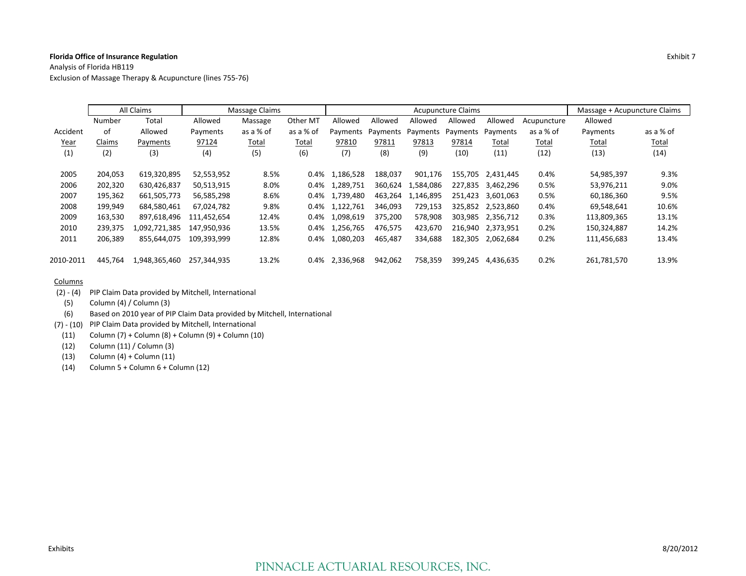**Florida Office of Insurance Regulation**

Exhibit 7

Analysis of Florida HB119

Exclusion of Massage Therapy & Acupuncture (lines 755-76)

| | All Claims | | Massage Claims | | | Acupuncture Claims | | | | | | Massage + Acupuncture Claims | |
|---|---|---|---|---|---|---|---|---|---|---|---|---|---|
| Accident Year | Number of Claims | Total Allowed Payments | Allowed Payments 97124 | Massage as a % of Total | Other MT as a % of Total | Allowed Payments 97810 | Allowed Payments 97811 | Allowed Payments 97813 | Allowed Payments 97814 | Allowed Payments Total | Acupuncture as a % of Total | Allowed Payments Total | as a % of Total |
| (1) | (2) | (3) | (4) | (5) | (6) | (7) | (8) | (9) | (10) | (11) | (12) | (13) | (14) |
| 2005 | 204,053 | 619,320,895 | 52,553,952 | 8.5% | 0.4% | 1,186,528 | 188,037 | 901,176 | 155,705 | 2,431,445 | 0.4% | 54,985,397 | 9.3% |
| 2006 | 202,320 | 630,426,837 | 50,513,915 | 8.0% | 0.4% | 1,289,751 | 360,624 | 1,584,086 | 227,835 | 3,462,296 | 0.5% | 53,976,211 | 9.0% |
| 2007 | 195,362 | 661,505,773 | 56,585,298 | 8.6% | 0.4% | 1,739,480 | 463,264 | 1,146,895 | 251,423 | 3,601,063 | 0.5% | 60,186,360 | 9.5% |
| 2008 | 199,949 | 684,580,461 | 67,024,782 | 9.8% | 0.4% | 1,122,761 | 346,093 | 729,153 | 325,852 | 2,523,860 | 0.4% | 69,548,641 | 10.6% |
| 2009 | 163,530 | 897,618,496 | 111,452,654 | 12.4% | 0.4% | 1,098,619 | 375,200 | 578,908 | 303,985 | 2,356,712 | 0.3% | 113,809,365 | 13.1% |
| 2010 | 239,375 | 1,092,721,385 | 147,950,936 | 13.5% | 0.4% | 1,256,765 | 476,575 | 423,670 | 216,940 | 2,373,951 | 0.2% | 150,324,887 | 14.2% |
| 2011 | 206,389 | 855,644,075 | 109,393,999 | 12.8% | 0.4% | 1,080,203 | 465,487 | 334,688 | 182,305 | 2,062,684 | 0.2% | 111,456,683 | 13.4% |
| 2010-2011 | 445,764 | 1,948,365,460 | 257,344,935 | 13.2% | 0.4% | 2,336,968 | 942,062 | 758,359 | 399,245 | 4,436,635 | 0.2% | 261,781,570 | 13.9% |

Columns

- (2) - (4) PIP Claim Data provided by Mitchell, International
- (5) Column (4) / Column (3)
- (6) Based on 2010 year of PIP Claim Data provided by Mitchell, International
- (7) - (10) PIP Claim Data provided by Mitchell, International
- (11) Column (7) + Column (8) + Column (9) + Column (10)
- (12) Column (11) / Column (3)
- (13) Column (4) + Column (11)
- (14) Column 5 + Column 6 + Column (12)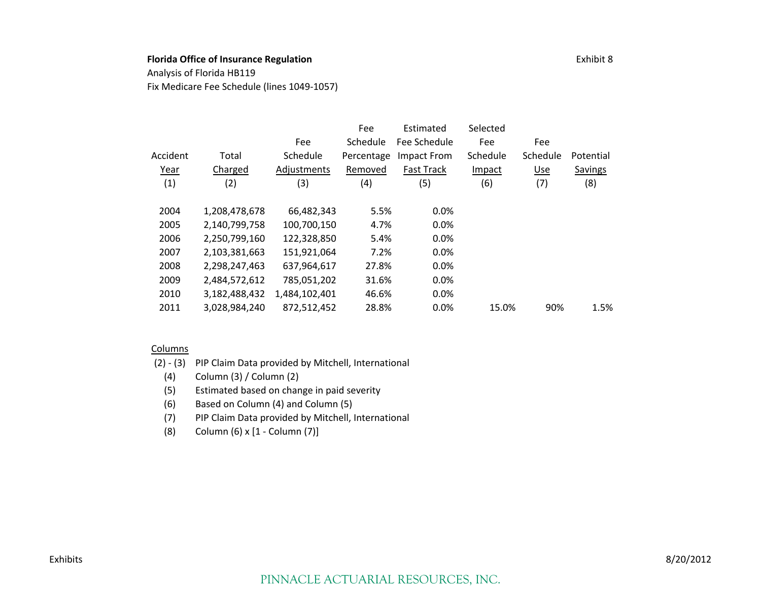**Florida Office of Insurance Regulation**

Analysis of Florida HB119

Fix Medicare Fee Schedule (lines 1049-1057)

Exhibit 8

| Accident Year (1) | Total Charged (2) | Fee Schedule Adjustments (3) | Fee Schedule Percentage Removed (4) | Estimated Fee Schedule Impact From Fast Track (5) | Selected Fee Schedule Impact (6) | Fee Schedule Use (7) | Potential Savings (8) |
|---|---|---|---|---|---|---|---|
| 2004 | 1,208,478,678 | 66,482,343 | 5.5% | 0.0% | | | |
| 2005 | 2,140,799,758 | 100,700,150 | 4.7% | 0.0% | | | |
| 2006 | 2,250,799,160 | 122,328,850 | 5.4% | 0.0% | | | |
| 2007 | 2,103,381,663 | 151,921,064 | 7.2% | 0.0% | | | |
| 2008 | 2,298,247,463 | 637,964,617 | 27.8% | 0.0% | | | |
| 2009 | 2,484,572,612 | 785,051,202 | 31.6% | 0.0% | | | |
| 2010 | 3,182,488,432 | 1,484,102,401 | 46.6% | 0.0% | | | |
| 2011 | 3,028,984,240 | 872,512,452 | 28.8% | 0.0% | 15.0% | 90% | 1.5% |

Columns

- (2) - (3) PIP Claim Data provided by Mitchell, International
- (4) Column (3) / Column (2)
- (5) Estimated based on change in paid severity
- (6) Based on Column (4) and Column (5)
- (7) PIP Claim Data provided by Mitchell, International
- (8) Column (6) x [1 - Column (7)]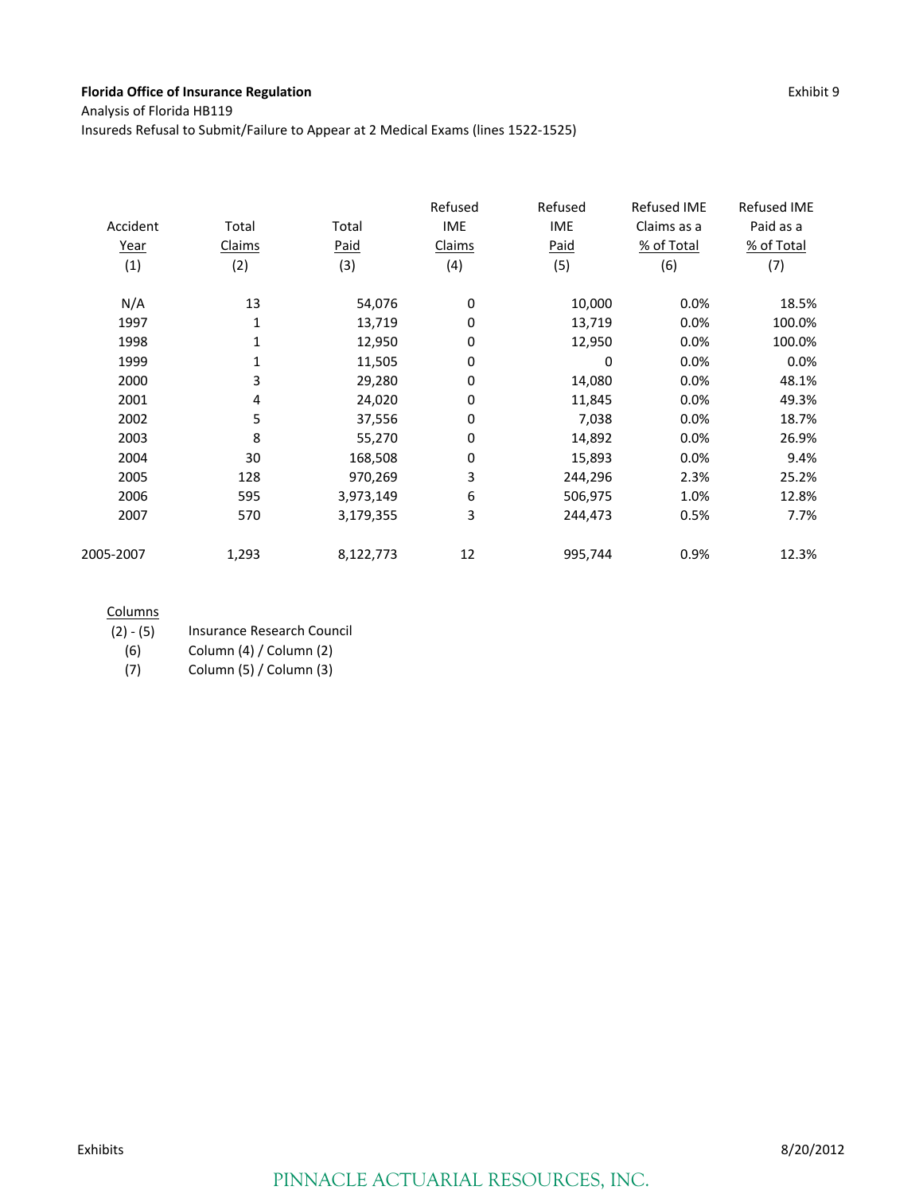**Florida Office of Insurance Regulation**

Exhibit 9

Analysis of Florida HB119

Insureds Refusal to Submit/Failure to Appear at 2 Medical Exams (lines 1522-1525)

| Accident Year (1) | Total Claims (2) | Total Paid (3) | Refused IME Claims (4) | Refused IME Paid (5) | Refused IME Claims as a % of Total (6) | Refused IME Paid as a % of Total (7) |
|---|---|---|---|---|---|---|
| N/A | 13 | 54,076 | 0 | 10,000 | 0.0% | 18.5% |
| 1997 | 1 | 13,719 | 0 | 13,719 | 0.0% | 100.0% |
| 1998 | 1 | 12,950 | 0 | 12,950 | 0.0% | 100.0% |
| 1999 | 1 | 11,505 | 0 | 0 | 0.0% | 0.0% |
| 2000 | 3 | 29,280 | 0 | 14,080 | 0.0% | 48.1% |
| 2001 | 4 | 24,020 | 0 | 11,845 | 0.0% | 49.3% |
| 2002 | 5 | 37,556 | 0 | 7,038 | 0.0% | 18.7% |
| 2003 | 8 | 55,270 | 0 | 14,892 | 0.0% | 26.9% |
| 2004 | 30 | 168,508 | 0 | 15,893 | 0.0% | 9.4% |
| 2005 | 128 | 970,269 | 3 | 244,296 | 2.3% | 25.2% |
| 2006 | 595 | 3,973,149 | 6 | 506,975 | 1.0% | 12.8% |
| 2007 | 570 | 3,179,355 | 3 | 244,473 | 0.5% | 7.7% |
| 2005-2007 | 1,293 | 8,122,773 | 12 | 995,744 | 0.9% | 12.3% |

Columns

| | |
|---|---|
| (2) - (5) | Insurance Research Council |
| (6) | Column (4) / Column (2) |
| (7) | Column (5) / Column (3) |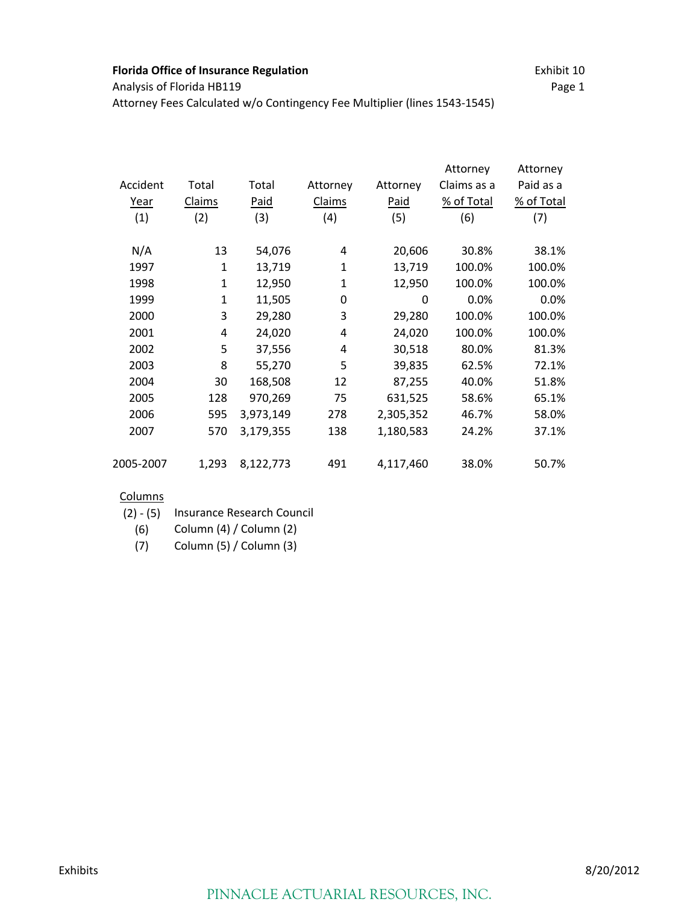**Florida Office of Insurance Regulation**

Exhibit 10

Analysis of Florida HB119

Attorney Fees Calculated w/o Contingency Fee Multiplier (lines 1543-1545)

| Accident Year (1) | Total Claims (2) | Total Paid (3) | Attorney Claims (4) | Attorney Paid (5) | Attorney Claims as a % of Total (6) | Attorney Paid as a % of Total (7) |
|---|---|---|---|---|---|---|
| N/A | 13 | 54,076 | 4 | 20,606 | 30.8% | 38.1% |
| 1997 | 1 | 13,719 | 1 | 13,719 | 100.0% | 100.0% |
| 1998 | 1 | 12,950 | 1 | 12,950 | 100.0% | 100.0% |
| 1999 | 1 | 11,505 | 0 | 0 | 0.0% | 0.0% |
| 2000 | 3 | 29,280 | 3 | 29,280 | 100.0% | 100.0% |
| 2001 | 4 | 24,020 | 4 | 24,020 | 100.0% | 100.0% |
| 2002 | 5 | 37,556 | 4 | 30,518 | 80.0% | 81.3% |
| 2003 | 8 | 55,270 | 5 | 39,835 | 62.5% | 72.1% |
| 2004 | 30 | 168,508 | 12 | 87,255 | 40.0% | 51.8% |
| 2005 | 128 | 970,269 | 75 | 631,525 | 58.6% | 65.1% |
| 2006 | 595 | 3,973,149 | 278 | 2,305,352 | 46.7% | 58.0% |
| 2007 | 570 | 3,179,355 | 138 | 1,180,583 | 24.2% | 37.1% |
| 2005-2007 | 1,293 | 8,122,773 | 491 | 4,117,460 | 38.0% | 50.7% |

Columns

(2) - (5) Insurance Research Council

(6) Column (4) / Column (2)

(7) Column (5) / Column (3)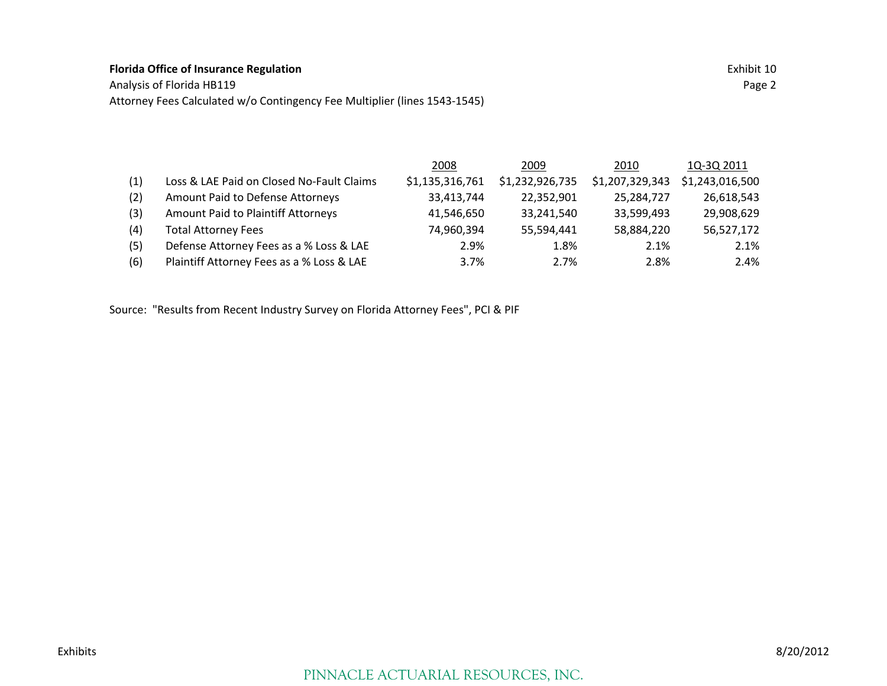**Florida Office of Insurance Regulation**

Analysis of Florida HB119

Attorney Fees Calculated w/o Contingency Fee Multiplier (lines 1543-1545)

Exhibit 10
Page 2

| | | 2008 | 2009 | 2010 | 1Q-3Q 2011 |
|---|---|---|---|---|---|
| (1) | Loss & LAE Paid on Closed No-Fault Claims | $1,135,316,761 | $1,232,926,735 | $1,207,329,343 | $1,243,016,500 |
| (2) | Amount Paid to Defense Attorneys | 33,413,744 | 22,352,901 | 25,284,727 | 26,618,543 |
| (3) | Amount Paid to Plaintiff Attorneys | 41,546,650 | 33,241,540 | 33,599,493 | 29,908,629 |
| (4) | Total Attorney Fees | 74,960,394 | 55,594,441 | 58,884,220 | 56,527,172 |
| (5) | Defense Attorney Fees as a % Loss & LAE | 2.9% | 1.8% | 2.1% | 2.1% |
| (6) | Plaintiff Attorney Fees as a % Loss & LAE | 3.7% | 2.7% | 2.8% | 2.4% |

Source: "Results from Recent Industry Survey on Florida Attorney Fees", PCI & PIF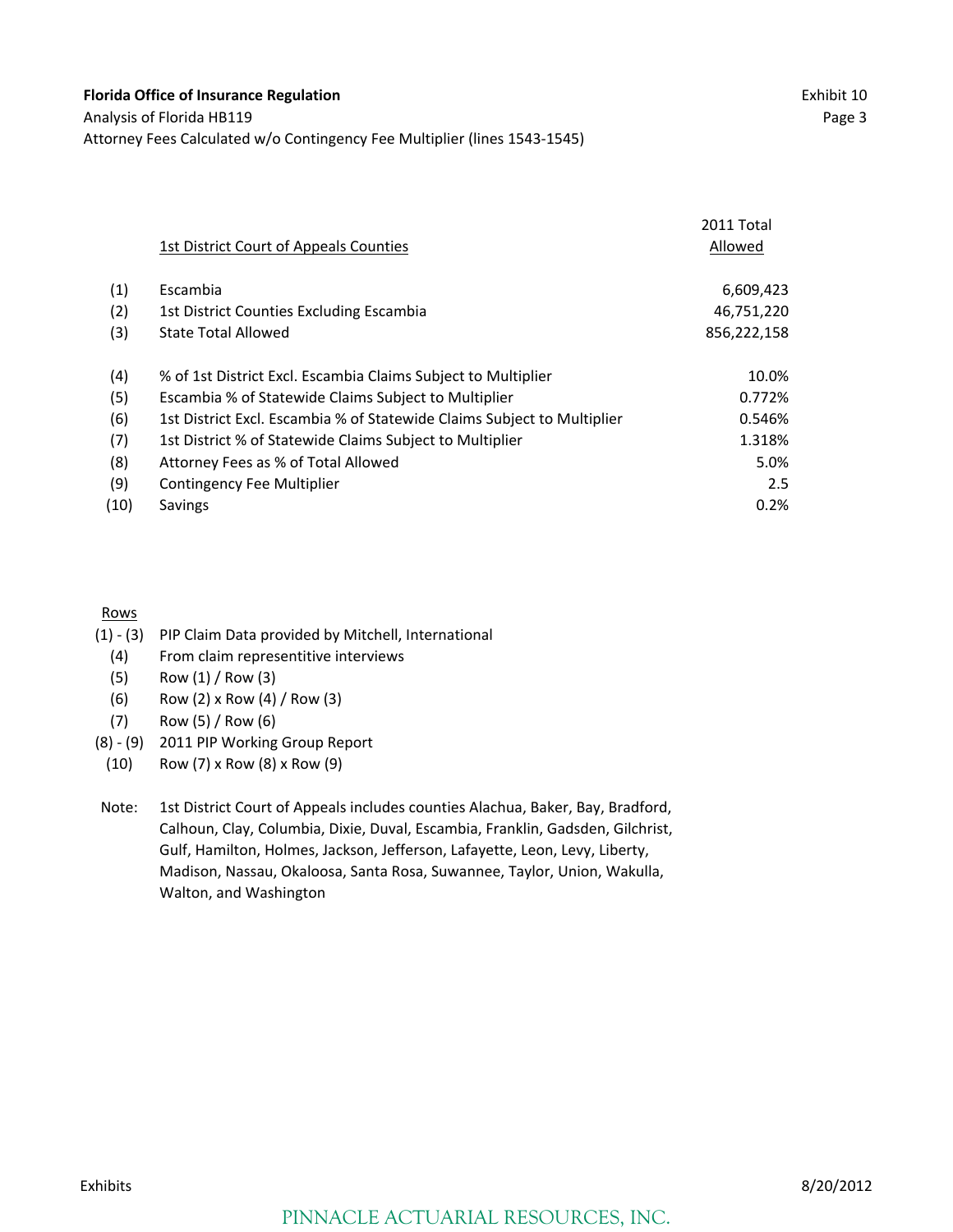**Florida Office of Insurance Regulation**

Exhibit 10
Page 3

Analysis of Florida HB119

Attorney Fees Calculated w/o Contingency Fee Multiplier (lines 1543-1545)

| | 1st District Court of Appeals Counties | 2011 Total Allowed |
|---|---|---|
| (1) | Escambia | 6,609,423 |
| (2) | 1st District Counties Excluding Escambia | 46,751,220 |
| (3) | State Total Allowed | 856,222,158 |
| | | |
| (4) | % of 1st District Excl. Escambia Claims Subject to Multiplier | 10.0% |
| (5) | Escambia % of Statewide Claims Subject to Multiplier | 0.772% |
| (6) | 1st District Excl. Escambia % of Statewide Claims Subject to Multiplier | 0.546% |
| (7) | 1st District % of Statewide Claims Subject to Multiplier | 1.318% |
| (8) | Attorney Fees as % of Total Allowed | 5.0% |
| (9) | Contingency Fee Multiplier | 2.5 |
| (10) | Savings | 0.2% |

| Rows | |
|---|---|
| (1) - (3) | PIP Claim Data provided by Mitchell, International |
| (4) | From claim representitive interviews |
| (5) | Row (1) / Row (3) |
| (6) | Row (2) x Row (4) / Row (3) |
| (7) | Row (5) / Row (6) |
| (8) - (9) | 2011 PIP Working Group Report |
| (10) | Row (7) x Row (8) x Row (9) |

Note: 1st District Court of Appeals includes counties Alachua, Baker, Bay, Bradford, Calhoun, Clay, Columbia, Dixie, Duval, Escambia, Franklin, Gadsden, Gilchrist, Gulf, Hamilton, Holmes, Jackson, Jefferson, Lafayette, Leon, Levy, Liberty, Madison, Nassau, Okaloosa, Santa Rosa, Suwannee, Taylor, Union, Wakulla, Walton, and Washington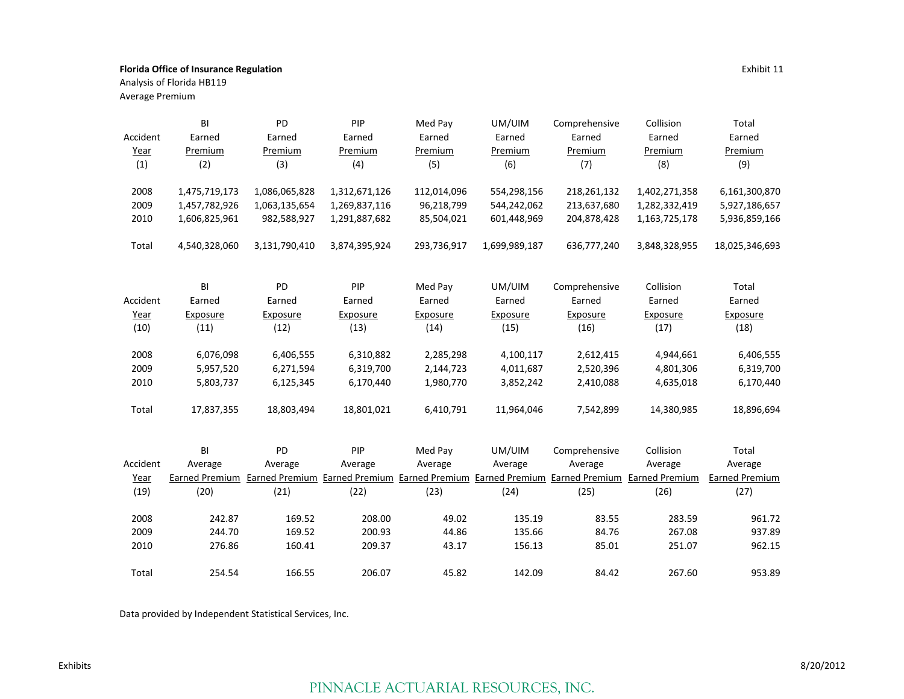**Florida Office of Insurance Regulation**

Exhibit 11

Analysis of Florida HB119

Average Premium

| Accident Year (1) | BI Earned Premium (2) | PD Earned Premium (3) | PIP Earned Premium (4) | Med Pay Earned Premium (5) | UM/UIM Earned Premium (6) | Comprehensive Earned Premium (7) | Collision Earned Premium (8) | Total Earned Premium (9) |
|---|---|---|---|---|---|---|---|---|
| 2008 | 1,475,719,173 | 1,086,065,828 | 1,312,671,126 | 112,014,096 | 554,298,156 | 218,261,132 | 1,402,271,358 | 6,161,300,870 |
| 2009 | 1,457,782,926 | 1,063,135,654 | 1,269,837,116 | 96,218,799 | 544,242,062 | 213,637,680 | 1,282,332,419 | 5,927,186,657 |
| 2010 | 1,606,825,961 | 982,588,927 | 1,291,887,682 | 85,504,021 | 601,448,969 | 204,878,428 | 1,163,725,178 | 5,936,859,166 |
| Total | 4,540,328,060 | 3,131,790,410 | 3,874,395,924 | 293,736,917 | 1,699,989,187 | 636,777,240 | 3,848,328,955 | 18,025,346,693 |

| Accident Year (10) | BI Earned Exposure (11) | PD Earned Exposure (12) | PIP Earned Exposure (13) | Med Pay Earned Exposure (14) | UM/UIM Earned Exposure (15) | Comprehensive Earned Exposure (16) | Collision Earned Exposure (17) | Total Earned Exposure (18) |
|---|---|---|---|---|---|---|---|---|
| 2008 | 6,076,098 | 6,406,555 | 6,310,882 | 2,285,298 | 4,100,117 | 2,612,415 | 4,944,661 | 6,406,555 |
| 2009 | 5,957,520 | 6,271,594 | 6,319,700 | 2,144,723 | 4,011,687 | 2,520,396 | 4,801,306 | 6,319,700 |
| 2010 | 5,803,737 | 6,125,345 | 6,170,440 | 1,980,770 | 3,852,242 | 2,410,088 | 4,635,018 | 6,170,440 |
| Total | 17,837,355 | 18,803,494 | 18,801,021 | 6,410,791 | 11,964,046 | 7,542,899 | 14,380,985 | 18,896,694 |

| Accident Year (19) | BI Average Earned Premium (20) | PD Average Earned Premium (21) | PIP Average Earned Premium (22) | Med Pay Average Earned Premium (23) | UM/UIM Average Earned Premium (24) | Comprehensive Average Earned Premium (25) | Collision Average Earned Premium (26) | Total Average Earned Premium (27) |
|---|---|---|---|---|---|---|---|---|
| 2008 | 242.87 | 169.52 | 208.00 | 49.02 | 135.19 | 83.55 | 283.59 | 961.72 |
| 2009 | 244.70 | 169.52 | 200.93 | 44.86 | 135.66 | 84.76 | 267.08 | 937.89 |
| 2010 | 276.86 | 160.41 | 209.37 | 43.17 | 156.13 | 85.01 | 251.07 | 962.15 |
| Total | 254.54 | 166.55 | 206.07 | 45.82 | 142.09 | 84.42 | 267.60 | 953.89 |

Data provided by Independent Statistical Services, Inc.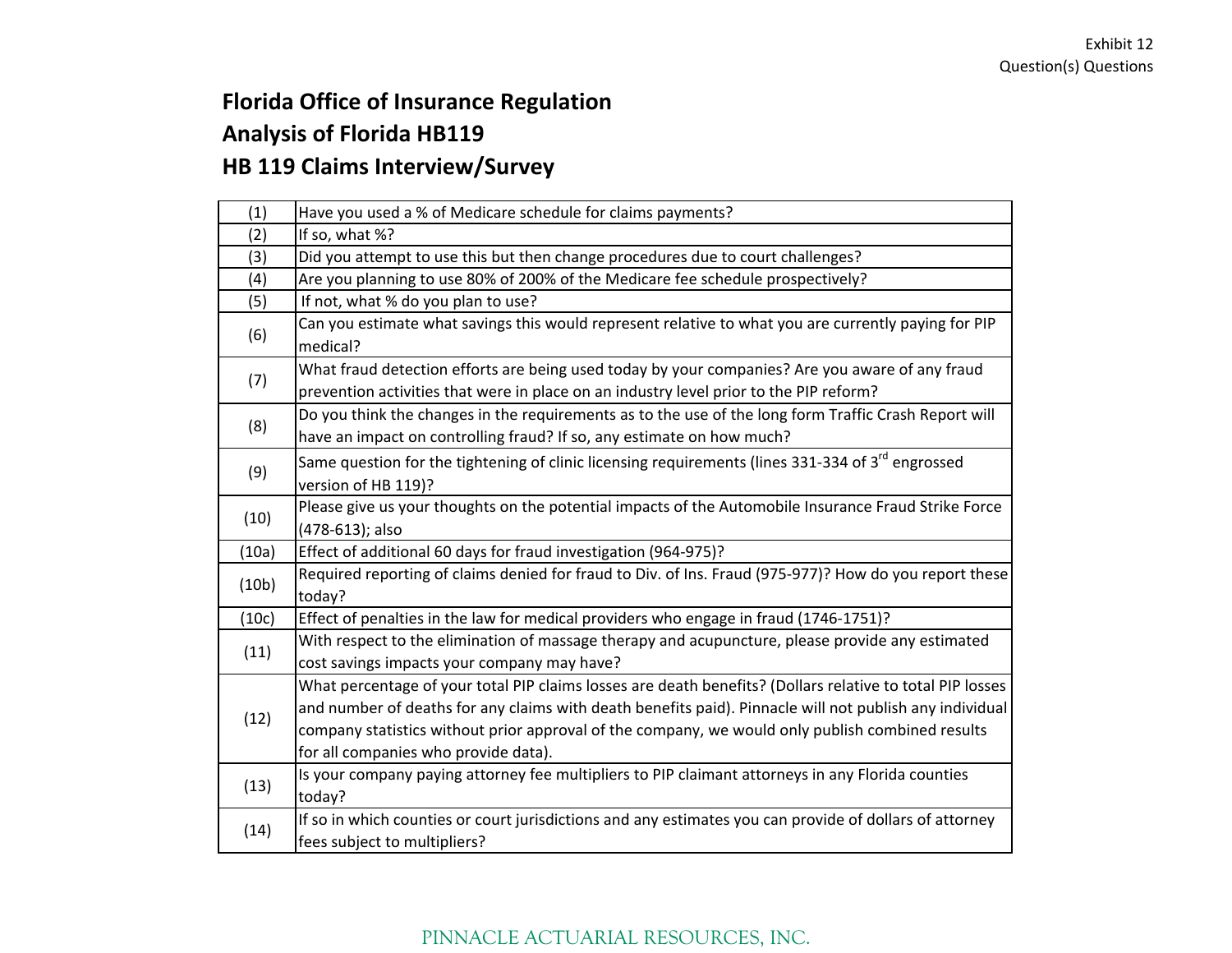Exhibit 12
Question(s) Questions

# Florida Office of Insurance Regulation
## Analysis of Florida HB119
## HB 119 Claims Interview/Survey

| | |
|---|---|
| (1) | Have you used a % of Medicare schedule for claims payments? |
| (2) | If so, what %? |
| (3) | Did you attempt to use this but then change procedures due to court challenges? |
| (4) | Are you planning to use 80% of 200% of the Medicare fee schedule prospectively? |
| (5) | If not, what % do you plan to use? |
| (6) | Can you estimate what savings this would represent relative to what you are currently paying for PIP medical? |
| (7) | What fraud detection efforts are being used today by your companies? Are you aware of any fraud prevention activities that were in place on an industry level prior to the PIP reform? |
| (8) | Do you think the changes in the requirements as to the use of the long form Traffic Crash Report will have an impact on controlling fraud? If so, any estimate on how much? |
| (9) | Same question for the tightening of clinic licensing requirements (lines 331-334 of 3rd engrossed version of HB 119)? |
| (10) | Please give us your thoughts on the potential impacts of the Automobile Insurance Fraud Strike Force (478-613); also |
| (10a) | Effect of additional 60 days for fraud investigation (964-975)? |
| (10b) | Required reporting of claims denied for fraud to Div. of Ins. Fraud (975-977)? How do you report these today? |
| (10c) | Effect of penalties in the law for medical providers who engage in fraud (1746-1751)? |
| (11) | With respect to the elimination of massage therapy and acupuncture, please provide any estimated cost savings impacts your company may have? |
| (12) | What percentage of your total PIP claims losses are death benefits? (Dollars relative to total PIP losses and number of deaths for any claims with death benefits paid). Pinnacle will not publish any individual company statistics without prior approval of the company, we would only publish combined results for all companies who provide data). |
| (13) | Is your company paying attorney fee multipliers to PIP claimant attorneys in any Florida counties today? |
| (14) | If so in which counties or court jurisdictions and any estimates you can provide of dollars of attorney fees subject to multipliers? |

PINNACLE ACTUARIAL RESOURCES, INC.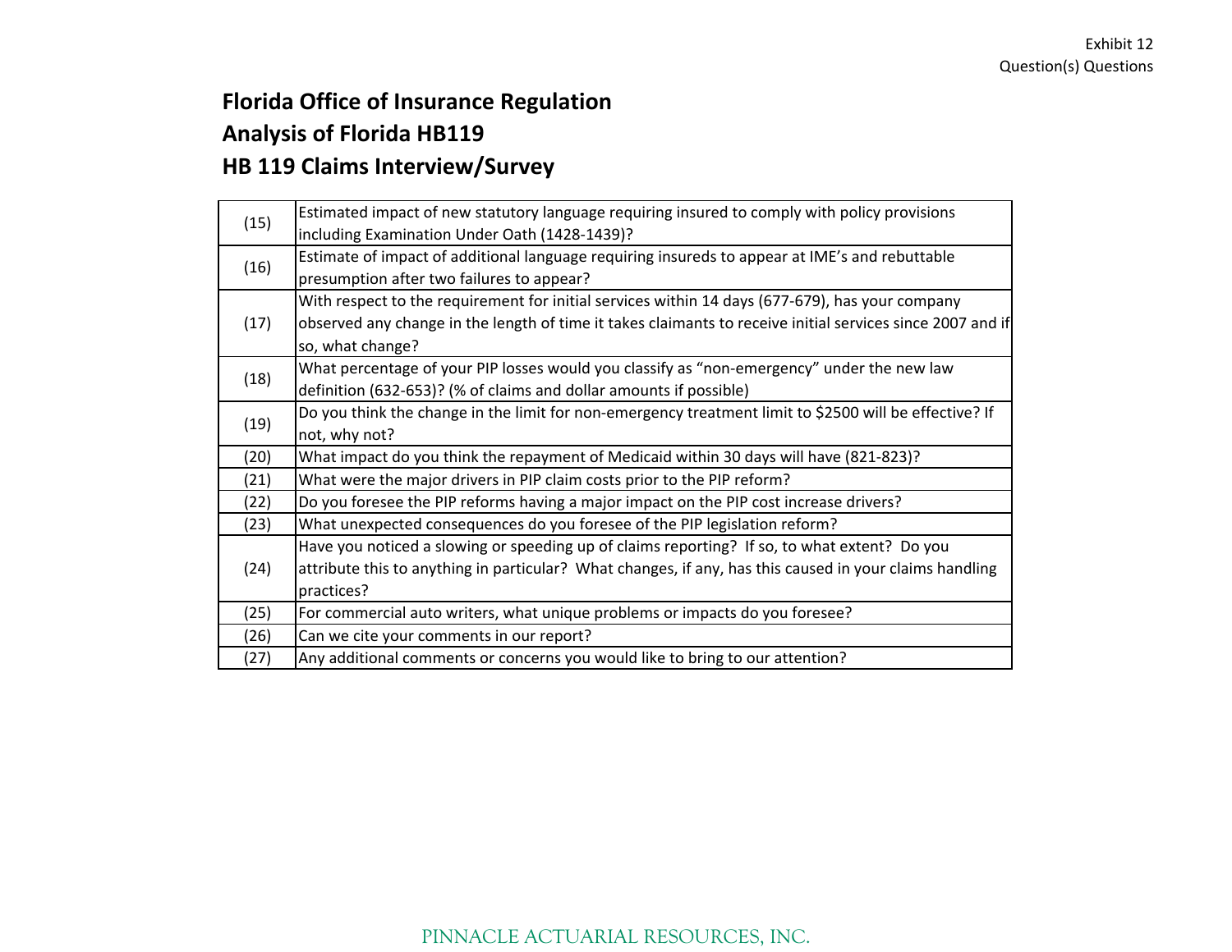Exhibit 12
Question(s) Questions

**Florida Office of Insurance Regulation**
**Analysis of Florida HB119**
**HB 119 Claims Interview/Survey**

| | |
|---|---|
| (15) | Estimated impact of new statutory language requiring insured to comply with policy provisions including Examination Under Oath (1428-1439)? |
| (16) | Estimate of impact of additional language requiring insureds to appear at IME's and rebuttable presumption after two failures to appear? |
| (17) | With respect to the requirement for initial services within 14 days (677-679), has your company observed any change in the length of time it takes claimants to receive initial services since 2007 and if so, what change? |
| (18) | What percentage of your PIP losses would you classify as "non-emergency" under the new law definition (632-653)? (% of claims and dollar amounts if possible) |
| (19) | Do you think the change in the limit for non-emergency treatment limit to $2500 will be effective? If not, why not? |
| (20) | What impact do you think the repayment of Medicaid within 30 days will have (821-823)? |
| (21) | What were the major drivers in PIP claim costs prior to the PIP reform? |
| (22) | Do you foresee the PIP reforms having a major impact on the PIP cost increase drivers? |
| (23) | What unexpected consequences do you foresee of the PIP legislation reform? |
| (24) | Have you noticed a slowing or speeding up of claims reporting? If so, to what extent? Do you attribute this to anything in particular? What changes, if any, has this caused in your claims handling practices? |
| (25) | For commercial auto writers, what unique problems or impacts do you foresee? |
| (26) | Can we cite your comments in our report? |
| (27) | Any additional comments or concerns you would like to bring to our attention? |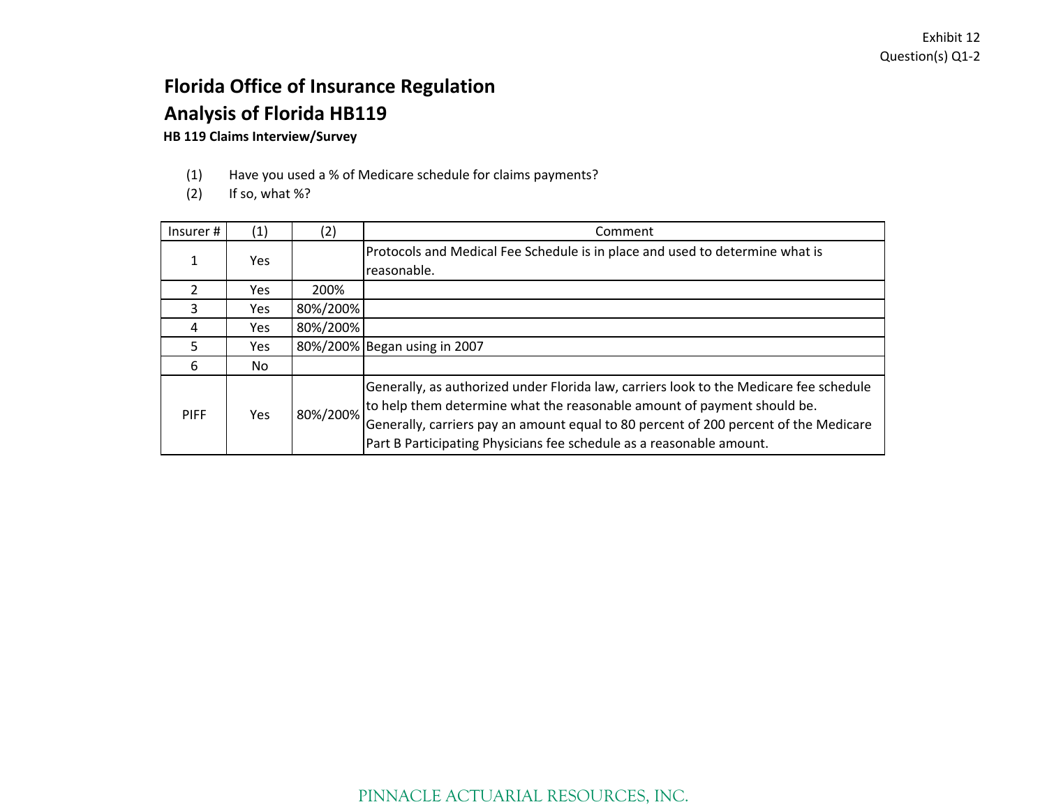Exhibit 12
Question(s) Q1-2

# Florida Office of Insurance Regulation

## Analysis of Florida HB119

**HB 119 Claims Interview/Survey**

(1) Have you used a % of Medicare schedule for claims payments?
(2) If so, what %?

| Insurer # | (1) | (2) | Comment |
|---|---|---|---|
| 1 | Yes | | Protocols and Medical Fee Schedule is in place and used to determine what is reasonable. |
| 2 | Yes | 200% | |
| 3 | Yes | 80%/200% | |
| 4 | Yes | 80%/200% | |
| 5 | Yes | 80%/200% | Began using in 2007 |
| 6 | No | | |
| PIFF | Yes | 80%/200% | Generally, as authorized under Florida law, carriers look to the Medicare fee schedule to help them determine what the reasonable amount of payment should be. Generally, carriers pay an amount equal to 80 percent of 200 percent of the Medicare Part B Participating Physicians fee schedule as a reasonable amount. |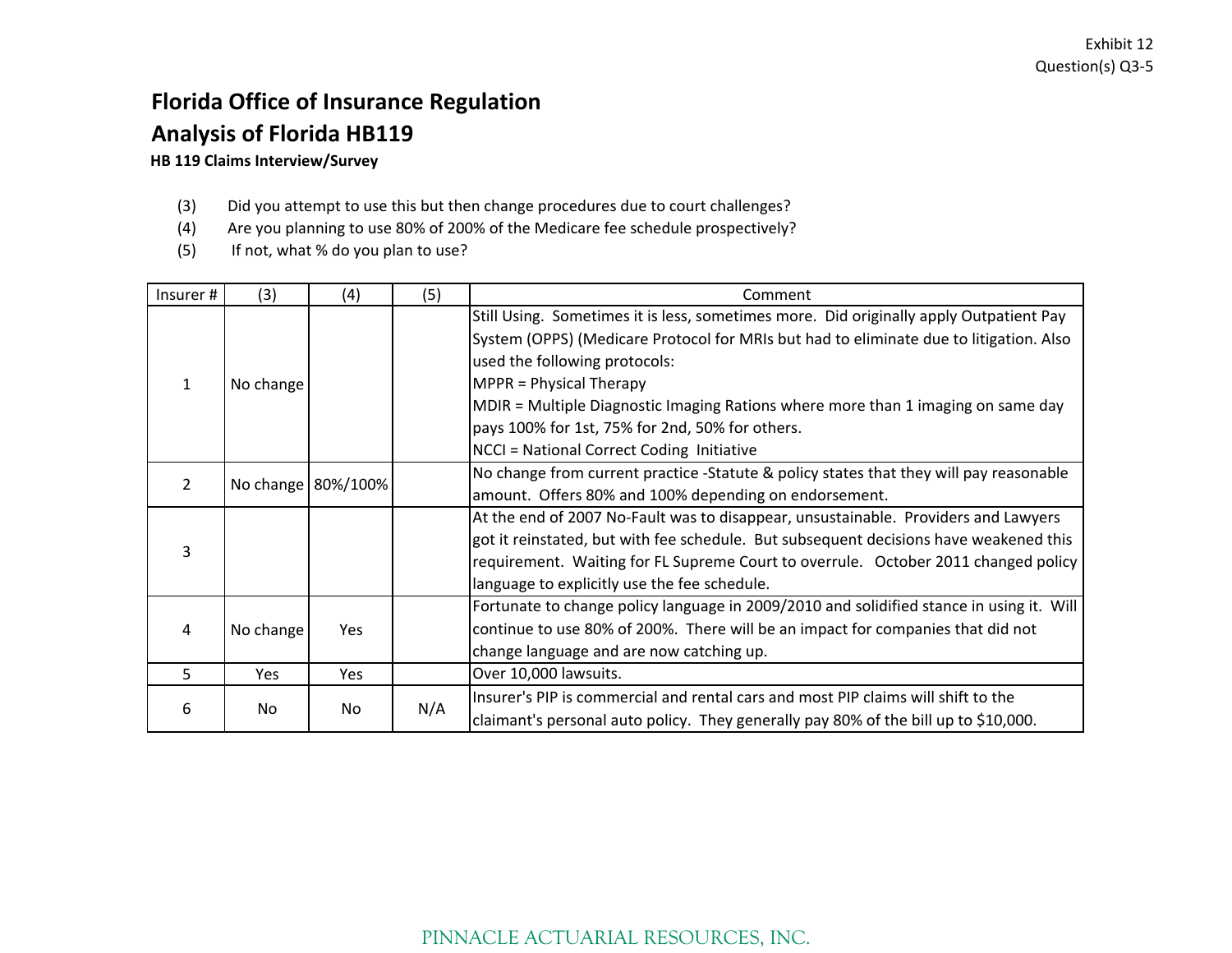Exhibit 12
Question(s) Q3-5

# Florida Office of Insurance Regulation

## Analysis of Florida HB119

### HB 119 Claims Interview/Survey

(3) Did you attempt to use this but then change procedures due to court challenges?
(4) Are you planning to use 80% of 200% of the Medicare fee schedule prospectively?
(5) If not, what % do you plan to use?

| Insurer # | (3) | (4) | (5) | Comment |
|---|---|---|---|---|
| 1 | No change | | | Still Using. Sometimes it is less, sometimes more. Did originally apply Outpatient Pay System (OPPS) (Medicare Protocol for MRIs but had to eliminate due to litigation. Also used the following protocols:<br>MPPR = Physical Therapy<br>MDIR = Multiple Diagnostic Imaging Rations where more than 1 imaging on same day pays 100% for 1st, 75% for 2nd, 50% for others.<br>NCCI = National Correct Coding Initiative |
| 2 | No change | 80%/100% | | No change from current practice -Statute & policy states that they will pay reasonable amount. Offers 80% and 100% depending on endorsement. |
| 3 | | | | At the end of 2007 No-Fault was to disappear, unsustainable. Providers and Lawyers got it reinstated, but with fee schedule. But subsequent decisions have weakened this requirement. Waiting for FL Supreme Court to overrule. October 2011 changed policy language to explicitly use the fee schedule. |
| 4 | No change | Yes | | Fortunate to change policy language in 2009/2010 and solidified stance in using it. Will continue to use 80% of 200%. There will be an impact for companies that did not change language and are now catching up. |
| 5 | Yes | Yes | | Over 10,000 lawsuits. |
| 6 | No | No | N/A | Insurer's PIP is commercial and rental cars and most PIP claims will shift to the claimant's personal auto policy. They generally pay 80% of the bill up to $10,000. |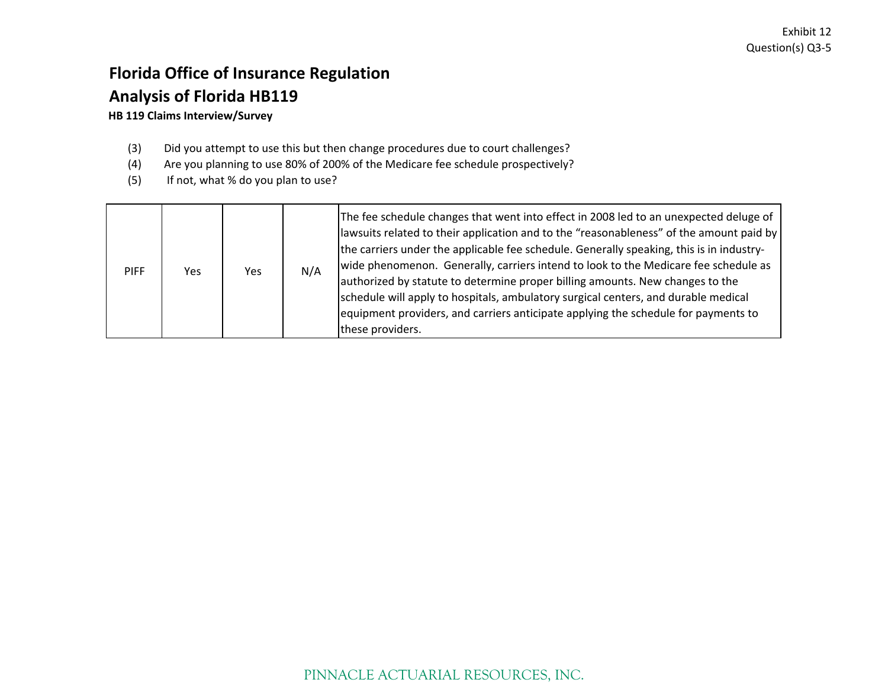Exhibit 12
Question(s) Q3-5

# Florida Office of Insurance Regulation

# Analysis of Florida HB119

**HB 119 Claims Interview/Survey**

(3) Did you attempt to use this but then change procedures due to court challenges?
(4) Are you planning to use 80% of 200% of the Medicare fee schedule prospectively?
(5) If not, what % do you plan to use?

| | | | | |
|---|---|---|---|---|
| PIFF | Yes | Yes | N/A | The fee schedule changes that went into effect in 2008 led to an unexpected deluge of lawsuits related to their application and to the "reasonableness" of the amount paid by the carriers under the applicable fee schedule. Generally speaking, this is in industry-wide phenomenon. Generally, carriers intend to look to the Medicare fee schedule as authorized by statute to determine proper billing amounts. New changes to the schedule will apply to hospitals, ambulatory surgical centers, and durable medical equipment providers, and carriers anticipate applying the schedule for payments to these providers. |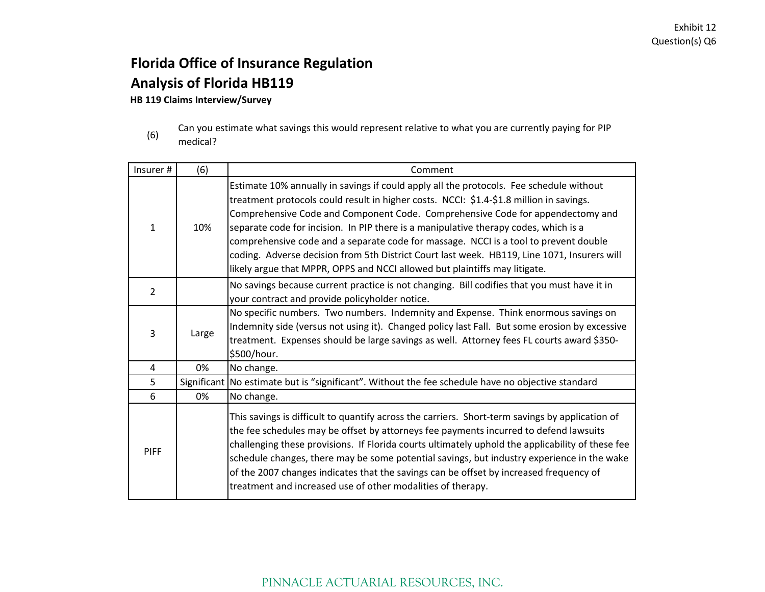Exhibit 12
Question(s) Q6

# Florida Office of Insurance Regulation

## Analysis of Florida HB119

**HB 119 Claims Interview/Survey**

(6) Can you estimate what savings this would represent relative to what you are currently paying for PIP medical?

| Insurer # | (6) | Comment |
|---|---|---|
| 1 | 10% | Estimate 10% annually in savings if could apply all the protocols. Fee schedule without treatment protocols could result in higher costs. NCCI: $1.4-$1.8 million in savings. Comprehensive Code and Component Code. Comprehensive Code for appendectomy and separate code for incision. In PIP there is a manipulative therapy codes, which is a comprehensive code and a separate code for massage. NCCI is a tool to prevent double coding. Adverse decision from 5th District Court last week. HB119, Line 1071, Insurers will likely argue that MPPR, OPPS and NCCI allowed but plaintiffs may litigate. |
| 2 | | No savings because current practice is not changing. Bill codifies that you must have it in your contract and provide policyholder notice. |
| 3 | Large | No specific numbers. Two numbers. Indemnity and Expense. Think enormous savings on Indemnity side (versus not using it). Changed policy last Fall. But some erosion by excessive treatment. Expenses should be large savings as well. Attorney fees FL courts award $350-$500/hour. |
| 4 | 0% | No change. |
| 5 | Significant | No estimate but is “significant”. Without the fee schedule have no objective standard |
| 6 | 0% | No change. |
| PIFF | | This savings is difficult to quantify across the carriers. Short-term savings by application of the fee schedules may be offset by attorneys fee payments incurred to defend lawsuits challenging these provisions. If Florida courts ultimately uphold the applicability of these fee schedule changes, there may be some potential savings, but industry experience in the wake of the 2007 changes indicates that the savings can be offset by increased frequency of treatment and increased use of other modalities of therapy. |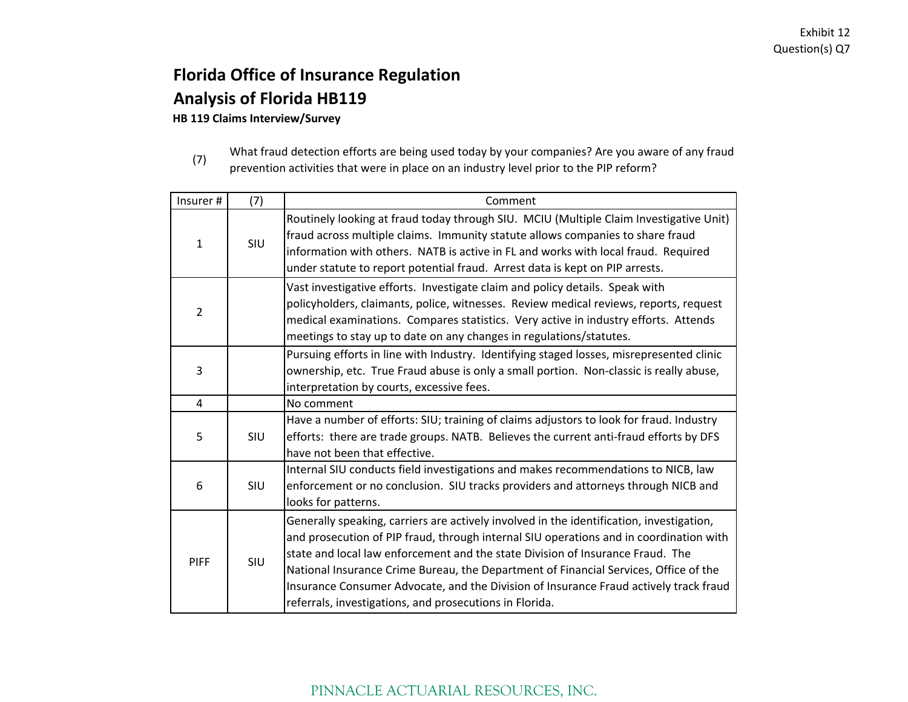Exhibit 12
Question(s) Q7

# Florida Office of Insurance Regulation

# Analysis of Florida HB119

**HB 119 Claims Interview/Survey**

(7) What fraud detection efforts are being used today by your companies? Are you aware of any fraud prevention activities that were in place on an industry level prior to the PIP reform?

| Insurer # | (7) | Comment |
|---|---|---|
| 1 | SIU | Routinely looking at fraud today through SIU. MCIU (Multiple Claim Investigative Unit) fraud across multiple claims. Immunity statute allows companies to share fraud information with others. NATB is active in FL and works with local fraud. Required under statute to report potential fraud. Arrest data is kept on PIP arrests. |
| 2 | | Vast investigative efforts. Investigate claim and policy details. Speak with policyholders, claimants, police, witnesses. Review medical reviews, reports, request medical examinations. Compares statistics. Very active in industry efforts. Attends meetings to stay up to date on any changes in regulations/statutes. |
| 3 | | Pursuing efforts in line with Industry. Identifying staged losses, misrepresented clinic ownership, etc. True Fraud abuse is only a small portion. Non-classic is really abuse, interpretation by courts, excessive fees. |
| 4 | | No comment |
| 5 | SIU | Have a number of efforts: SIU; training of claims adjustors to look for fraud. Industry efforts: there are trade groups. NATB. Believes the current anti-fraud efforts by DFS have not been that effective. |
| 6 | SIU | Internal SIU conducts field investigations and makes recommendations to NICB, law enforcement or no conclusion. SIU tracks providers and attorneys through NICB and looks for patterns. |
| PIFF | SIU | Generally speaking, carriers are actively involved in the identification, investigation, and prosecution of PIP fraud, through internal SIU operations and in coordination with state and local law enforcement and the state Division of Insurance Fraud. The National Insurance Crime Bureau, the Department of Financial Services, Office of the Insurance Consumer Advocate, and the Division of Insurance Fraud actively track fraud referrals, investigations, and prosecutions in Florida. |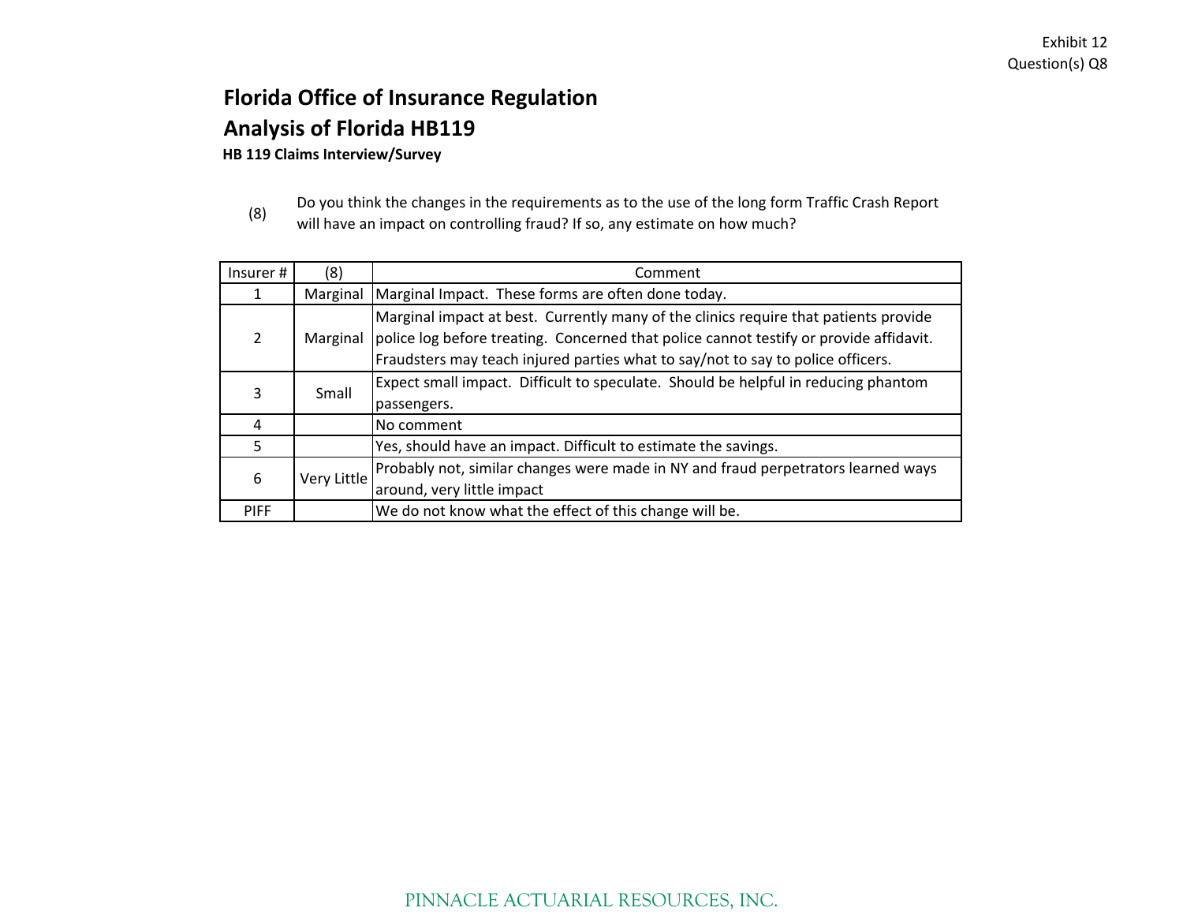Exhibit 12
Question(s) Q8

# Florida Office of Insurance Regulation
# Analysis of Florida HB119
### HB 119 Claims Interview/Survey

(8) Do you think the changes in the requirements as to the use of the long form Traffic Crash Report will have an impact on controlling fraud? If so, any estimate on how much?

| Insurer # | (8) | Comment |
|---|---|---|
| 1 | Marginal | Marginal Impact. These forms are often done today. |
| 2 | Marginal | Marginal impact at best. Currently many of the clinics require that patients provide police log before treating. Concerned that police cannot testify or provide affidavit. Fraudsters may teach injured parties what to say/not to say to police officers. |
| 3 | Small | Expect small impact. Difficult to speculate. Should be helpful in reducing phantom passengers. |
| 4 | | No comment |
| 5 | | Yes, should have an impact. Difficult to estimate the savings. |
| 6 | Very Little | Probably not, similar changes were made in NY and fraud perpetrators learned ways around, very little impact |
| PIFF | | We do not know what the effect of this change will be. |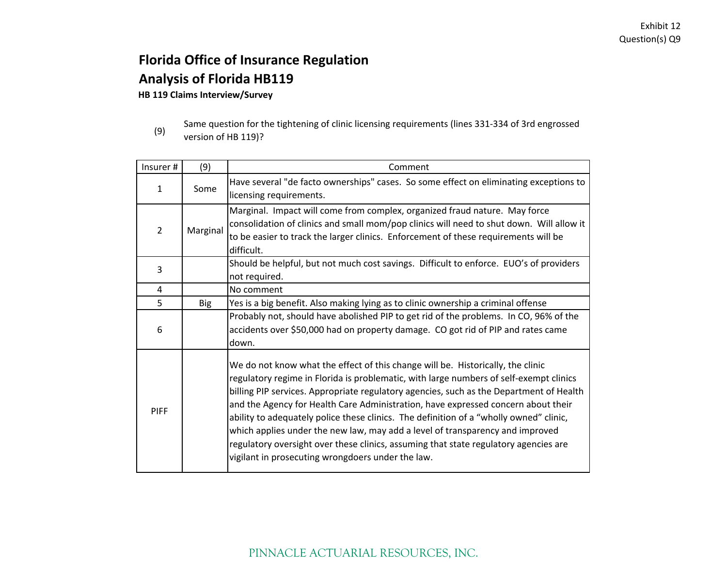Exhibit 12
Question(s) Q9

# Florida Office of Insurance Regulation
# Analysis of Florida HB119

**HB 119 Claims Interview/Survey**

(9) Same question for the tightening of clinic licensing requirements (lines 331-334 of 3rd engrossed version of HB 119)?

| Insurer # | (9) | Comment |
|---|---|---|
| 1 | Some | Have several "de facto ownerships" cases. So some effect on eliminating exceptions to licensing requirements. |
| 2 | Marginal | Marginal. Impact will come from complex, organized fraud nature. May force consolidation of clinics and small mom/pop clinics will need to shut down. Will allow it to be easier to track the larger clinics. Enforcement of these requirements will be difficult. |
| 3 | | Should be helpful, but not much cost savings. Difficult to enforce. EUO's of providers not required. |
| 4 | | No comment |
| 5 | Big | Yes is a big benefit. Also making lying as to clinic ownership a criminal offense |
| 6 | | Probably not, should have abolished PIP to get rid of the problems. In CO, 96% of the accidents over $50,000 had on property damage. CO got rid of PIP and rates came down. |
| PIFF | | We do not know what the effect of this change will be. Historically, the clinic regulatory regime in Florida is problematic, with large numbers of self-exempt clinics billing PIP services. Appropriate regulatory agencies, such as the Department of Health and the Agency for Health Care Administration, have expressed concern about their ability to adequately police these clinics. The definition of a "wholly owned" clinic, which applies under the new law, may add a level of transparency and improved regulatory oversight over these clinics, assuming that state regulatory agencies are vigilant in prosecuting wrongdoers under the law. |

PINNACLE ACTUARIAL RESOURCES, INC.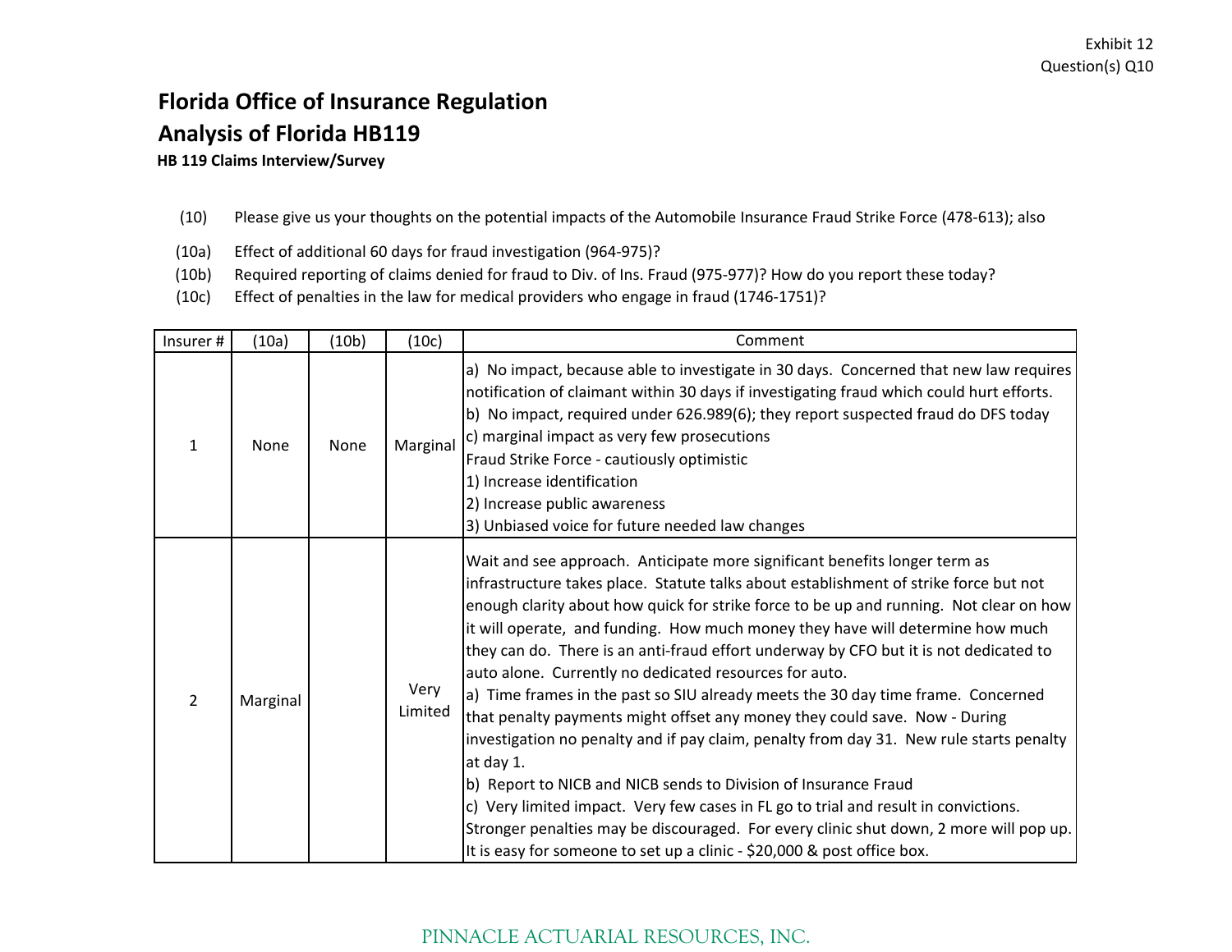Exhibit 12
Question(s) Q10

# Florida Office of Insurance Regulation
# Analysis of Florida HB119
### HB 119 Claims Interview/Survey

(10) Please give us your thoughts on the potential impacts of the Automobile Insurance Fraud Strike Force (478-613); also

(10a) Effect of additional 60 days for fraud investigation (964-975)?

(10b) Required reporting of claims denied for fraud to Div. of Ins. Fraud (975-977)? How do you report these today?

(10c) Effect of penalties in the law for medical providers who engage in fraud (1746-1751)?

| Insurer # | (10a) | (10b) | (10c) | Comment |
|---|---|---|---|---|
| 1 | None | None | Marginal | a) No impact, because able to investigate in 30 days. Concerned that new law requires notification of claimant within 30 days if investigating fraud which could hurt efforts.<br>b) No impact, required under 626.989(6); they report suspected fraud do DFS today<br>c) marginal impact as very few prosecutions<br>Fraud Strike Force - cautiously optimistic<br>1) Increase identification<br>2) Increase public awareness<br>3) Unbiased voice for future needed law changes |
| 2 | Marginal | | Very Limited | Wait and see approach. Anticipate more significant benefits longer term as infrastructure takes place. Statute talks about establishment of strike force but not enough clarity about how quick for strike force to be up and running. Not clear on how it will operate, and funding. How much money they have will determine how much they can do. There is an anti-fraud effort underway by CFO but it is not dedicated to auto alone. Currently no dedicated resources for auto.<br>a) Time frames in the past so SIU already meets the 30 day time frame. Concerned that penalty payments might offset any money they could save. Now - During investigation no penalty and if pay claim, penalty from day 31. New rule starts penalty at day 1.<br>b) Report to NICB and NICB sends to Division of Insurance Fraud<br>c) Very limited impact. Very few cases in FL go to trial and result in convictions. Stronger penalties may be discouraged. For every clinic shut down, 2 more will pop up. It is easy for someone to set up a clinic - $20,000 & post office box. |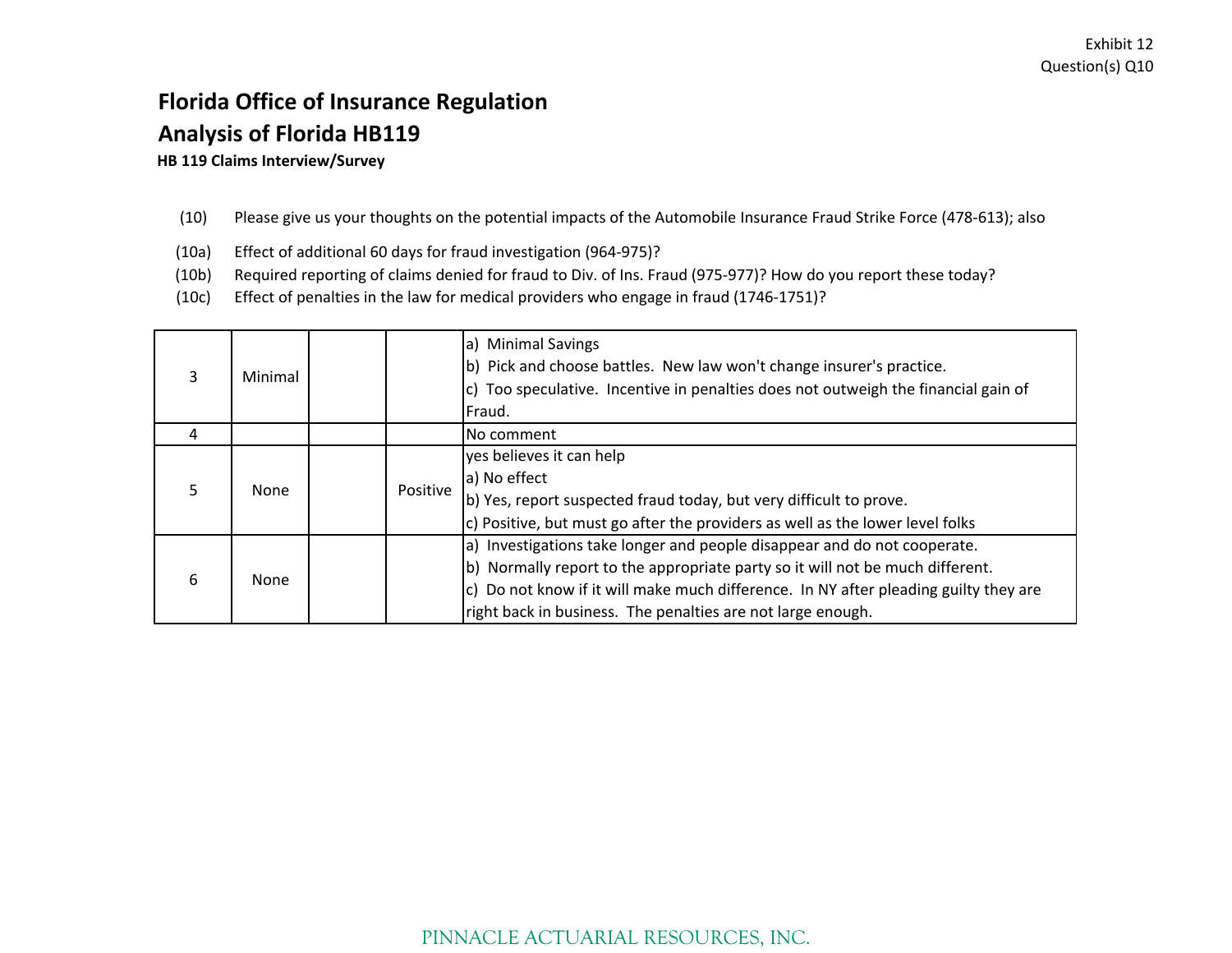Exhibit 12
Question(s) Q10

# Florida Office of Insurance Regulation

# Analysis of Florida HB119

**HB 119 Claims Interview/Survey**

(10) Please give us your thoughts on the potential impacts of the Automobile Insurance Fraud Strike Force (478-613); also

(10a) Effect of additional 60 days for fraud investigation (964-975)?

(10b) Required reporting of claims denied for fraud to Div. of Ins. Fraud (975-977)? How do you report these today?

(10c) Effect of penalties in the law for medical providers who engage in fraud (1746-1751)?

| | | | | |
|---|---|---|---|---|
| 3 | Minimal | | | a) Minimal Savings<br>b) Pick and choose battles. New law won't change insurer's practice.<br>c) Too speculative. Incentive in penalties does not outweigh the financial gain of Fraud. |
| 4 | | | | No comment |
| 5 | None | | Positive | yes believes it can help<br>a) No effect<br>b) Yes, report suspected fraud today, but very difficult to prove.<br>c) Positive, but must go after the providers as well as the lower level folks |
| 6 | None | | | a) Investigations take longer and people disappear and do not cooperate.<br>b) Normally report to the appropriate party so it will not be much different.<br>c) Do not know if it will make much difference. In NY after pleading guilty they are right back in business. The penalties are not large enough. |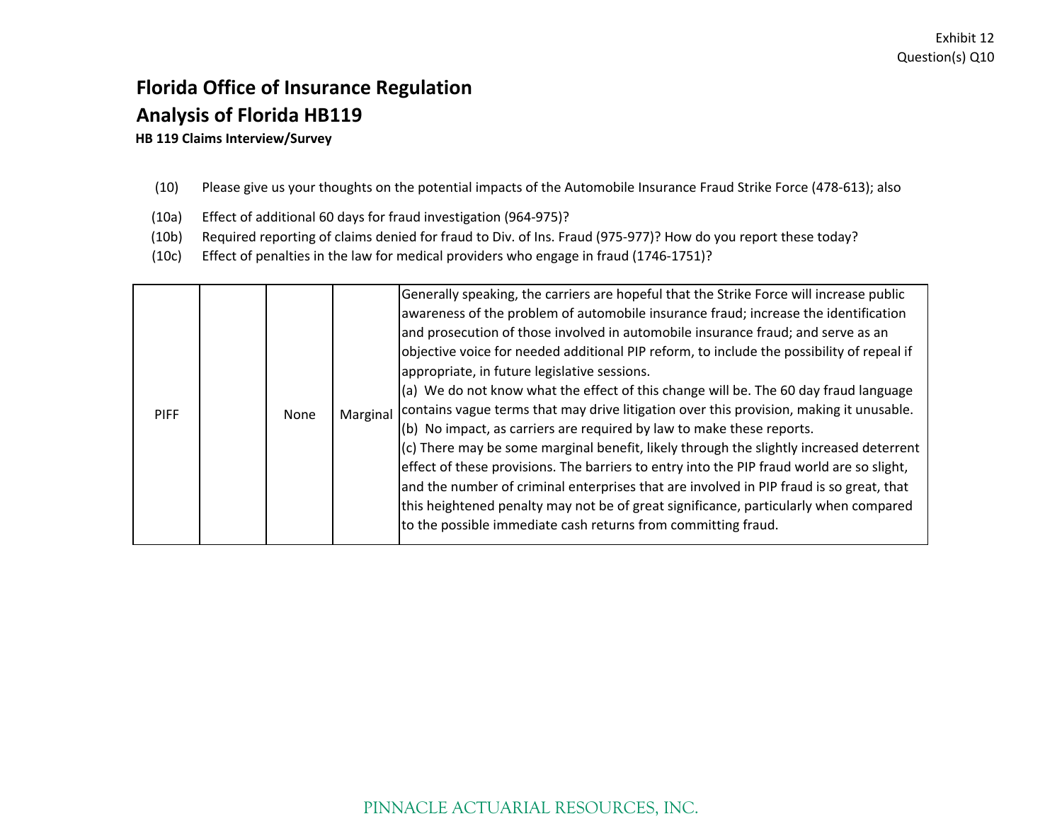Exhibit 12
Question(s) Q10

# Florida Office of Insurance Regulation

## Analysis of Florida HB119

### HB 119 Claims Interview/Survey

(10) Please give us your thoughts on the potential impacts of the Automobile Insurance Fraud Strike Force (478-613); also

(10a) Effect of additional 60 days for fraud investigation (964-975)?

(10b) Required reporting of claims denied for fraud to Div. of Ins. Fraud (975-977)? How do you report these today?

(10c) Effect of penalties in the law for medical providers who engage in fraud (1746-1751)?

| | | | | |
|---|---|---|---|---|
| PIFF | | None | Marginal | Generally speaking, the carriers are hopeful that the Strike Force will increase public awareness of the problem of automobile insurance fraud; increase the identification and prosecution of those involved in automobile insurance fraud; and serve as an objective voice for needed additional PIP reform, to include the possibility of repeal if appropriate, in future legislative sessions.<br>(a) We do not know what the effect of this change will be. The 60 day fraud language contains vague terms that may drive litigation over this provision, making it unusable.<br>(b) No impact, as carriers are required by law to make these reports.<br>(c) There may be some marginal benefit, likely through the slightly increased deterrent effect of these provisions. The barriers to entry into the PIP fraud world are so slight, and the number of criminal enterprises that are involved in PIP fraud is so great, that this heightened penalty may not be of great significance, particularly when compared to the possible immediate cash returns from committing fraud. |

PINNACLE ACTUARIAL RESOURCES, INC.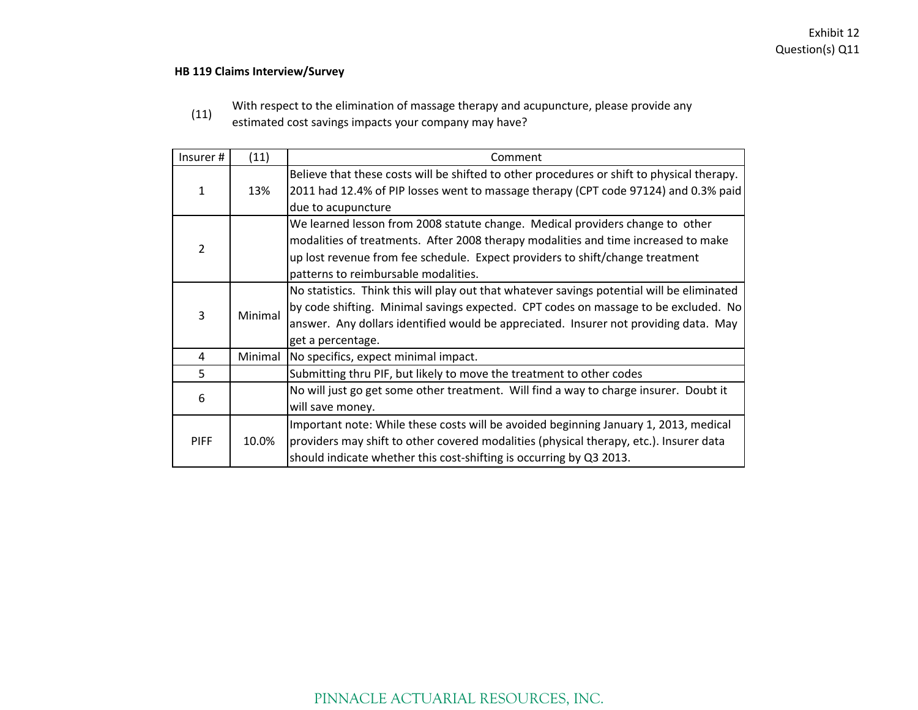Exhibit 12
Question(s) Q11

**HB 119 Claims Interview/Survey**

(11) With respect to the elimination of massage therapy and acupuncture, please provide any estimated cost savings impacts your company may have?

| Insurer # | (11) | Comment |
|---|---|---|
| 1 | 13% | Believe that these costs will be shifted to other procedures or shift to physical therapy. 2011 had 12.4% of PIP losses went to massage therapy (CPT code 97124) and 0.3% paid due to acupuncture |
| 2 | | We learned lesson from 2008 statute change. Medical providers change to other modalities of treatments. After 2008 therapy modalities and time increased to make up lost revenue from fee schedule. Expect providers to shift/change treatment patterns to reimbursable modalities. |
| 3 | Minimal | No statistics. Think this will play out that whatever savings potential will be eliminated by code shifting. Minimal savings expected. CPT codes on massage to be excluded. No answer. Any dollars identified would be appreciated. Insurer not providing data. May get a percentage. |
| 4 | Minimal | No specifics, expect minimal impact. |
| 5 | | Submitting thru PIF, but likely to move the treatment to other codes |
| 6 | | No will just go get some other treatment. Will find a way to charge insurer. Doubt it will save money. |
| PIFF | 10.0% | Important note: While these costs will be avoided beginning January 1, 2013, medical providers may shift to other covered modalities (physical therapy, etc.). Insurer data should indicate whether this cost-shifting is occurring by Q3 2013. |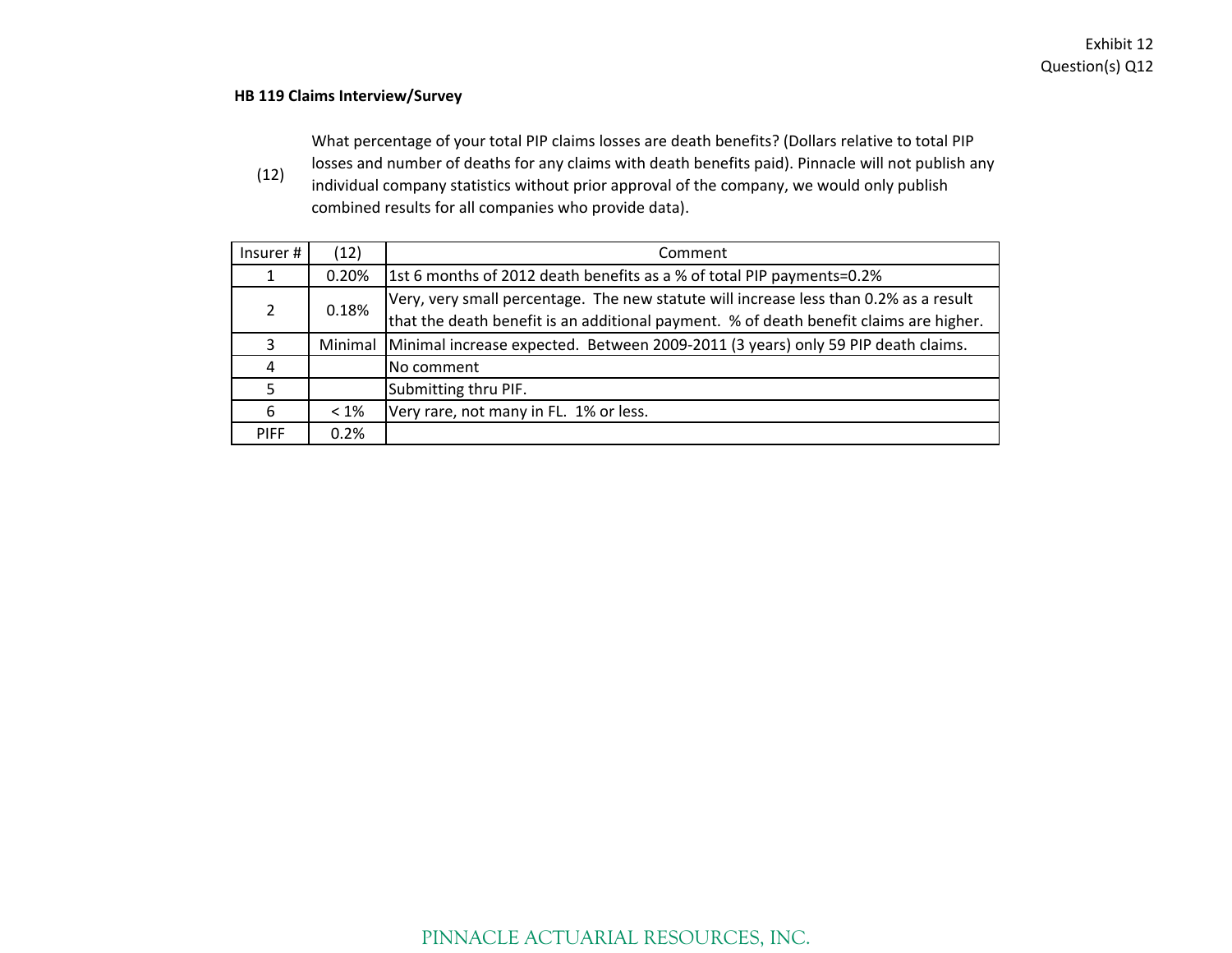Exhibit 12
Question(s) Q12

**HB 119 Claims Interview/Survey**

(12) What percentage of your total PIP claims losses are death benefits? (Dollars relative to total PIP losses and number of deaths for any claims with death benefits paid). Pinnacle will not publish any individual company statistics without prior approval of the company, we would only publish combined results for all companies who provide data).

| Insurer # | (12) | Comment |
|---|---|---|
| 1 | 0.20% | 1st 6 months of 2012 death benefits as a % of total PIP payments=0.2% |
| 2 | 0.18% | Very, very small percentage. The new statute will increase less than 0.2% as a result that the death benefit is an additional payment. % of death benefit claims are higher. |
| 3 | Minimal | Minimal increase expected. Between 2009-2011 (3 years) only 59 PIP death claims. |
| 4 | | No comment |
| 5 | | Submitting thru PIF. |
| 6 | < 1% | Very rare, not many in FL. 1% or less. |
| PIFF | 0.2% | |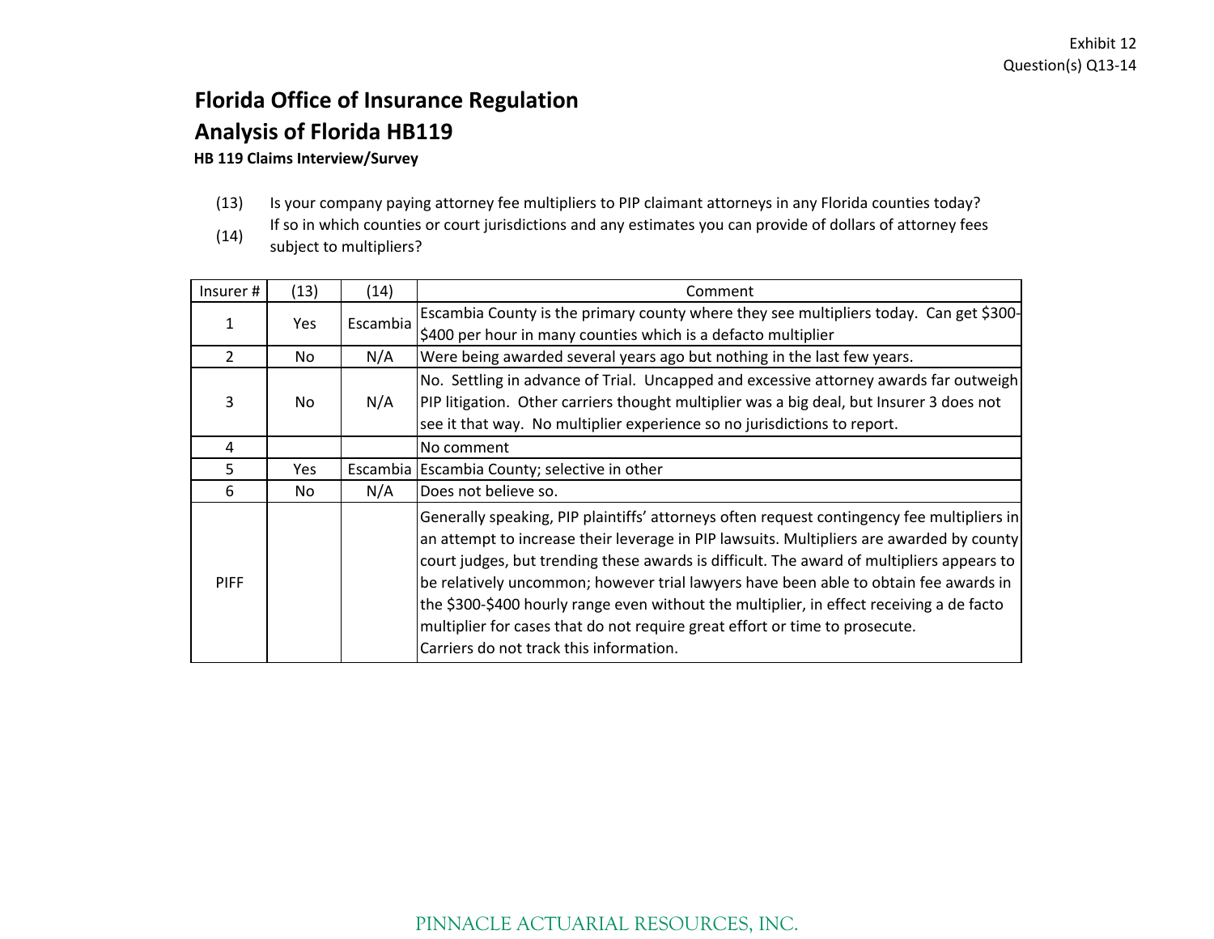Exhibit 12
Question(s) Q13-14

# Florida Office of Insurance Regulation

# Analysis of Florida HB119

### HB 119 Claims Interview/Survey

(13) Is your company paying attorney fee multipliers to PIP claimant attorneys in any Florida counties today?

(14) If so in which counties or court jurisdictions and any estimates you can provide of dollars of attorney fees subject to multipliers?

| Insurer # | (13) | (14) | Comment |
|---|---|---|---|
| 1 | Yes | Escambia | Escambia County is the primary county where they see multipliers today. Can get $300-$400 per hour in many counties which is a defacto multiplier |
| 2 | No | N/A | Were being awarded several years ago but nothing in the last few years. |
| 3 | No | N/A | No. Settling in advance of Trial. Uncapped and excessive attorney awards far outweigh PIP litigation. Other carriers thought multiplier was a big deal, but Insurer 3 does not see it that way. No multiplier experience so no jurisdictions to report. |
| 4 | | | No comment |
| 5 | Yes | Escambia | Escambia County; selective in other |
| 6 | No | N/A | Does not believe so. |
| PIFF | | | Generally speaking, PIP plaintiffs' attorneys often request contingency fee multipliers in an attempt to increase their leverage in PIP lawsuits. Multipliers are awarded by county court judges, but trending these awards is difficult. The award of multipliers appears to be relatively uncommon; however trial lawyers have been able to obtain fee awards in the $300-$400 hourly range even without the multiplier, in effect receiving a de facto multiplier for cases that do not require great effort or time to prosecute. Carriers do not track this information. |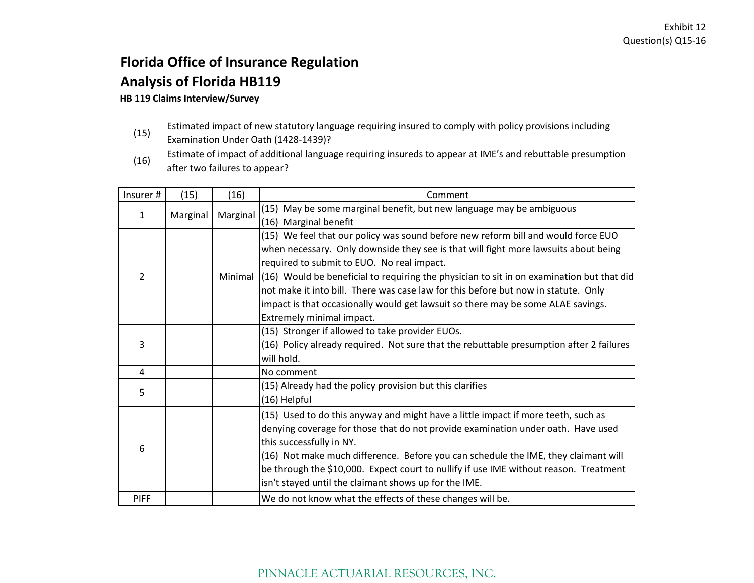Exhibit 12
Question(s) Q15-16

# Florida Office of Insurance Regulation
# Analysis of Florida HB119
**HB 119 Claims Interview/Survey**

(15) Estimated impact of new statutory language requiring insured to comply with policy provisions including Examination Under Oath (1428-1439)?

(16) Estimate of impact of additional language requiring insureds to appear at IME's and rebuttable presumption after two failures to appear?

| Insurer # | (15) | (16) | Comment |
|---|---|---|---|
| 1 | Marginal | Marginal | (15) May be some marginal benefit, but new language may be ambiguous<br>(16) Marginal benefit |
| 2 | | Minimal | (15) We feel that our policy was sound before new reform bill and would force EUO when necessary. Only downside they see is that will fight more lawsuits about being required to submit to EUO. No real impact.<br>(16) Would be beneficial to requiring the physician to sit in on examination but that did not make it into bill. There was case law for this before but now in statute. Only impact is that occasionally would get lawsuit so there may be some ALAE savings. Extremely minimal impact. |
| 3 | | | (15) Stronger if allowed to take provider EUOs.<br>(16) Policy already required. Not sure that the rebuttable presumption after 2 failures will hold. |
| 4 | | | No comment |
| 5 | | | (15) Already had the policy provision but this clarifies<br>(16) Helpful |
| 6 | | | (15) Used to do this anyway and might have a little impact if more teeth, such as denying coverage for those that do not provide examination under oath. Have used this successfully in NY.<br>(16) Not make much difference. Before you can schedule the IME, they claimant will be through the $10,000. Expect court to nullify if use IME without reason. Treatment isn't stayed until the claimant shows up for the IME. |
| PIFF | | | We do not know what the effects of these changes will be. |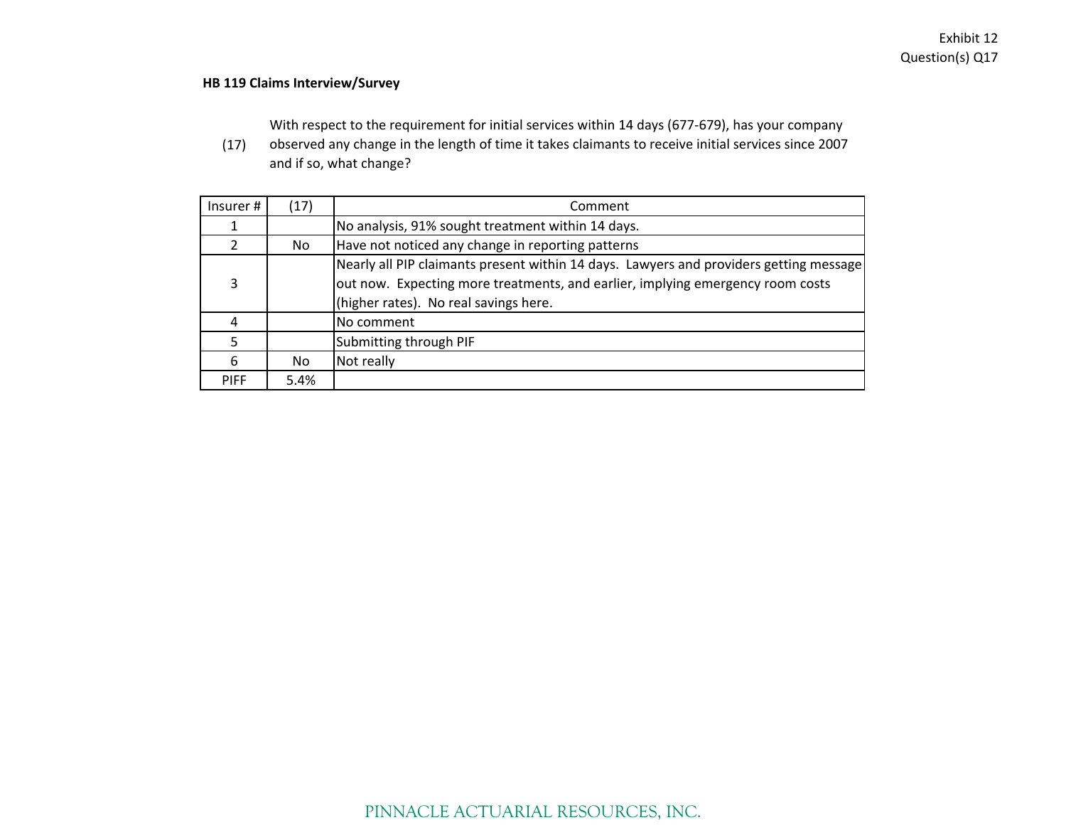Exhibit 12
Question(s) Q17

**HB 119 Claims Interview/Survey**

(17) With respect to the requirement for initial services within 14 days (677-679), has your company observed any change in the length of time it takes claimants to receive initial services since 2007 and if so, what change?

| Insurer # | (17) | Comment |
|---|---|---|
| 1 | | No analysis, 91% sought treatment within 14 days. |
| 2 | No | Have not noticed any change in reporting patterns |
| 3 | | Nearly all PIP claimants present within 14 days. Lawyers and providers getting message out now. Expecting more treatments, and earlier, implying emergency room costs (higher rates). No real savings here. |
| 4 | | No comment |
| 5 | | Submitting through PIF |
| 6 | No | Not really |
| PIFF | 5.4% | |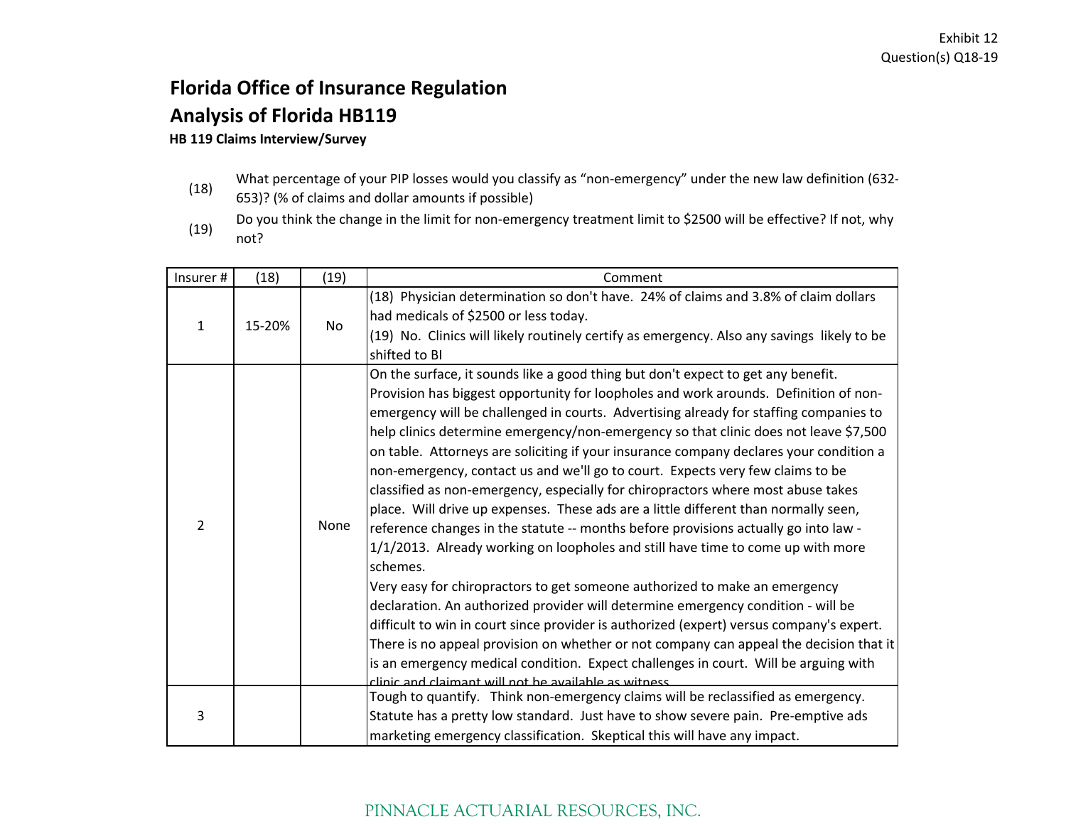Exhibit 12
Question(s) Q18-19

# Florida Office of Insurance Regulation

## Analysis of Florida HB119

**HB 119 Claims Interview/Survey**

(18) What percentage of your PIP losses would you classify as "non-emergency" under the new law definition (632-653)? (% of claims and dollar amounts if possible)

(19) Do you think the change in the limit for non-emergency treatment limit to $2500 will be effective? If not, why not?

| Insurer # | (18) | (19) | Comment |
|---|---|---|---|
| 1 | 15-20% | No | (18) Physician determination so don't have. 24% of claims and 3.8% of claim dollars had medicals of $2500 or less today.<br>(19) No. Clinics will likely routinely certify as emergency. Also any savings likely to be shifted to BI |
| 2 | | None | On the surface, it sounds like a good thing but don't expect to get any benefit. Provision has biggest opportunity for loopholes and work arounds. Definition of non-emergency will be challenged in courts. Advertising already for staffing companies to help clinics determine emergency/non-emergency so that clinic does not leave $7,500 on table. Attorneys are soliciting if your insurance company declares your condition a non-emergency, contact us and we'll go to court. Expects very few claims to be classified as non-emergency, especially for chiropractors where most abuse takes place. Will drive up expenses. These ads are a little different than normally seen, reference changes in the statute -- months before provisions actually go into law - 1/1/2013. Already working on loopholes and still have time to come up with more schemes.<br>Very easy for chiropractors to get someone authorized to make an emergency declaration. An authorized provider will determine emergency condition - will be difficult to win in court since provider is authorized (expert) versus company's expert. There is no appeal provision on whether or not company can appeal the decision that it is an emergency medical condition. Expect challenges in court. Will be arguing with clinic and claimant will not be available as witness. |
| 3 | | | Tough to quantify. Think non-emergency claims will be reclassified as emergency. Statute has a pretty low standard. Just have to show severe pain. Pre-emptive ads marketing emergency classification. Skeptical this will have any impact. |

PINNACLE ACTUARIAL RESOURCES, INC.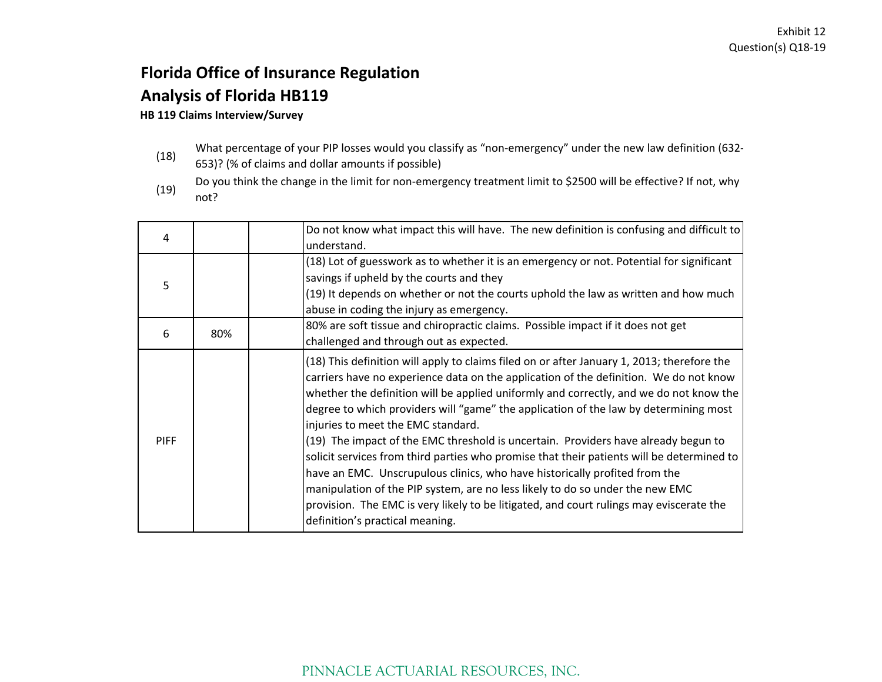Exhibit 12
Question(s) Q18-19

# Florida Office of Insurance Regulation

# Analysis of Florida HB119

### HB 119 Claims Interview/Survey

(18) What percentage of your PIP losses would you classify as "non-emergency" under the new law definition (632-653)? (% of claims and dollar amounts if possible)

(19) Do you think the change in the limit for non-emergency treatment limit to $2500 will be effective? If not, why not?

| | | | |
|---|---|---|---|
| 4 | | | Do not know what impact this will have. The new definition is confusing and difficult to understand. |
| 5 | | | (18) Lot of guesswork as to whether it is an emergency or not. Potential for significant savings if upheld by the courts and they<br>(19) It depends on whether or not the courts uphold the law as written and how much abuse in coding the injury as emergency. |
| 6 | 80% | | 80% are soft tissue and chiropractic claims. Possible impact if it does not get challenged and through out as expected. |
| PIFF | | | (18) This definition will apply to claims filed on or after January 1, 2013; therefore the carriers have no experience data on the application of the definition. We do not know whether the definition will be applied uniformly and correctly, and we do not know the degree to which providers will "game" the application of the law by determining most injuries to meet the EMC standard.<br>(19) The impact of the EMC threshold is uncertain. Providers have already begun to solicit services from third parties who promise that their patients will be determined to have an EMC. Unscrupulous clinics, who have historically profited from the manipulation of the PIP system, are no less likely to do so under the new EMC provision. The EMC is very likely to be litigated, and court rulings may eviscerate the definition's practical meaning. |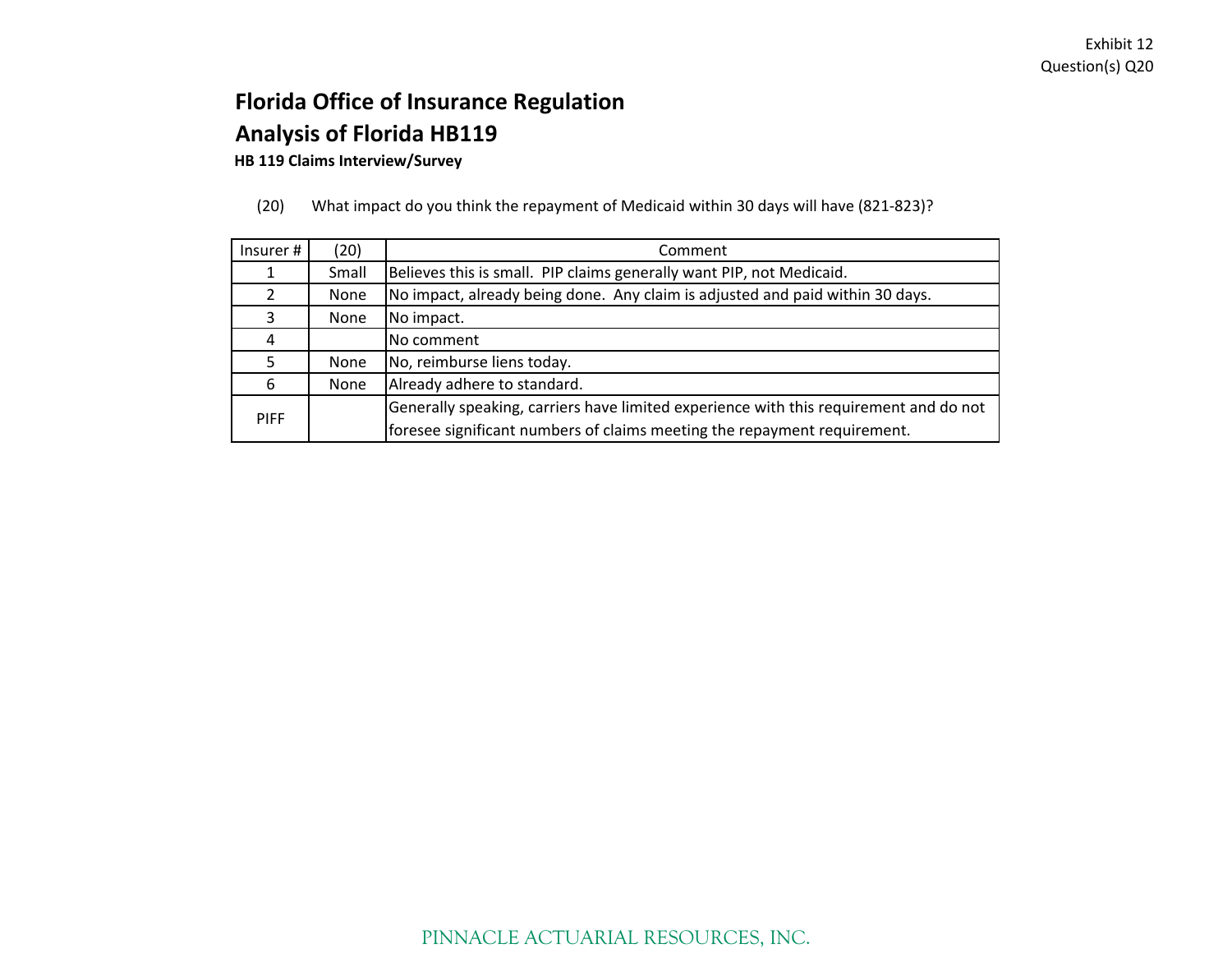Exhibit 12
Question(s) Q20

# Florida Office of Insurance Regulation

## Analysis of Florida HB119

### HB 119 Claims Interview/Survey

(20) What impact do you think the repayment of Medicaid within 30 days will have (821-823)?

| Insurer # | (20) | Comment |
|---|---|---|
| 1 | Small | Believes this is small. PIP claims generally want PIP, not Medicaid. |
| 2 | None | No impact, already being done. Any claim is adjusted and paid within 30 days. |
| 3 | None | No impact. |
| 4 | | No comment |
| 5 | None | No, reimburse liens today. |
| 6 | None | Already adhere to standard. |
| PIFF | | Generally speaking, carriers have limited experience with this requirement and do not foresee significant numbers of claims meeting the repayment requirement. |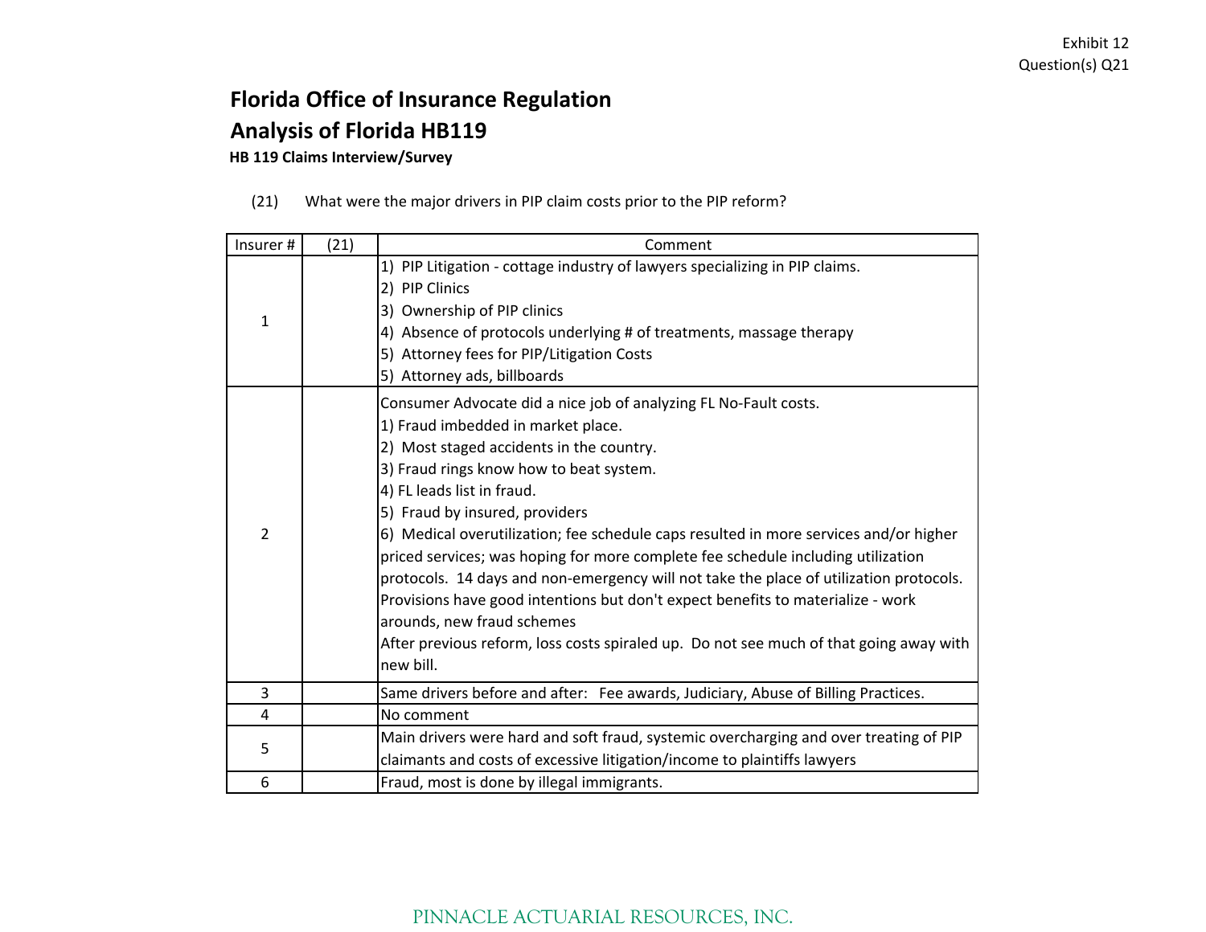Exhibit 12
Question(s) Q21

# Florida Office of Insurance Regulation
## Analysis of Florida HB119
### HB 119 Claims Interview/Survey

(21) What were the major drivers in PIP claim costs prior to the PIP reform?

| Insurer # | (21) | Comment |
|---|---|---|
| 1 | | 1) PIP Litigation - cottage industry of lawyers specializing in PIP claims.<br>2) PIP Clinics<br>3) Ownership of PIP clinics<br>4) Absence of protocols underlying # of treatments, massage therapy<br>5) Attorney fees for PIP/Litigation Costs<br>5) Attorney ads, billboards |
| 2 | | Consumer Advocate did a nice job of analyzing FL No-Fault costs.<br>1) Fraud imbedded in market place.<br>2) Most staged accidents in the country.<br>3) Fraud rings know how to beat system.<br>4) FL leads list in fraud.<br>5) Fraud by insured, providers<br>6) Medical overutilization; fee schedule caps resulted in more services and/or higher priced services; was hoping for more complete fee schedule including utilization protocols. 14 days and non-emergency will not take the place of utilization protocols. Provisions have good intentions but don't expect benefits to materialize - work arounds, new fraud schemes<br>After previous reform, loss costs spiraled up. Do not see much of that going away with new bill. |
| 3 | | Same drivers before and after: Fee awards, Judiciary, Abuse of Billing Practices. |
| 4 | | No comment |
| 5 | | Main drivers were hard and soft fraud, systemic overcharging and over treating of PIP claimants and costs of excessive litigation/income to plaintiffs lawyers |
| 6 | | Fraud, most is done by illegal immigrants. |

PINNACLE ACTUARIAL RESOURCES, INC.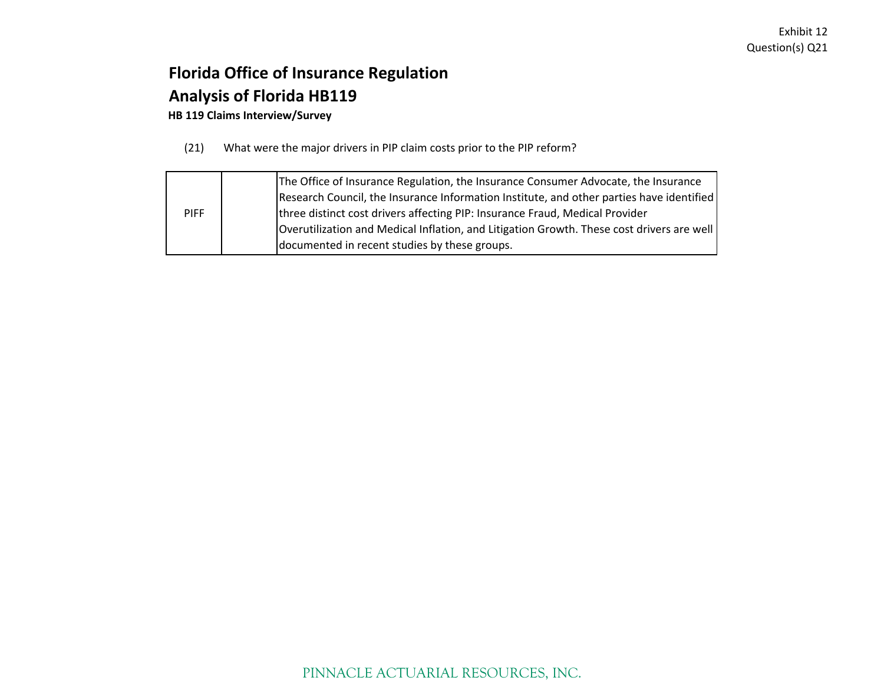Exhibit 12
Question(s) Q21

# Florida Office of Insurance Regulation

# Analysis of Florida HB119

**HB 119 Claims Interview/Survey**

(21) What were the major drivers in PIP claim costs prior to the PIP reform?

| | | |
|---|---|---|
| PIFF | | The Office of Insurance Regulation, the Insurance Consumer Advocate, the Insurance Research Council, the Insurance Information Institute, and other parties have identified three distinct cost drivers affecting PIP: Insurance Fraud, Medical Provider Overutilization and Medical Inflation, and Litigation Growth. These cost drivers are well documented in recent studies by these groups. |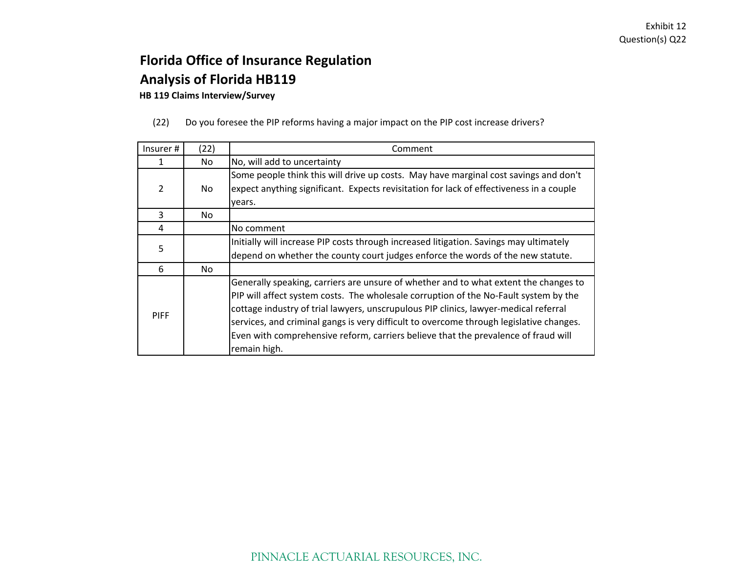Exhibit 12
Question(s) Q22

# Florida Office of Insurance Regulation

## Analysis of Florida HB119

**HB 119 Claims Interview/Survey**

(22) Do you foresee the PIP reforms having a major impact on the PIP cost increase drivers?

| Insurer # | (22) | Comment |
|---|---|---|
| 1 | No | No, will add to uncertainty |
| 2 | No | Some people think this will drive up costs. May have marginal cost savings and don't expect anything significant. Expects revisitation for lack of effectiveness in a couple years. |
| 3 | No | |
| 4 | | No comment |
| 5 | | Initially will increase PIP costs through increased litigation. Savings may ultimately depend on whether the county court judges enforce the words of the new statute. |
| 6 | No | |
| PIFF | | Generally speaking, carriers are unsure of whether and to what extent the changes to PIP will affect system costs. The wholesale corruption of the No-Fault system by the cottage industry of trial lawyers, unscrupulous PIP clinics, lawyer-medical referral services, and criminal gangs is very difficult to overcome through legislative changes. Even with comprehensive reform, carriers believe that the prevalence of fraud will remain high. |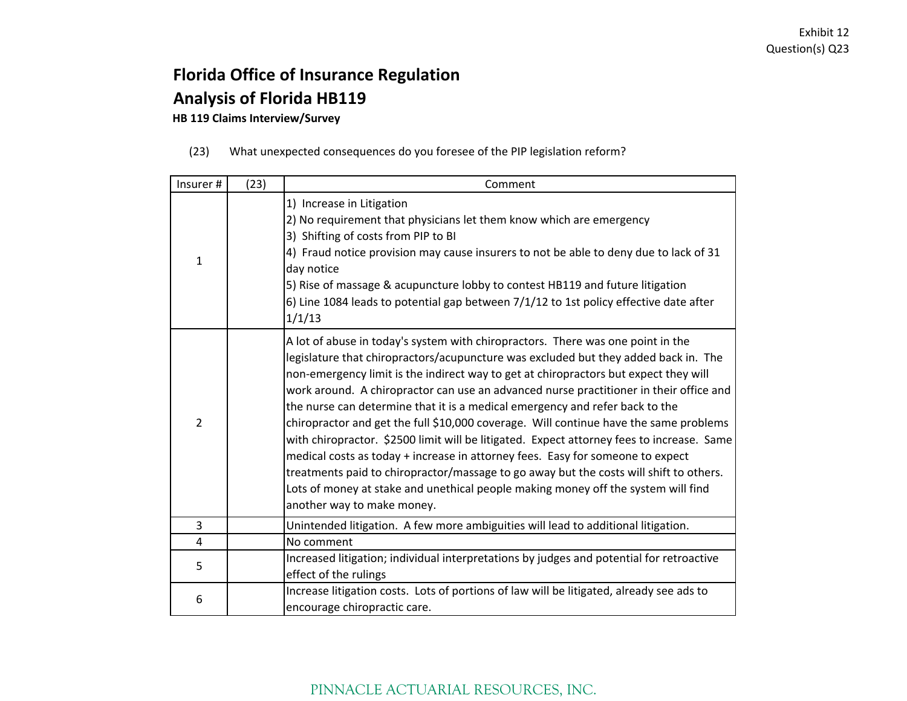Exhibit 12
Question(s) Q23

# Florida Office of Insurance Regulation

# Analysis of Florida HB119

**HB 119 Claims Interview/Survey**

(23) What unexpected consequences do you foresee of the PIP legislation reform?

| Insurer # | (23) | Comment |
|---|---|---|
| 1 | | 1) Increase in Litigation<br>2) No requirement that physicians let them know which are emergency<br>3) Shifting of costs from PIP to BI<br>4) Fraud notice provision may cause insurers to not be able to deny due to lack of 31 day notice<br>5) Rise of massage & acupuncture lobby to contest HB119 and future litigation<br>6) Line 1084 leads to potential gap between 7/1/12 to 1st policy effective date after 1/1/13 |
| 2 | | A lot of abuse in today's system with chiropractors. There was one point in the legislature that chiropractors/acupuncture was excluded but they added back in. The non-emergency limit is the indirect way to get at chiropractors but expect they will work around. A chiropractor can use an advanced nurse practitioner in their office and the nurse can determine that it is a medical emergency and refer back to the chiropractor and get the full $10,000 coverage. Will continue have the same problems with chiropractor. $2500 limit will be litigated. Expect attorney fees to increase. Same medical costs as today + increase in attorney fees. Easy for someone to expect treatments paid to chiropractor/massage to go away but the costs will shift to others. Lots of money at stake and unethical people making money off the system will find another way to make money. |
| 3 | | Unintended litigation. A few more ambiguities will lead to additional litigation. |
| 4 | | No comment |
| 5 | | Increased litigation; individual interpretations by judges and potential for retroactive effect of the rulings |
| 6 | | Increase litigation costs. Lots of portions of law will be litigated, already see ads to encourage chiropractic care. |

PINNACLE ACTUARIAL RESOURCES, INC.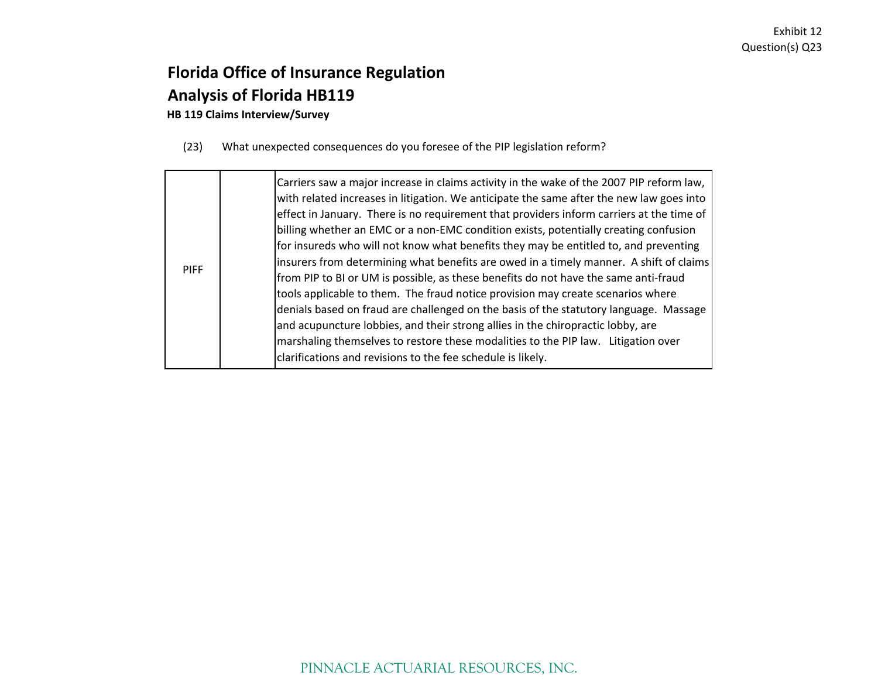Exhibit 12
Question(s) Q23

# Florida Office of Insurance Regulation

# Analysis of Florida HB119

### HB 119 Claims Interview/Survey

(23) What unexpected consequences do you foresee of the PIP legislation reform?

| | | |
|---|---|---|
| PIFF | | Carriers saw a major increase in claims activity in the wake of the 2007 PIP reform law, with related increases in litigation. We anticipate the same after the new law goes into effect in January. There is no requirement that providers inform carriers at the time of billing whether an EMC or a non-EMC condition exists, potentially creating confusion for insureds who will not know what benefits they may be entitled to, and preventing insurers from determining what benefits are owed in a timely manner. A shift of claims from PIP to BI or UM is possible, as these benefits do not have the same anti-fraud tools applicable to them. The fraud notice provision may create scenarios where denials based on fraud are challenged on the basis of the statutory language. Massage and acupuncture lobbies, and their strong allies in the chiropractic lobby, are marshaling themselves to restore these modalities to the PIP law. Litigation over clarifications and revisions to the fee schedule is likely. |

PINNACLE ACTUARIAL RESOURCES, INC.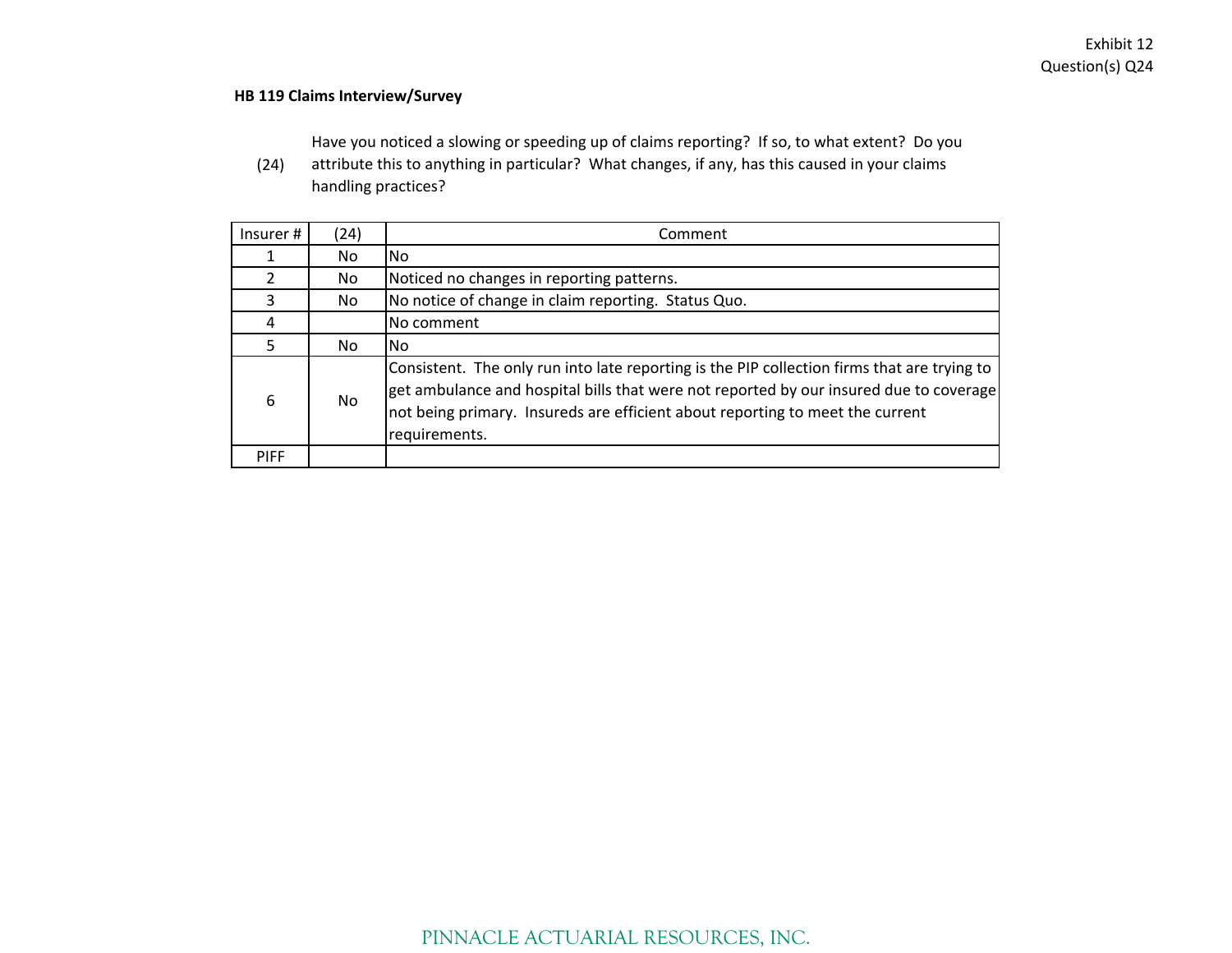Exhibit 12
Question(s) Q24

**HB 119 Claims Interview/Survey**

(24) Have you noticed a slowing or speeding up of claims reporting? If so, to what extent? Do you attribute this to anything in particular? What changes, if any, has this caused in your claims handling practices?

| Insurer # | (24) | Comment |
|---|---|---|
| 1 | No | No |
| 2 | No | Noticed no changes in reporting patterns. |
| 3 | No | No notice of change in claim reporting. Status Quo. |
| 4 | | No comment |
| 5 | No | No |
| 6 | No | Consistent. The only run into late reporting is the PIP collection firms that are trying to get ambulance and hospital bills that were not reported by our insured due to coverage not being primary. Insureds are efficient about reporting to meet the current requirements. |
| PIFF | | |

PINNACLE ACTUARIAL RESOURCES, INC.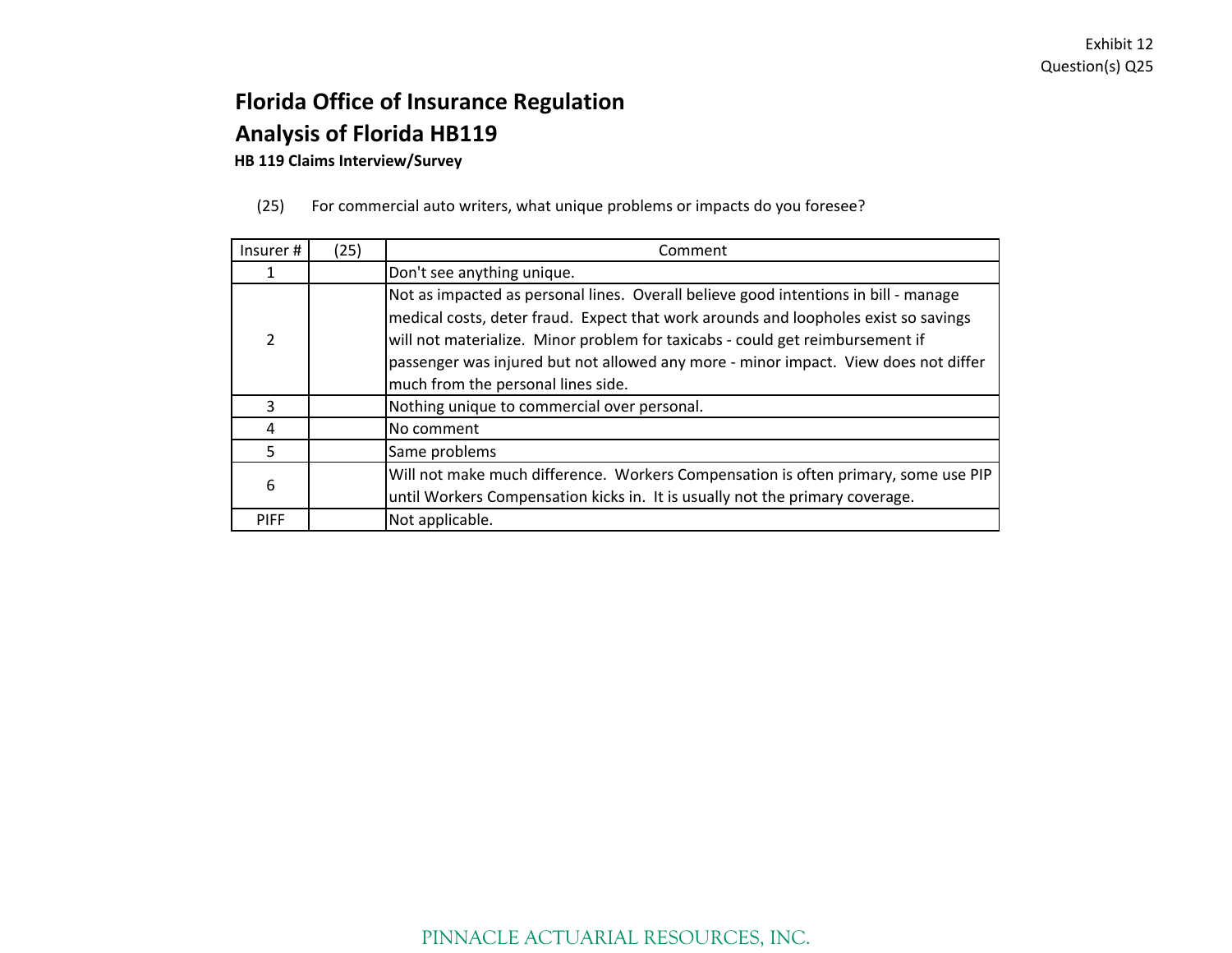Exhibit 12
Question(s) Q25

# Florida Office of Insurance Regulation

## Analysis of Florida HB119

**HB 119 Claims Interview/Survey**

(25) For commercial auto writers, what unique problems or impacts do you foresee?

| Insurer # | (25) | Comment |
|---|---|---|
| 1 | | Don't see anything unique. |
| 2 | | Not as impacted as personal lines. Overall believe good intentions in bill - manage medical costs, deter fraud. Expect that work arounds and loopholes exist so savings will not materialize. Minor problem for taxicabs - could get reimbursement if passenger was injured but not allowed any more - minor impact. View does not differ much from the personal lines side. |
| 3 | | Nothing unique to commercial over personal. |
| 4 | | No comment |
| 5 | | Same problems |
| 6 | | Will not make much difference. Workers Compensation is often primary, some use PIP until Workers Compensation kicks in. It is usually not the primary coverage. |
| PIFF | | Not applicable. |

PINNACLE ACTUARIAL RESOURCES, INC.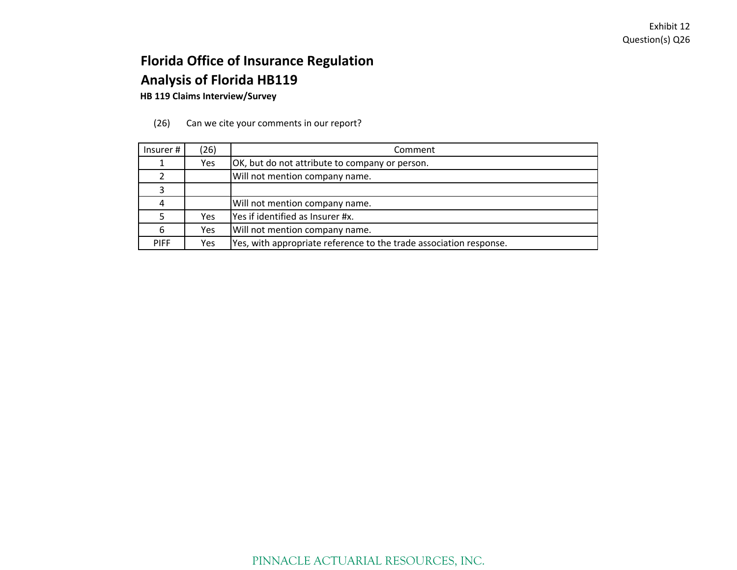Exhibit 12
Question(s) Q26

# Florida Office of Insurance Regulation
# Analysis of Florida HB119
**HB 119 Claims Interview/Survey**

(26) Can we cite your comments in our report?

| Insurer # | (26) | Comment |
|---|---|---|
| 1 | Yes | OK, but do not attribute to company or person. |
| 2 | | Will not mention company name. |
| 3 | | |
| 4 | | Will not mention company name. |
| 5 | Yes | Yes if identified as Insurer #x. |
| 6 | Yes | Will not mention company name. |
| PIFF | Yes | Yes, with appropriate reference to the trade association response. |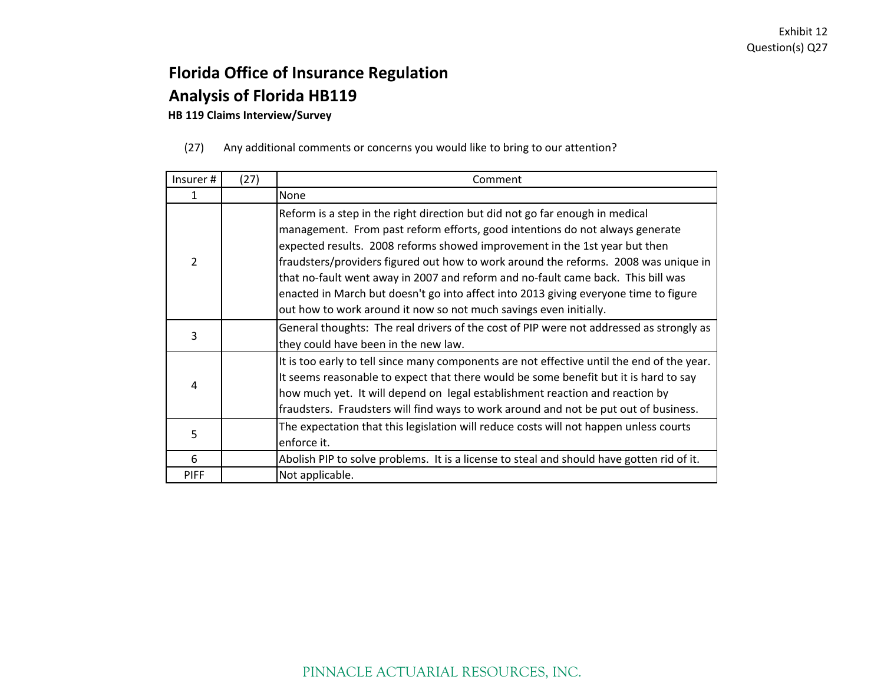Exhibit 12
Question(s) Q27

# Florida Office of Insurance Regulation

## Analysis of Florida HB119

**HB 119 Claims Interview/Survey**

(27) Any additional comments or concerns you would like to bring to our attention?

| Insurer # | (27) | Comment |
|---|---|---|
| 1 | | None |
| 2 | | Reform is a step in the right direction but did not go far enough in medical management. From past reform efforts, good intentions do not always generate expected results. 2008 reforms showed improvement in the 1st year but then fraudsters/providers figured out how to work around the reforms. 2008 was unique in that no-fault went away in 2007 and reform and no-fault came back. This bill was enacted in March but doesn't go into affect into 2013 giving everyone time to figure out how to work around it now so not much savings even initially. |
| 3 | | General thoughts: The real drivers of the cost of PIP were not addressed as strongly as they could have been in the new law. |
| 4 | | It is too early to tell since many components are not effective until the end of the year. It seems reasonable to expect that there would be some benefit but it is hard to say how much yet. It will depend on legal establishment reaction and reaction by fraudsters. Fraudsters will find ways to work around and not be put out of business. |
| 5 | | The expectation that this legislation will reduce costs will not happen unless courts enforce it. |
| 6 | | Abolish PIP to solve problems. It is a license to steal and should have gotten rid of it. |
| PIFF | | Not applicable. |